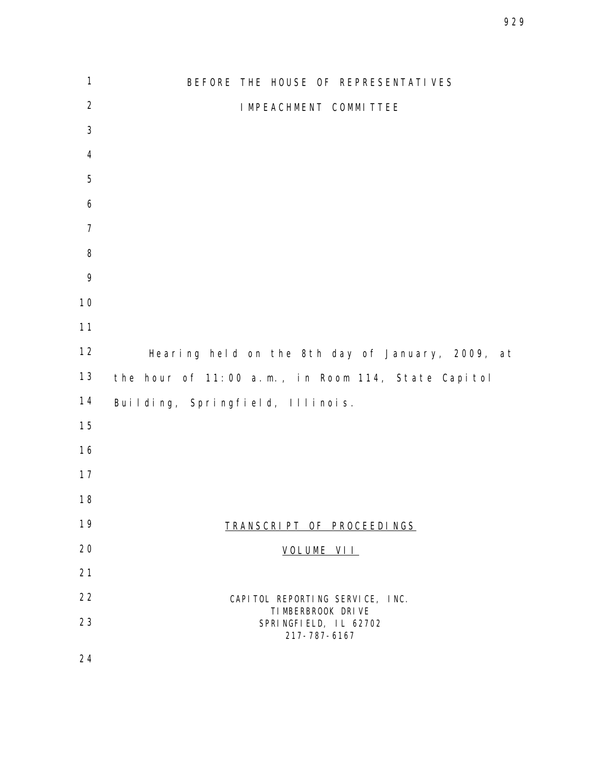BEFORE THE HOUSE OF REPRESENTATIVES

IMPEACHMENT COMMITTEE

Hearing held on the 8th day of January, 2009, at the hour of 11:00 a.m., in Room 114, State Capitol Building, Springfield, Illinois.

TRANSCRIPT OF PROCEEDINGS

VOLUME VII

CAPITOL REPORTING SERVICE, INC.
TIMBERBROOK DRIVE
SPRINGFIELD, IL 62702
217-787-6167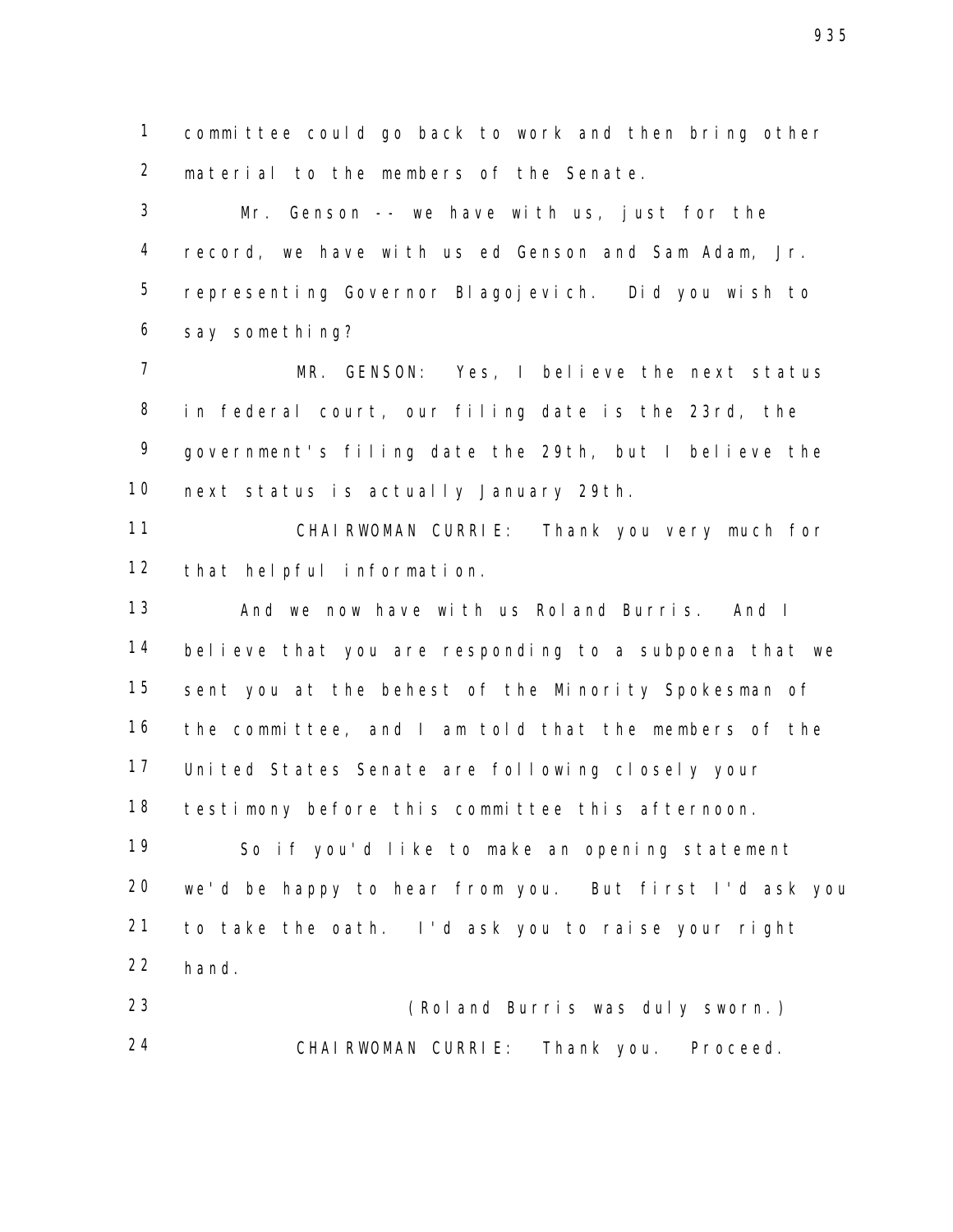committee could go back to work and then bring other material to the members of the Senate.

Mr. Genson -- we have with us, just for the record, we have with us ed Genson and Sam Adam, Jr. representing Governor Blagojevich. Did you wish to say something?

MR. GENSON: Yes, I believe the next status in federal court, our filing date is the 23rd, the government's filing date the 29th, but I believe the next status is actually January 29th.

CHAIRWOMAN CURRIE: Thank you very much for that helpful information.

And we now have with us Roland Burris. And I believe that you are responding to a subpoena that we sent you at the behest of the Minority Spokesman of the committee, and I am told that the members of the United States Senate are following closely your testimony before this committee this afternoon.

So if you'd like to make an opening statement we'd be happy to hear from you. But first I'd ask you to take the oath. I'd ask you to raise your right hand.

(Roland Burris was duly sworn.)

CHAIRWOMAN CURRIE: Thank you. Proceed.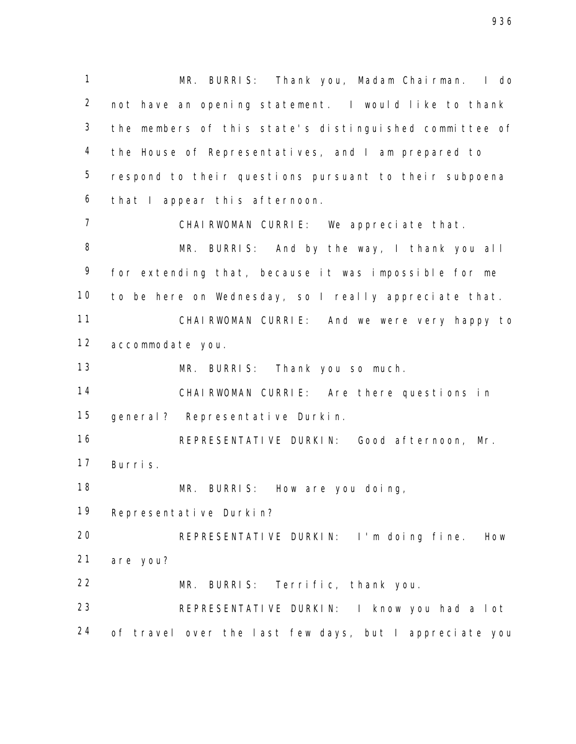MR. BURRIS: Thank you, Madam Chairman. I do not have an opening statement. I would like to thank the members of this state's distinguished committee of the House of Representatives, and I am prepared to respond to their questions pursuant to their subpoena that I appear this afternoon.

CHAIRWOMAN CURRIE: We appreciate that.

MR. BURRIS: And by the way, I thank you all for extending that, because it was impossible for me to be here on Wednesday, so I really appreciate that.

CHAIRWOMAN CURRIE: And we were very happy to accommodate you.

MR. BURRIS: Thank you so much.

CHAIRWOMAN CURRIE: Are there questions in general? Representative Durkin.

REPRESENTATIVE DURKIN: Good afternoon, Mr. Burris.

MR. BURRIS: How are you doing, Representative Durkin?

REPRESENTATIVE DURKIN: I'm doing fine. How are you?

MR. BURRIS: Terrific, thank you.

REPRESENTATIVE DURKIN: I know you had a lot of travel over the last few days, but I appreciate you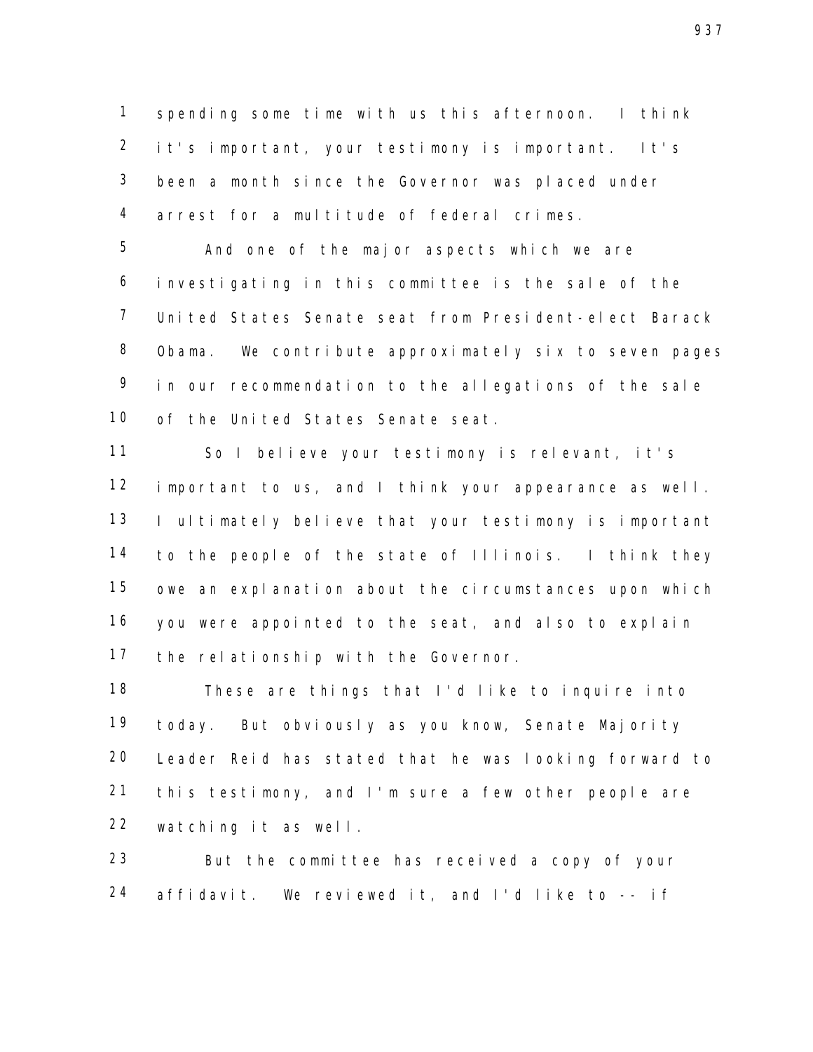spending some time with us this afternoon. I think it's important, your testimony is important. It's been a month since the Governor was placed under arrest for a multitude of federal crimes.

And one of the major aspects which we are investigating in this committee is the sale of the United States Senate seat from President-elect Barack Obama. We contribute approximately six to seven pages in our recommendation to the allegations of the sale of the United States Senate seat.

So I believe your testimony is relevant, it's important to us, and I think your appearance as well. I ultimately believe that your testimony is important to the people of the state of Illinois. I think they owe an explanation about the circumstances upon which you were appointed to the seat, and also to explain the relationship with the Governor.

These are things that I'd like to inquire into today. But obviously as you know, Senate Majority Leader Reid has stated that he was looking forward to this testimony, and I'm sure a few other people are watching it as well.

But the committee has received a copy of your affidavit. We reviewed it, and I'd like to -- if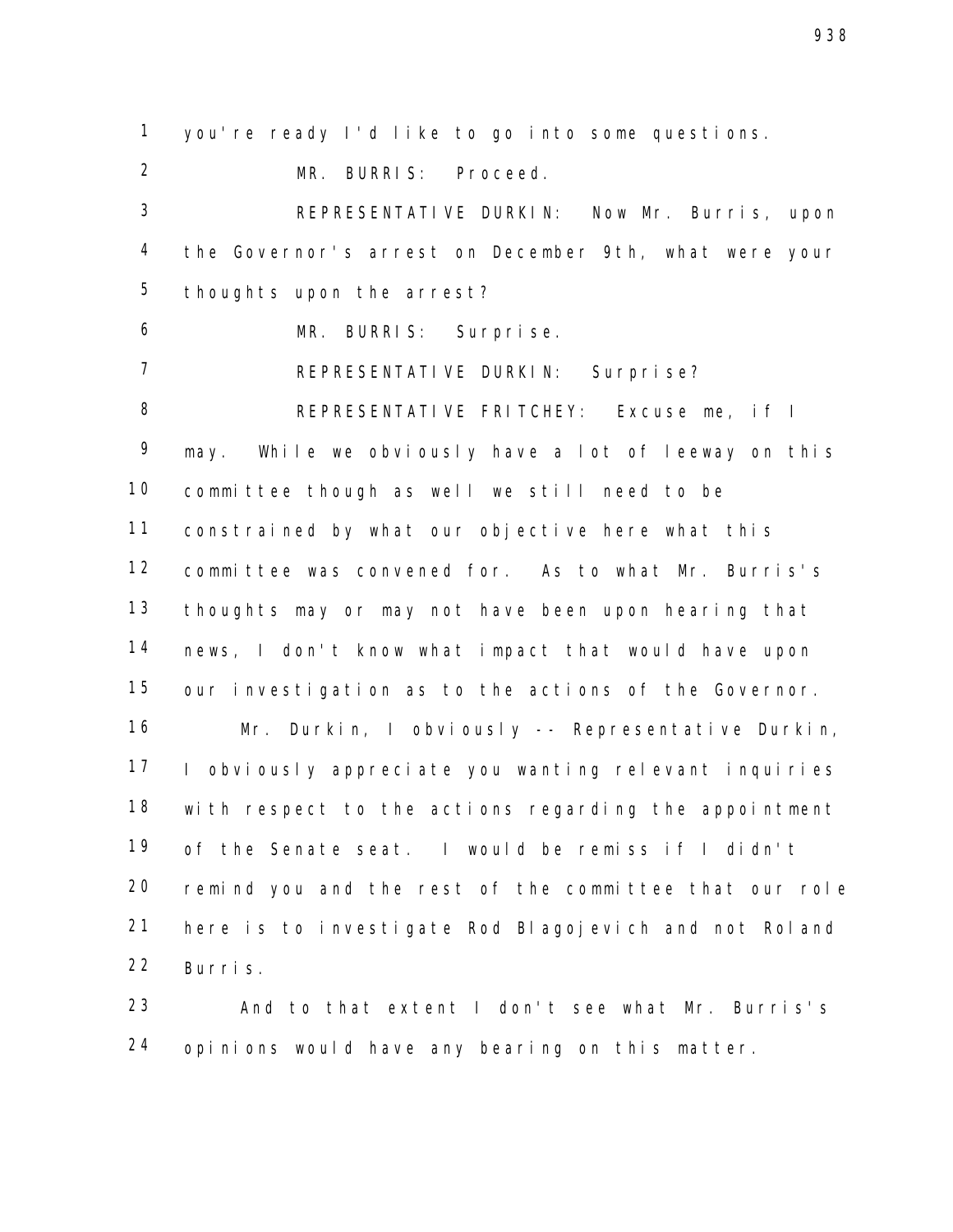you're ready I'd like to go into some questions.

MR. BURRIS: Proceed.

REPRESENTATIVE DURKIN: Now Mr. Burris, upon the Governor's arrest on December 9th, what were your thoughts upon the arrest?

MR. BURRIS: Surprise.

REPRESENTATIVE DURKIN: Surprise?

REPRESENTATIVE FRITCHEY: Excuse me, if I may. While we obviously have a lot of leeway on this committee though as well we still need to be constrained by what our objective here what this committee was convened for. As to what Mr. Burris's thoughts may or may not have been upon hearing that news, I don't know what impact that would have upon our investigation as to the actions of the Governor.

Mr. Durkin, I obviously -- Representative Durkin, I obviously appreciate you wanting relevant inquiries with respect to the actions regarding the appointment of the Senate seat. I would be remiss if I didn't remind you and the rest of the committee that our role here is to investigate Rod Blagojevich and not Roland Burris.

And to that extent I don't see what Mr. Burris's opinions would have any bearing on this matter.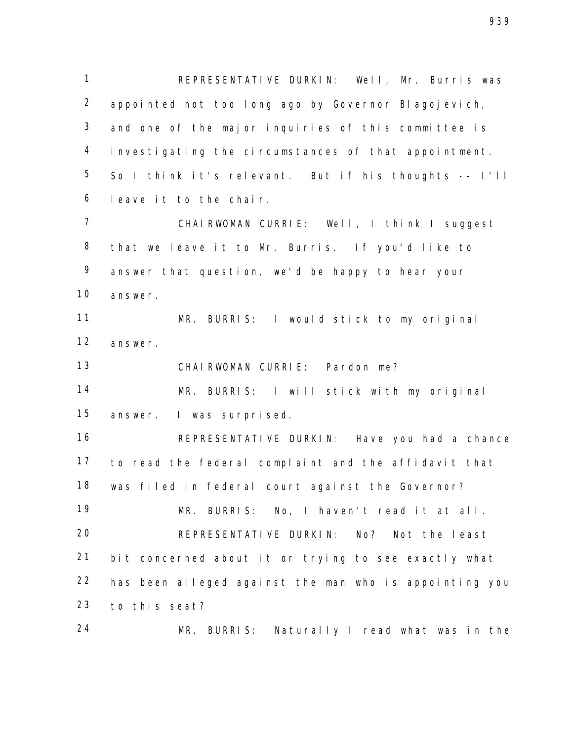REPRESENTATIVE DURKIN: Well, Mr. Burris was appointed not too long ago by Governor Blagojevich, and one of the major inquiries of this committee is investigating the circumstances of that appointment. So I think it's relevant. But if his thoughts -- I'll leave it to the chair.

CHAIRWOMAN CURRIE: Well, I think I suggest that we leave it to Mr. Burris. If you'd like to answer that question, we'd be happy to hear your answer.

MR. BURRIS: I would stick to my original answer.

CHAIRWOMAN CURRIE: Pardon me?

MR. BURRIS: I will stick with my original answer. I was surprised.

REPRESENTATIVE DURKIN: Have you had a chance to read the federal complaint and the affidavit that was filed in federal court against the Governor?

MR. BURRIS: No, I haven't read it at all.

REPRESENTATIVE DURKIN: No? Not the least bit concerned about it or trying to see exactly what has been alleged against the man who is appointing you to this seat?

MR. BURRIS: Naturally I read what was in the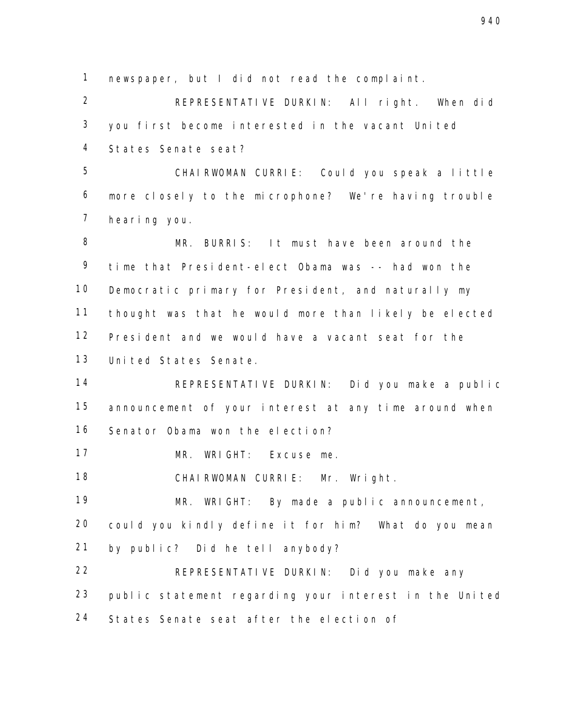newspaper, but I did not read the complaint.

REPRESENTATIVE DURKIN: All right. When did you first become interested in the vacant United States Senate seat?

CHAIRWOMAN CURRIE: Could you speak a little more closely to the microphone? We're having trouble hearing you.

MR. BURRIS: It must have been around the time that President-elect Obama was -- had won the Democratic primary for President, and naturally my thought was that he would more than likely be elected President and we would have a vacant seat for the United States Senate.

REPRESENTATIVE DURKIN: Did you make a public announcement of your interest at any time around when Senator Obama won the election?

MR. WRIGHT: Excuse me.

CHAIRWOMAN CURRIE: Mr. Wright.

MR. WRIGHT: By made a public announcement, could you kindly define it for him? What do you mean by public? Did he tell anybody?

REPRESENTATIVE DURKIN: Did you make any public statement regarding your interest in the United States Senate seat after the election of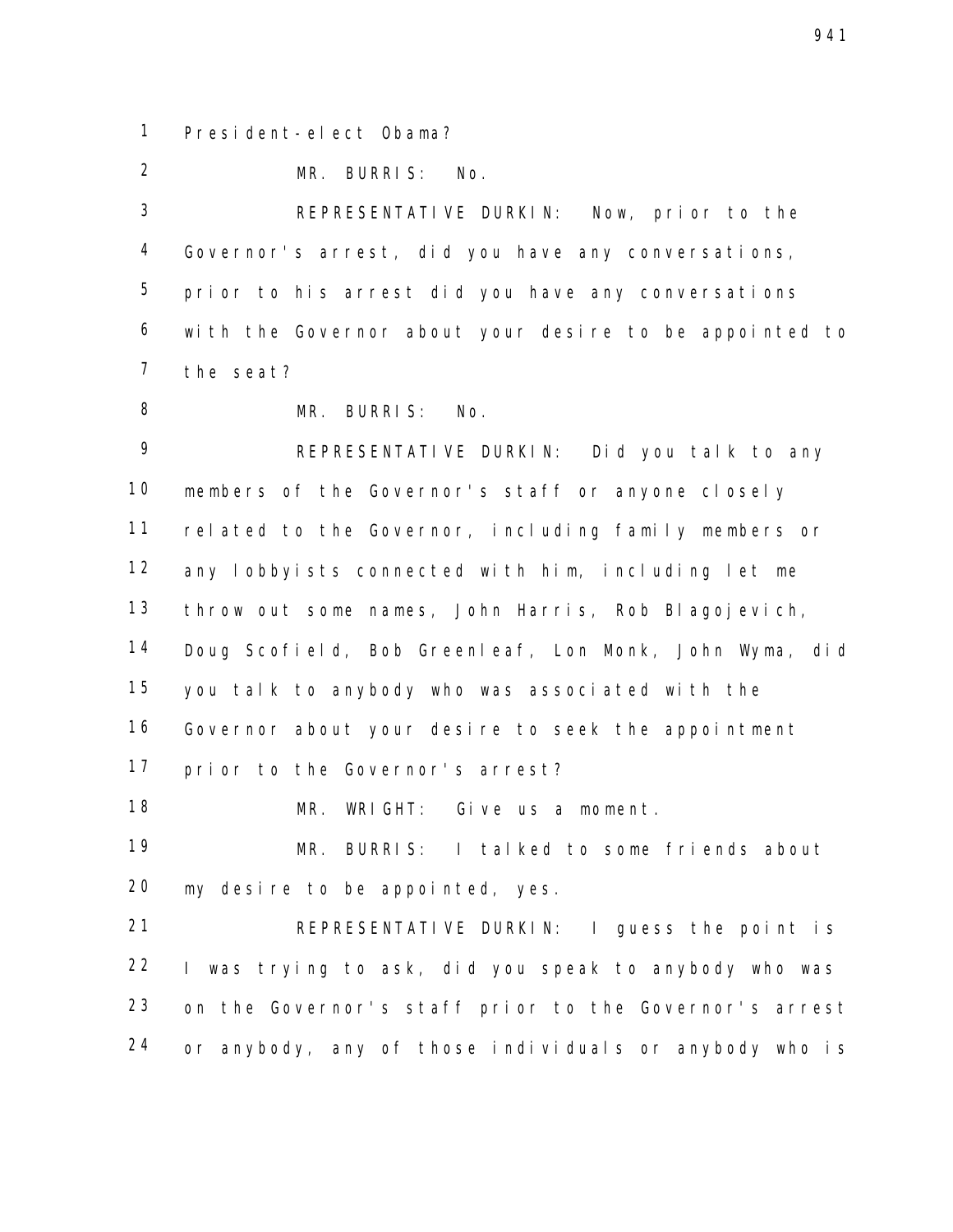President-elect Obama?

MR. BURRIS: No.

REPRESENTATIVE DURKIN: Now, prior to the Governor's arrest, did you have any conversations, prior to his arrest did you have any conversations with the Governor about your desire to be appointed to the seat?

MR. BURRIS: No.

REPRESENTATIVE DURKIN: Did you talk to any members of the Governor's staff or anyone closely related to the Governor, including family members or any lobbyists connected with him, including let me throw out some names, John Harris, Rob Blagojevich, Doug Scofield, Bob Greenleaf, Lon Monk, John Wyma, did you talk to anybody who was associated with the Governor about your desire to seek the appointment prior to the Governor's arrest?

MR. WRIGHT: Give us a moment.

MR. BURRIS: I talked to some friends about my desire to be appointed, yes.

REPRESENTATIVE DURKIN: I guess the point is I was trying to ask, did you speak to anybody who was on the Governor's staff prior to the Governor's arrest or anybody, any of those individuals or anybody who is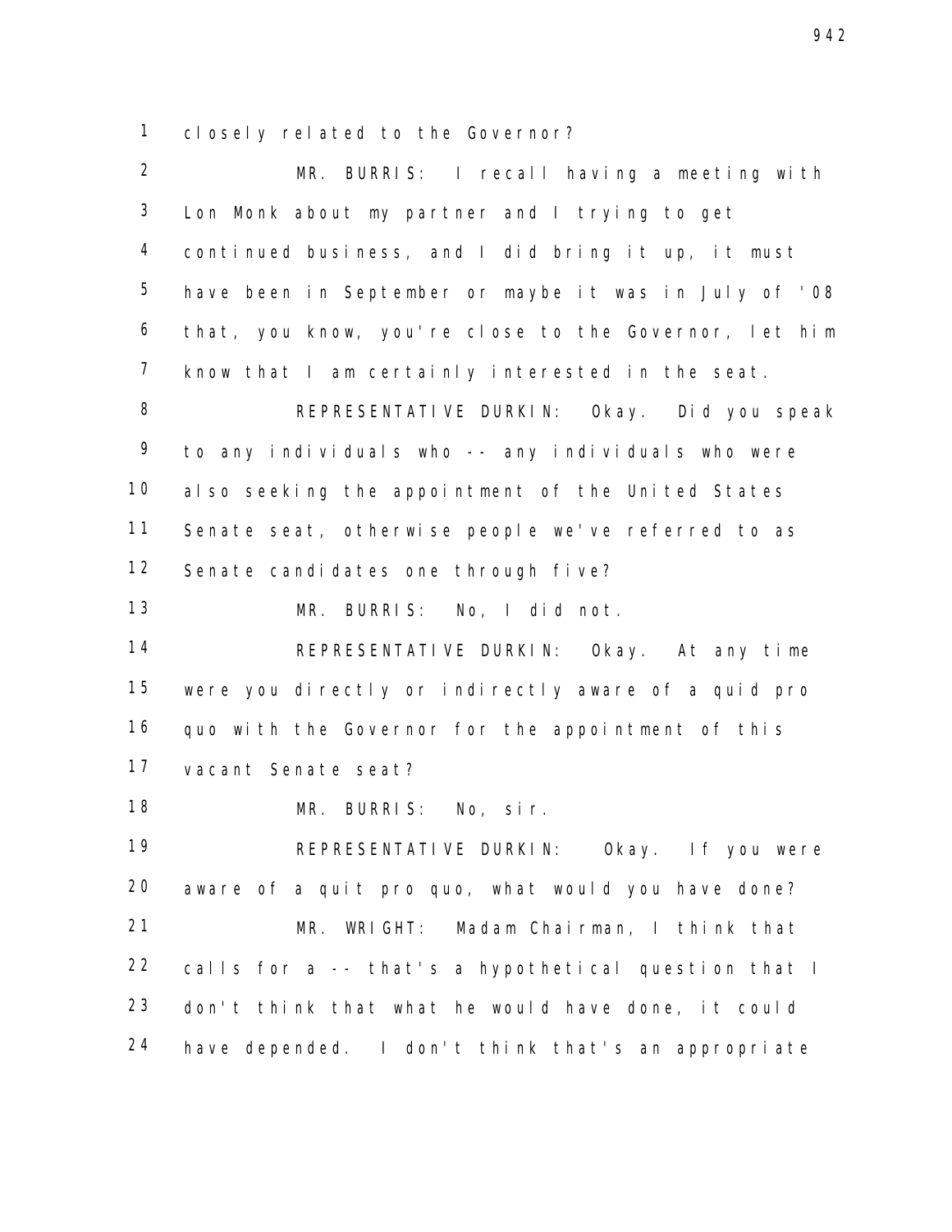closely related to the Governor?

MR. BURRIS: I recall having a meeting with Lon Monk about my partner and I trying to get continued business, and I did bring it up, it must have been in September or maybe it was in July of '08 that, you know, you're close to the Governor, let him know that I am certainly interested in the seat.

REPRESENTATIVE DURKIN: Okay. Did you speak to any individuals who -- any individuals who were also seeking the appointment of the United States Senate seat, otherwise people we've referred to as Senate candidates one through five?

MR. BURRIS: No, I did not.

REPRESENTATIVE DURKIN: Okay. At any time were you directly or indirectly aware of a quid pro quo with the Governor for the appointment of this vacant Senate seat?

MR. BURRIS: No, sir.

REPRESENTATIVE DURKIN: Okay. If you were aware of a quit pro quo, what would you have done?

MR. WRIGHT: Madam Chairman, I think that calls for a -- that's a hypothetical question that I don't think that what he would have done, it could have depended. I don't think that's an appropriate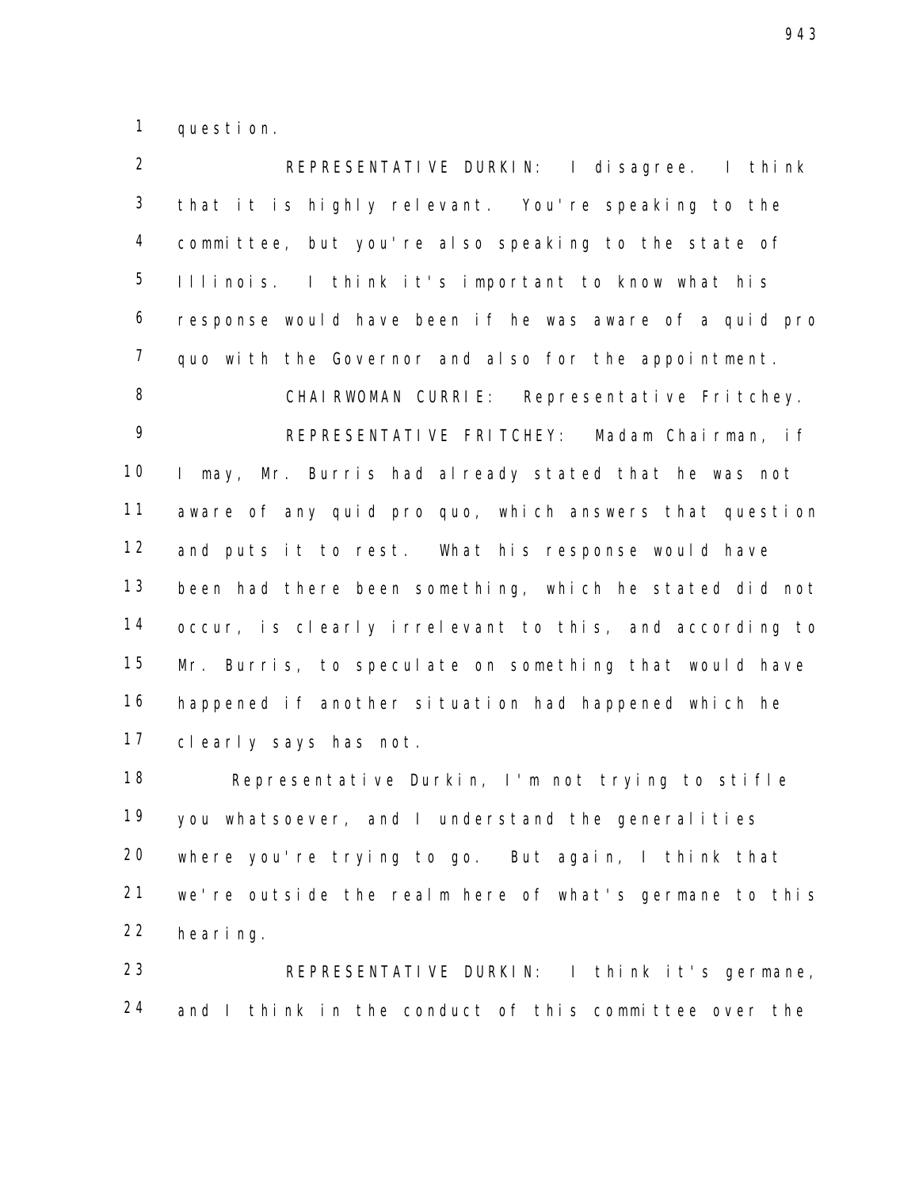question.

REPRESENTATIVE DURKIN: I disagree. I think that it is highly relevant. You're speaking to the committee, but you're also speaking to the state of Illinois. I think it's important to know what his response would have been if he was aware of a quid pro quo with the Governor and also for the appointment.

CHAIRWOMAN CURRIE: Representative Fritchey.

REPRESENTATIVE FRITCHEY: Madam Chairman, if I may, Mr. Burris had already stated that he was not aware of any quid pro quo, which answers that question and puts it to rest. What his response would have been had there been something, which he stated did not occur, is clearly irrelevant to this, and according to Mr. Burris, to speculate on something that would have happened if another situation had happened which he clearly says has not.

Representative Durkin, I'm not trying to stifle you whatsoever, and I understand the generalities where you're trying to go. But again, I think that we're outside the realm here of what's germane to this hearing.

REPRESENTATIVE DURKIN: I think it's germane, and I think in the conduct of this committee over the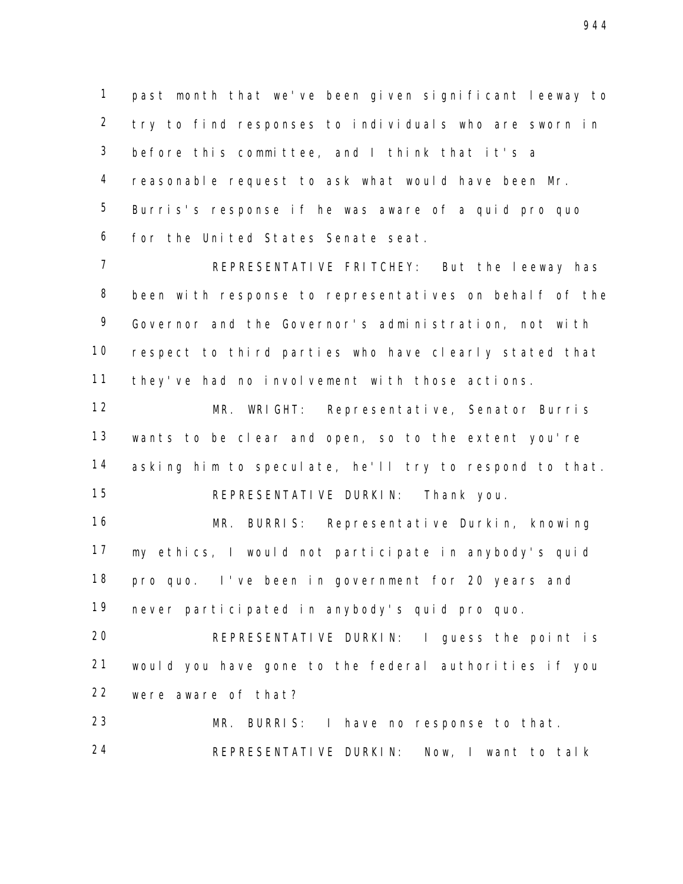past month that we've been given significant leeway to try to find responses to individuals who are sworn in before this committee, and I think that it's a reasonable request to ask what would have been Mr. Burris's response if he was aware of a quid pro quo for the United States Senate seat.

REPRESENTATIVE FRITCHEY: But the leeway has been with response to representatives on behalf of the Governor and the Governor's administration, not with respect to third parties who have clearly stated that they've had no involvement with those actions.

MR. WRIGHT: Representative, Senator Burris wants to be clear and open, so to the extent you're asking him to speculate, he'll try to respond to that.

REPRESENTATIVE DURKIN: Thank you.

MR. BURRIS: Representative Durkin, knowing my ethics, I would not participate in anybody's quid pro quo. I've been in government for 20 years and never participated in anybody's quid pro quo.

REPRESENTATIVE DURKIN: I guess the point is would you have gone to the federal authorities if you were aware of that?

MR. BURRIS: I have no response to that.

REPRESENTATIVE DURKIN: Now, I want to talk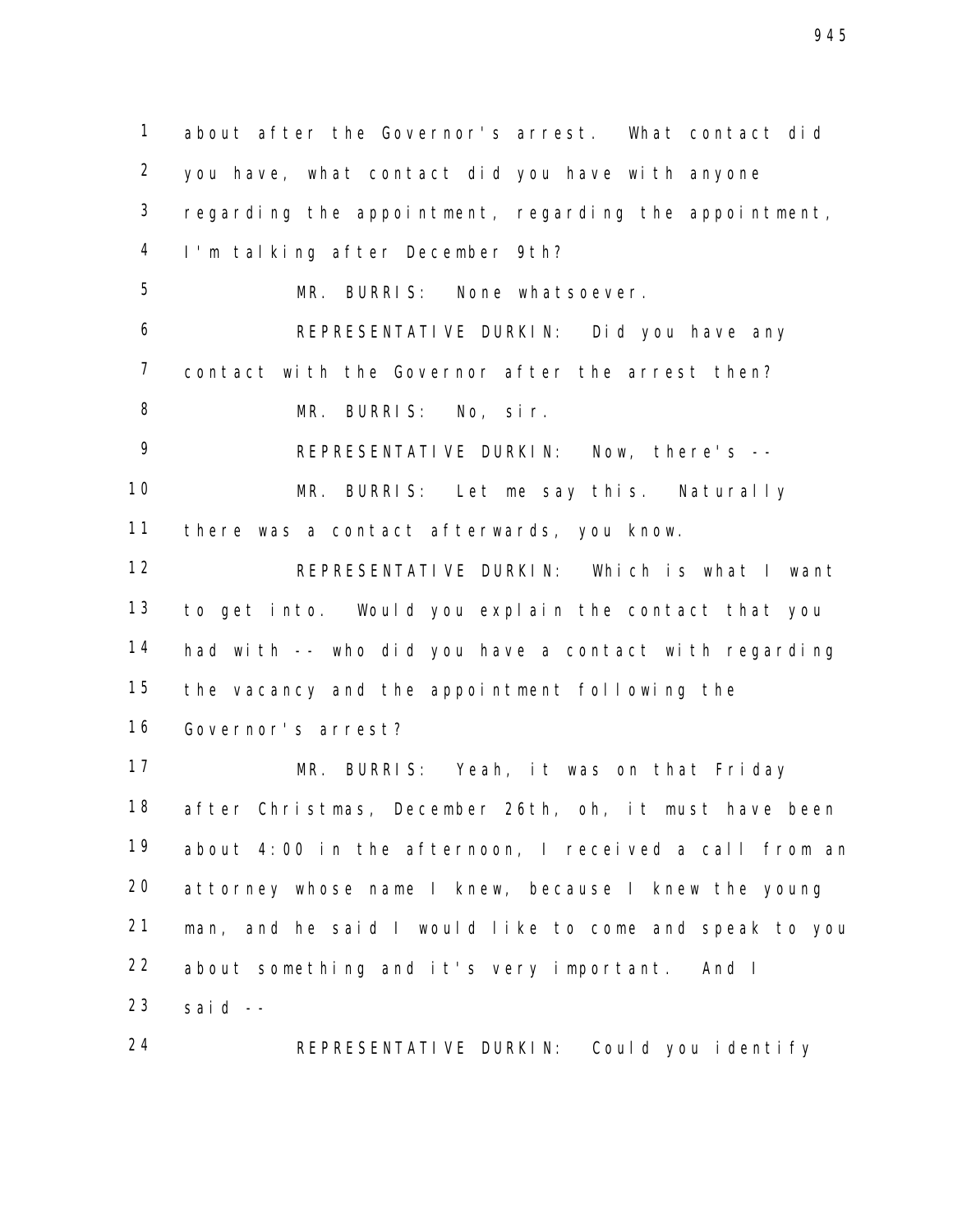about after the Governor's arrest. What contact did you have, what contact did you have with anyone regarding the appointment, regarding the appointment, I'm talking after December 9th?

MR. BURRIS: None whatsoever.

REPRESENTATIVE DURKIN: Did you have any contact with the Governor after the arrest then?

MR. BURRIS: No, sir.

REPRESENTATIVE DURKIN: Now, there's --

MR. BURRIS: Let me say this. Naturally there was a contact afterwards, you know.

REPRESENTATIVE DURKIN: Which is what I want to get into. Would you explain the contact that you had with -- who did you have a contact with regarding the vacancy and the appointment following the Governor's arrest?

MR. BURRIS: Yeah, it was on that Friday after Christmas, December 26th, oh, it must have been about 4:00 in the afternoon, I received a call from an attorney whose name I knew, because I knew the young man, and he said I would like to come and speak to you about something and it's very important. And I said --

REPRESENTATIVE DURKIN: Could you identify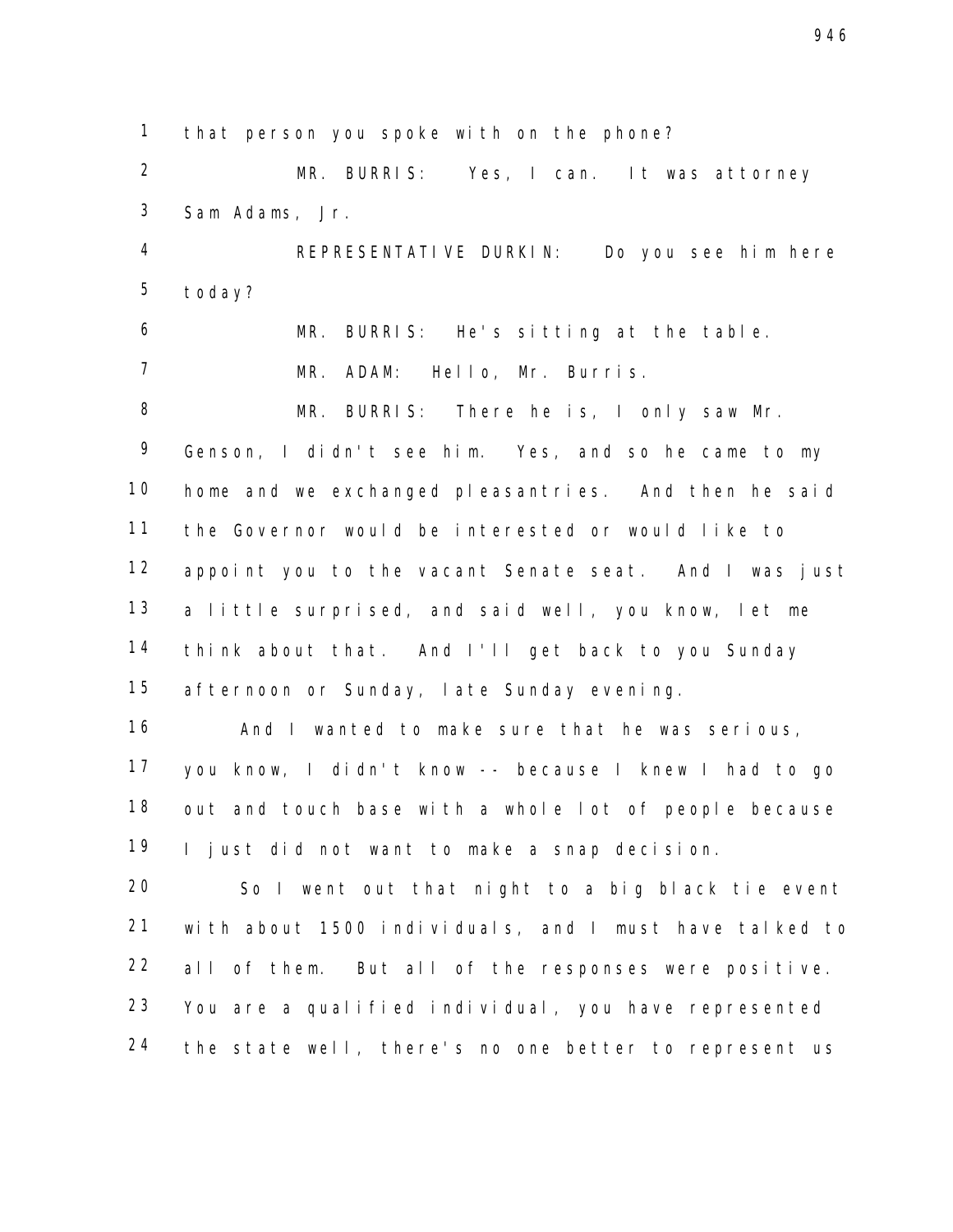that person you spoke with on the phone?

MR. BURRIS: Yes, I can. It was attorney Sam Adams, Jr.

REPRESENTATIVE DURKIN: Do you see him here today?

MR. BURRIS: He's sitting at the table.

MR. ADAM: Hello, Mr. Burris.

MR. BURRIS: There he is, I only saw Mr. Genson, I didn't see him. Yes, and so he came to my home and we exchanged pleasantries. And then he said the Governor would be interested or would like to appoint you to the vacant Senate seat. And I was just a little surprised, and said well, you know, let me think about that. And I'll get back to you Sunday afternoon or Sunday, late Sunday evening.

And I wanted to make sure that he was serious, you know, I didn't know -- because I knew I had to go out and touch base with a whole lot of people because I just did not want to make a snap decision.

So I went out that night to a big black tie event with about 1500 individuals, and I must have talked to all of them. But all of the responses were positive. You are a qualified individual, you have represented the state well, there's no one better to represent us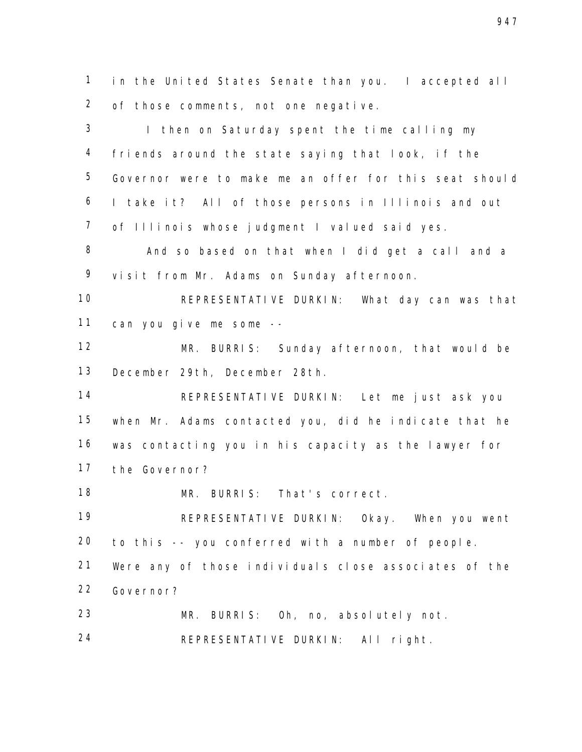in the United States Senate than you. I accepted all of those comments, not one negative.

I then on Saturday spent the time calling my friends around the state saying that look, if the Governor were to make me an offer for this seat should I take it? All of those persons in Illinois and out of Illinois whose judgment I valued said yes.

And so based on that when I did get a call and a visit from Mr. Adams on Sunday afternoon.

REPRESENTATIVE DURKIN: What day can was that can you give me some --

MR. BURRIS: Sunday afternoon, that would be December 29th, December 28th.

REPRESENTATIVE DURKIN: Let me just ask you when Mr. Adams contacted you, did he indicate that he was contacting you in his capacity as the lawyer for the Governor?

MR. BURRIS: That's correct.

REPRESENTATIVE DURKIN: Okay. When you went to this -- you conferred with a number of people. Were any of those individuals close associates of the Governor?

MR. BURRIS: Oh, no, absolutely not.

REPRESENTATIVE DURKIN: All right.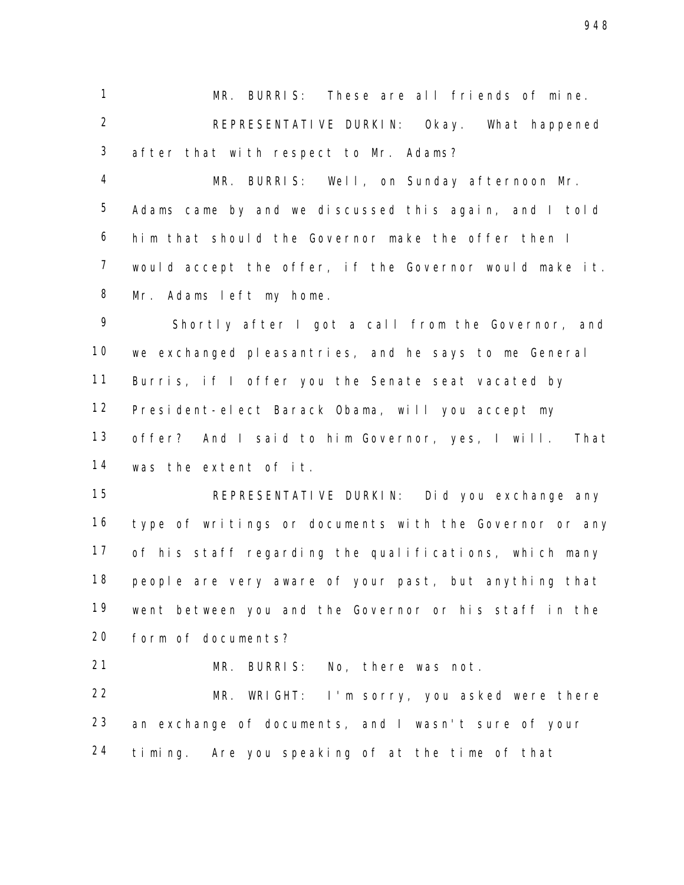MR. BURRIS: These are all friends of mine.

REPRESENTATIVE DURKIN: Okay. What happened after that with respect to Mr. Adams?

MR. BURRIS: Well, on Sunday afternoon Mr. Adams came by and we discussed this again, and I told him that should the Governor make the offer then I would accept the offer, if the Governor would make it. Mr. Adams left my home.

Shortly after I got a call from the Governor, and we exchanged pleasantries, and he says to me General Burris, if I offer you the Senate seat vacated by President-elect Barack Obama, will you accept my offer? And I said to him Governor, yes, I will. That was the extent of it.

REPRESENTATIVE DURKIN: Did you exchange any type of writings or documents with the Governor or any of his staff regarding the qualifications, which many people are very aware of your past, but anything that went between you and the Governor or his staff in the form of documents?

MR. BURRIS: No, there was not.

MR. WRIGHT: I'm sorry, you asked were there an exchange of documents, and I wasn't sure of your timing. Are you speaking of at the time of that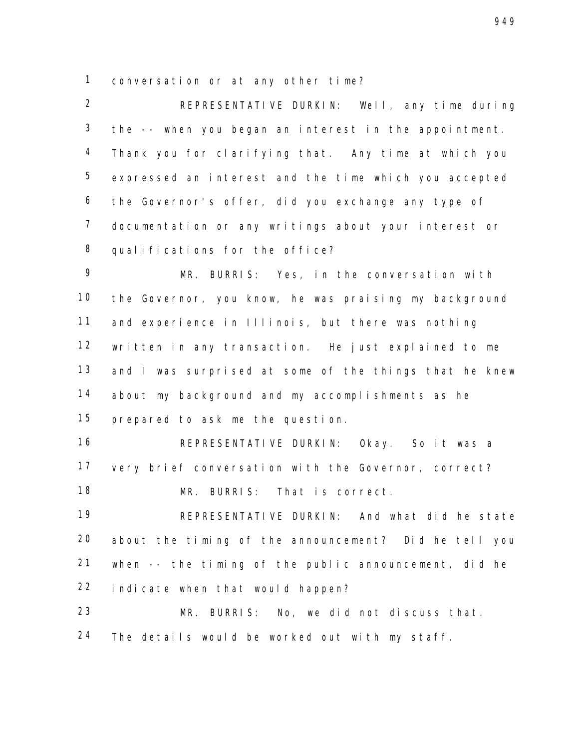conversation or at any other time?

REPRESENTATIVE DURKIN: Well, any time during the -- when you began an interest in the appointment. Thank you for clarifying that. Any time at which you expressed an interest and the time which you accepted the Governor's offer, did you exchange any type of documentation or any writings about your interest or qualifications for the office?

MR. BURRIS: Yes, in the conversation with the Governor, you know, he was praising my background and experience in Illinois, but there was nothing written in any transaction. He just explained to me and I was surprised at some of the things that he knew about my background and my accomplishments as he prepared to ask me the question.

REPRESENTATIVE DURKIN: Okay. So it was a very brief conversation with the Governor, correct?

MR. BURRIS: That is correct.

REPRESENTATIVE DURKIN: And what did he state about the timing of the announcement? Did he tell you when -- the timing of the public announcement, did he indicate when that would happen?

MR. BURRIS: No, we did not discuss that. The details would be worked out with my staff.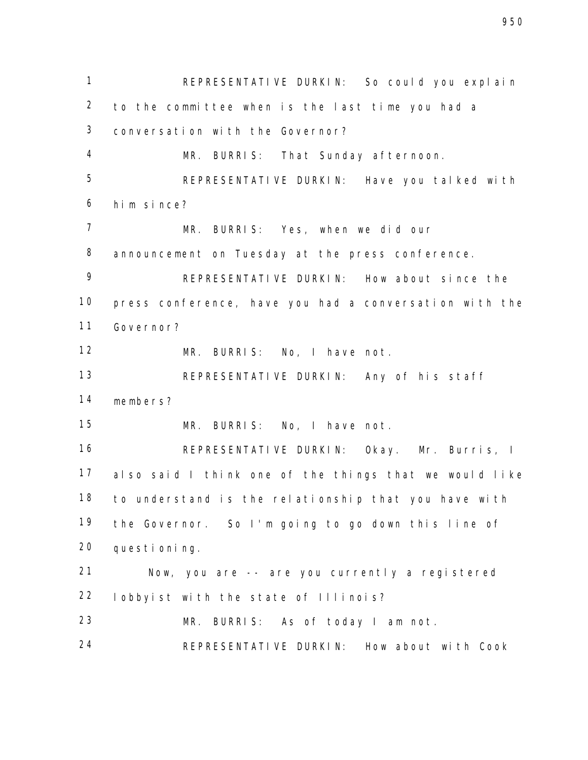REPRESENTATIVE DURKIN: So could you explain to the committee when is the last time you had a conversation with the Governor?

MR. BURRIS: That Sunday afternoon.

REPRESENTATIVE DURKIN: Have you talked with him since?

MR. BURRIS: Yes, when we did our announcement on Tuesday at the press conference.

REPRESENTATIVE DURKIN: How about since the press conference, have you had a conversation with the Governor?

MR. BURRIS: No, I have not.

REPRESENTATIVE DURKIN: Any of his staff members?

MR. BURRIS: No, I have not.

REPRESENTATIVE DURKIN: Okay. Mr. Burris, I also said I think one of the things that we would like to understand is the relationship that you have with the Governor. So I'm going to go down this line of questioning.

Now, you are -- are you currently a registered lobbyist with the state of Illinois?

MR. BURRIS: As of today I am not.

REPRESENTATIVE DURKIN: How about with Cook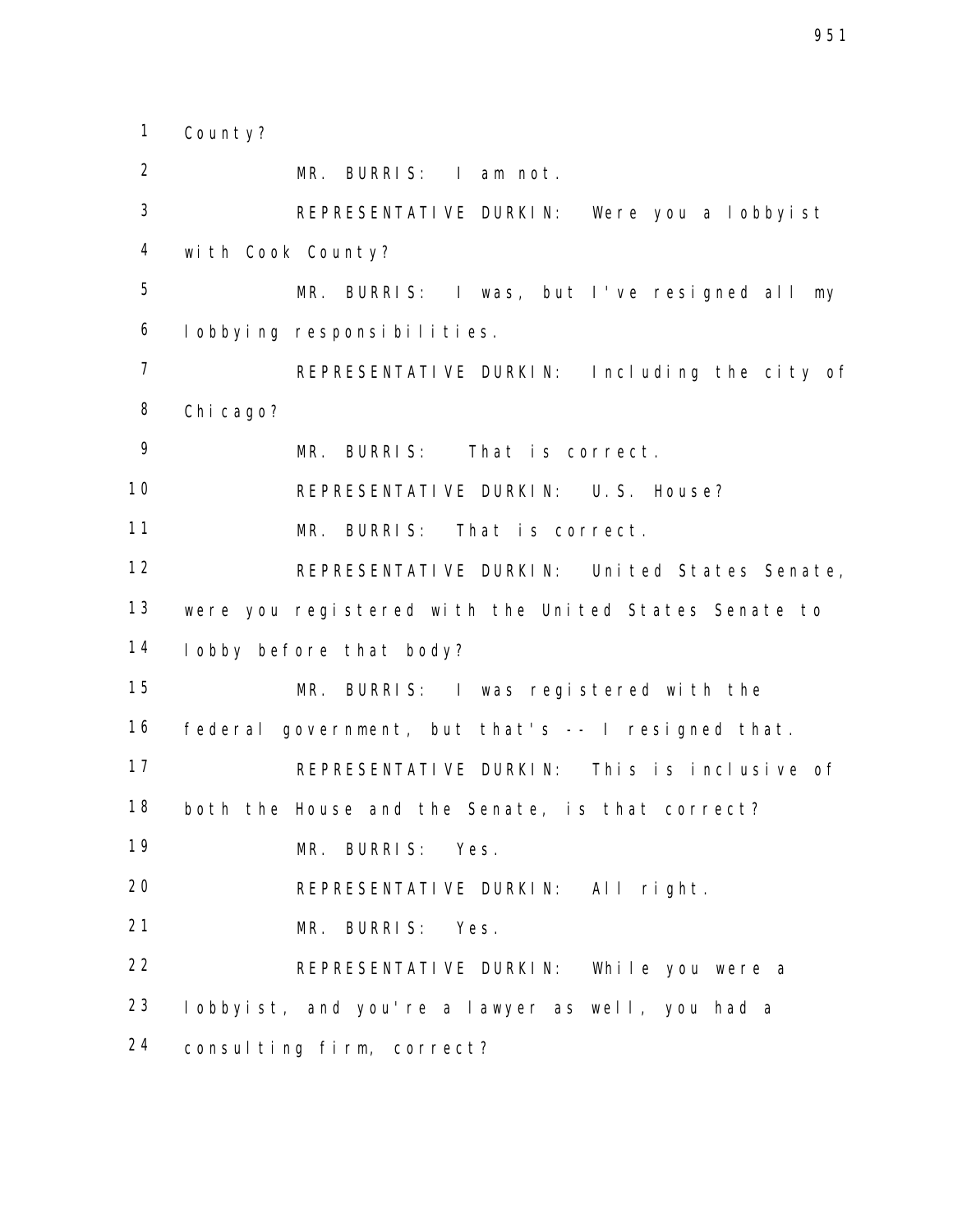County?

MR. BURRIS: I am not.

REPRESENTATIVE DURKIN: Were you a lobbyist with Cook County?

MR. BURRIS: I was, but I've resigned all my lobbying responsibilities.

REPRESENTATIVE DURKIN: Including the city of Chicago?

MR. BURRIS: That is correct.

REPRESENTATIVE DURKIN: U.S. House?

MR. BURRIS: That is correct.

REPRESENTATIVE DURKIN: United States Senate, were you registered with the United States Senate to lobby before that body?

MR. BURRIS: I was registered with the federal government, but that's -- I resigned that.

REPRESENTATIVE DURKIN: This is inclusive of both the House and the Senate, is that correct?

MR. BURRIS: Yes.

REPRESENTATIVE DURKIN: All right.

MR. BURRIS: Yes.

REPRESENTATIVE DURKIN: While you were a lobbyist, and you're a lawyer as well, you had a consulting firm, correct?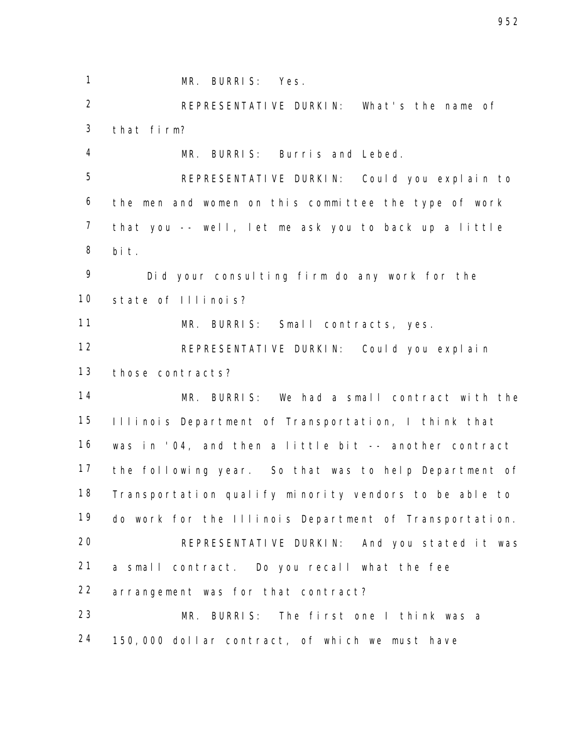MR. BURRIS: Yes.

REPRESENTATIVE DURKIN: What's the name of that firm?

MR. BURRIS: Burris and Lebed.

REPRESENTATIVE DURKIN: Could you explain to the men and women on this committee the type of work that you -- well, let me ask you to back up a little bit.

Did your consulting firm do any work for the state of Illinois?

MR. BURRIS: Small contracts, yes.

REPRESENTATIVE DURKIN: Could you explain those contracts?

MR. BURRIS: We had a small contract with the Illinois Department of Transportation, I think that was in '04, and then a little bit -- another contract the following year. So that was to help Department of Transportation qualify minority vendors to be able to do work for the Illinois Department of Transportation.

REPRESENTATIVE DURKIN: And you stated it was a small contract. Do you recall what the fee arrangement was for that contract?

MR. BURRIS: The first one I think was a 150,000 dollar contract, of which we must have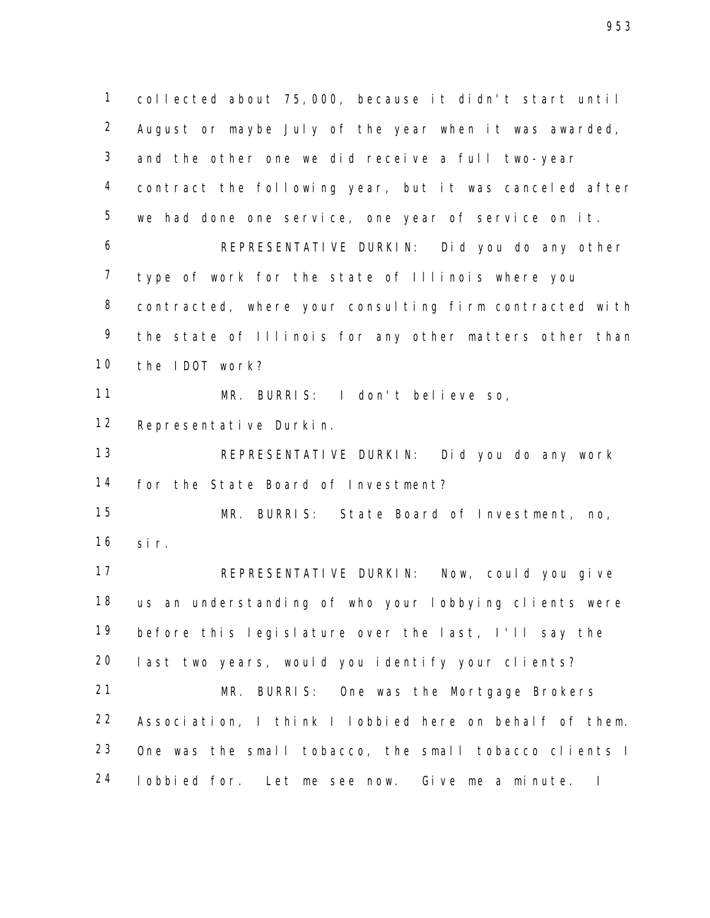collected about 75,000, because it didn't start until August or maybe July of the year when it was awarded, and the other one we did receive a full two-year contract the following year, but it was canceled after we had done one service, one year of service on it.

REPRESENTATIVE DURKIN: Did you do any other type of work for the state of Illinois where you contracted, where your consulting firm contracted with the state of Illinois for any other matters other than the IDOT work?

MR. BURRIS: I don't believe so, Representative Durkin.

REPRESENTATIVE DURKIN: Did you do any work for the State Board of Investment?

MR. BURRIS: State Board of Investment, no, sir.

REPRESENTATIVE DURKIN: Now, could you give us an understanding of who your lobbying clients were before this legislature over the last, I'll say the last two years, would you identify your clients?

MR. BURRIS: One was the Mortgage Brokers Association, I think I lobbied here on behalf of them. One was the small tobacco, the small tobacco clients I lobbied for. Let me see now. Give me a minute. I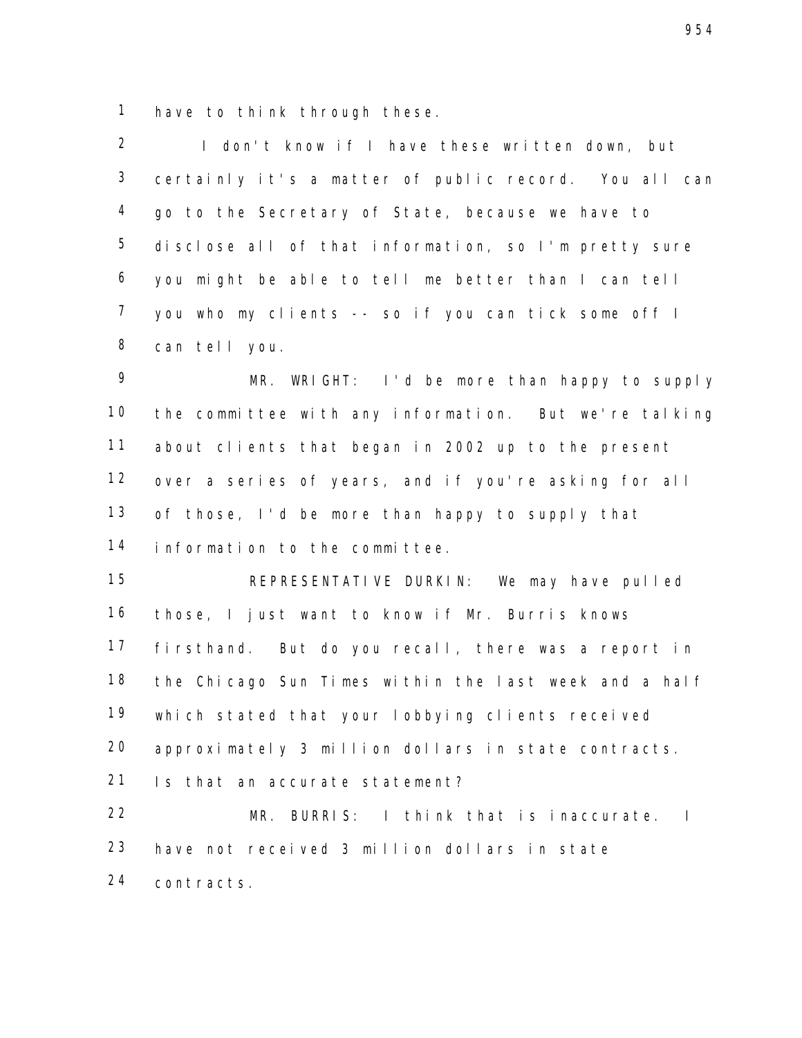have to think through these.

I don't know if I have these written down, but certainly it's a matter of public record. You all can go to the Secretary of State, because we have to disclose all of that information, so I'm pretty sure you might be able to tell me better than I can tell you who my clients -- so if you can tick some off I can tell you.

MR. WRIGHT: I'd be more than happy to supply the committee with any information. But we're talking about clients that began in 2002 up to the present over a series of years, and if you're asking for all of those, I'd be more than happy to supply that information to the committee.

REPRESENTATIVE DURKIN: We may have pulled those, I just want to know if Mr. Burris knows firsthand. But do you recall, there was a report in the Chicago Sun Times within the last week and a half which stated that your lobbying clients received approximately 3 million dollars in state contracts. Is that an accurate statement?

MR. BURRIS: I think that is inaccurate. I have not received 3 million dollars in state contracts.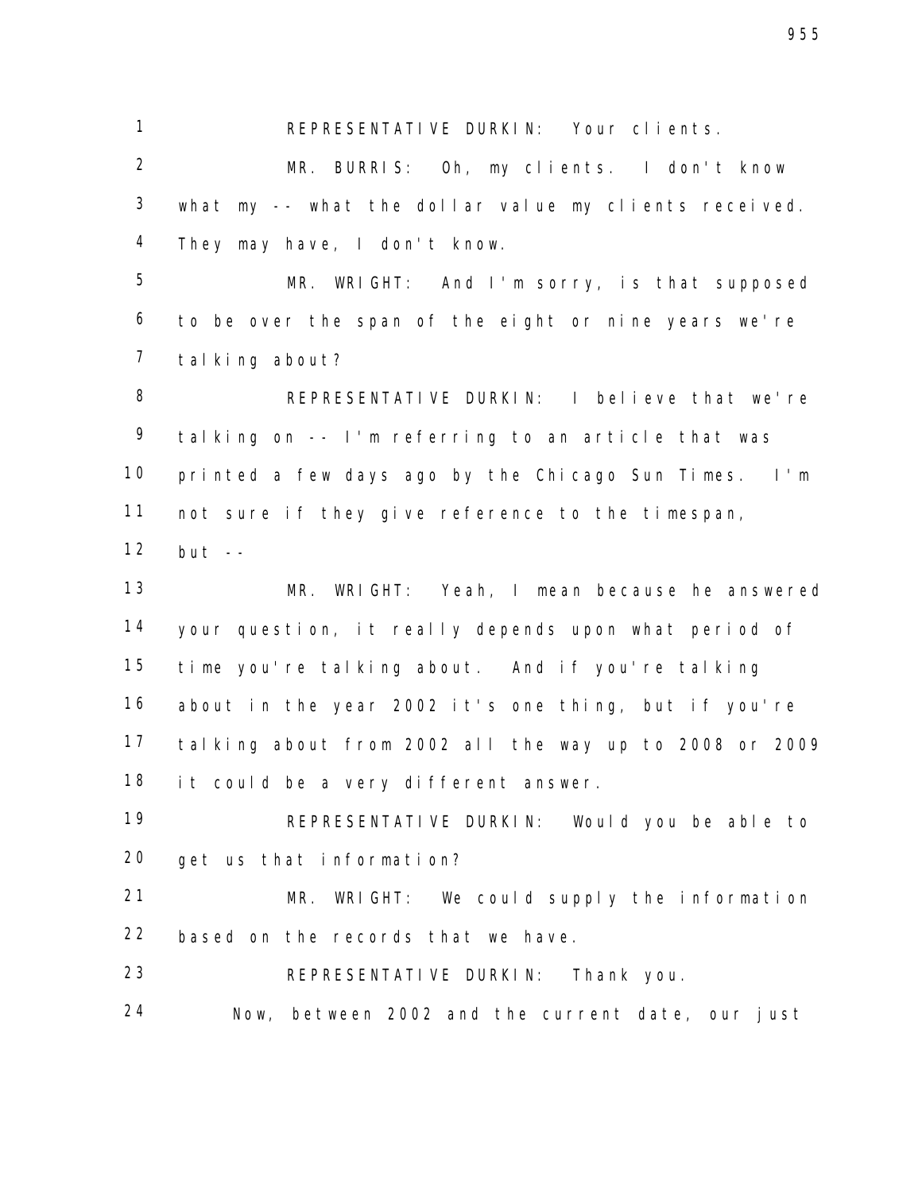REPRESENTATIVE DURKIN: Your clients.

MR. BURRIS: Oh, my clients. I don't know what my -- what the dollar value my clients received. They may have, I don't know.

MR. WRIGHT: And I'm sorry, is that supposed to be over the span of the eight or nine years we're talking about?

REPRESENTATIVE DURKIN: I believe that we're talking on -- I'm referring to an article that was printed a few days ago by the Chicago Sun Times. I'm not sure if they give reference to the timespan, but --

MR. WRIGHT: Yeah, I mean because he answered your question, it really depends upon what period of time you're talking about. And if you're talking about in the year 2002 it's one thing, but if you're talking about from 2002 all the way up to 2008 or 2009 it could be a very different answer.

REPRESENTATIVE DURKIN: Would you be able to get us that information?

MR. WRIGHT: We could supply the information based on the records that we have.

REPRESENTATIVE DURKIN: Thank you.

Now, between 2002 and the current date, our just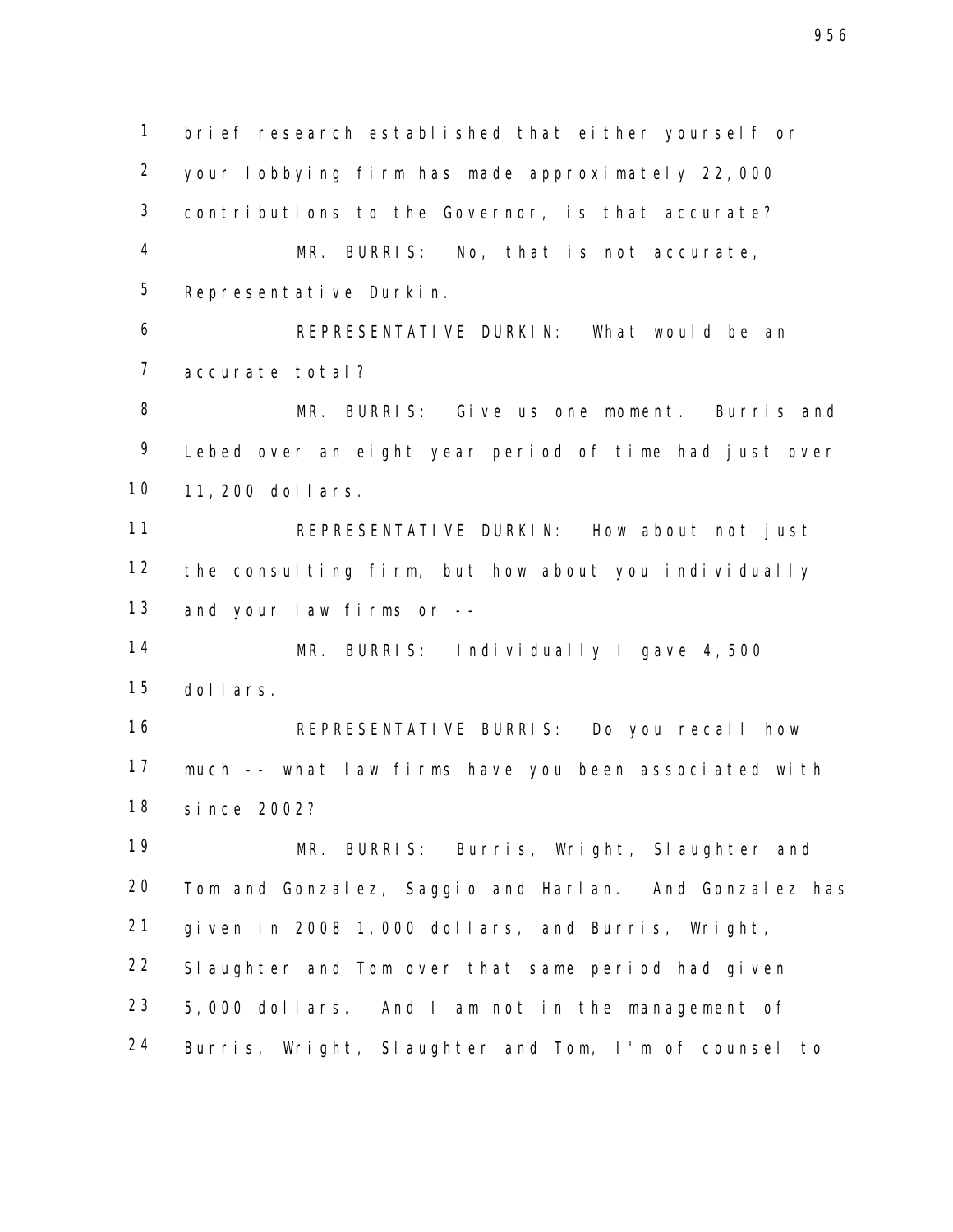brief research established that either yourself or your lobbying firm has made approximately 22,000 contributions to the Governor, is that accurate?

MR. BURRIS: No, that is not accurate, Representative Durkin.

REPRESENTATIVE DURKIN: What would be an accurate total?

MR. BURRIS: Give us one moment. Burris and Lebed over an eight year period of time had just over 11,200 dollars.

REPRESENTATIVE DURKIN: How about not just the consulting firm, but how about you individually and your law firms or --

MR. BURRIS: Individually I gave 4,500 dollars.

REPRESENTATIVE BURRIS: Do you recall how much -- what law firms have you been associated with since 2002?

MR. BURRIS: Burris, Wright, Slaughter and Tom and Gonzalez, Saggio and Harlan. And Gonzalez has given in 2008 1,000 dollars, and Burris, Wright, Slaughter and Tom over that same period had given 5,000 dollars. And I am not in the management of Burris, Wright, Slaughter and Tom, I'm of counsel to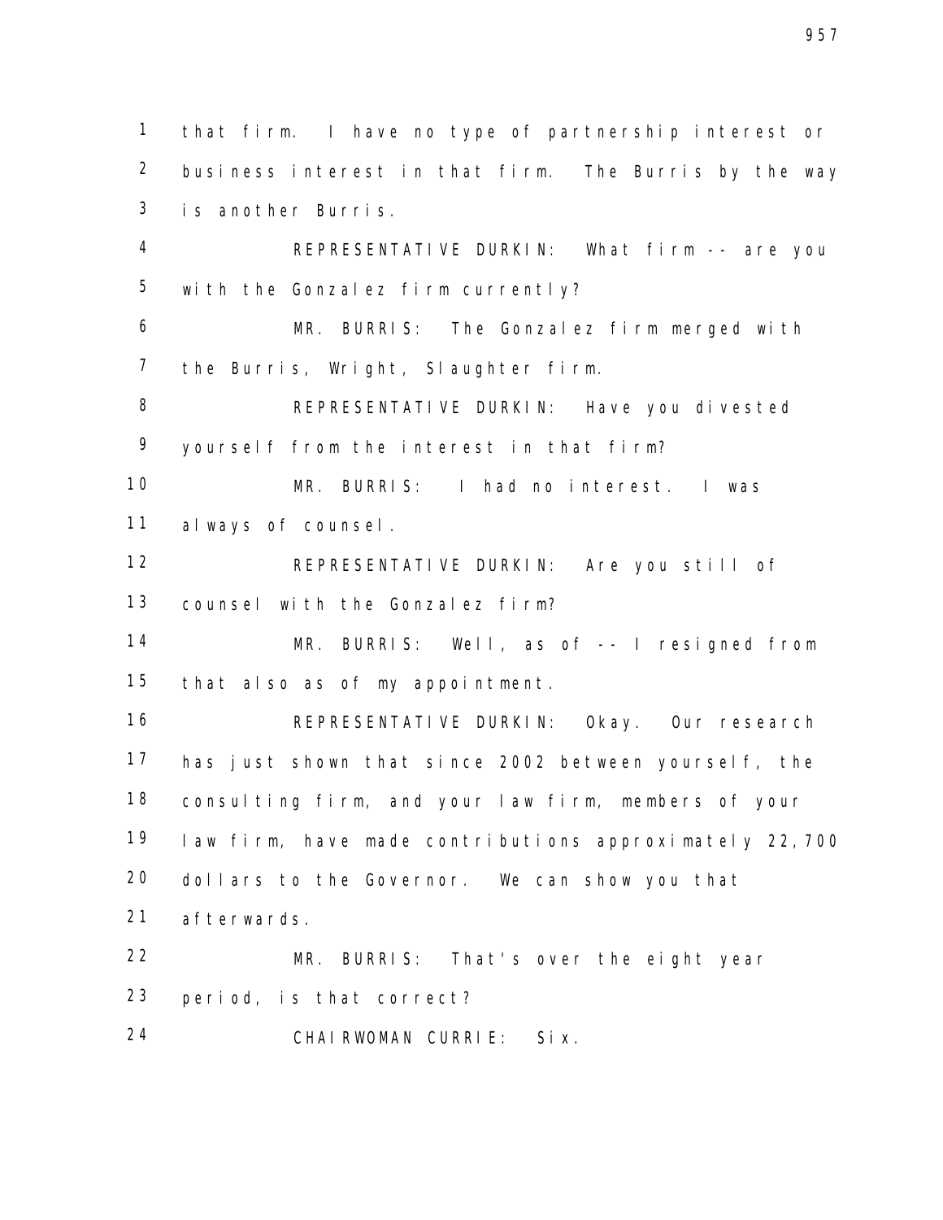that firm. I have no type of partnership interest or business interest in that firm. The Burris by the way is another Burris.

REPRESENTATIVE DURKIN: What firm -- are you with the Gonzalez firm currently?

MR. BURRIS: The Gonzalez firm merged with the Burris, Wright, Slaughter firm.

REPRESENTATIVE DURKIN: Have you divested yourself from the interest in that firm?

MR. BURRIS: I had no interest. I was always of counsel.

REPRESENTATIVE DURKIN: Are you still of counsel with the Gonzalez firm?

MR. BURRIS: Well, as of -- I resigned from that also as of my appointment.

REPRESENTATIVE DURKIN: Okay. Our research has just shown that since 2002 between yourself, the consulting firm, and your law firm, members of your law firm, have made contributions approximately 22,700 dollars to the Governor. We can show you that afterwards.

MR. BURRIS: That's over the eight year period, is that correct?

CHAIRWOMAN CURRIE: Six.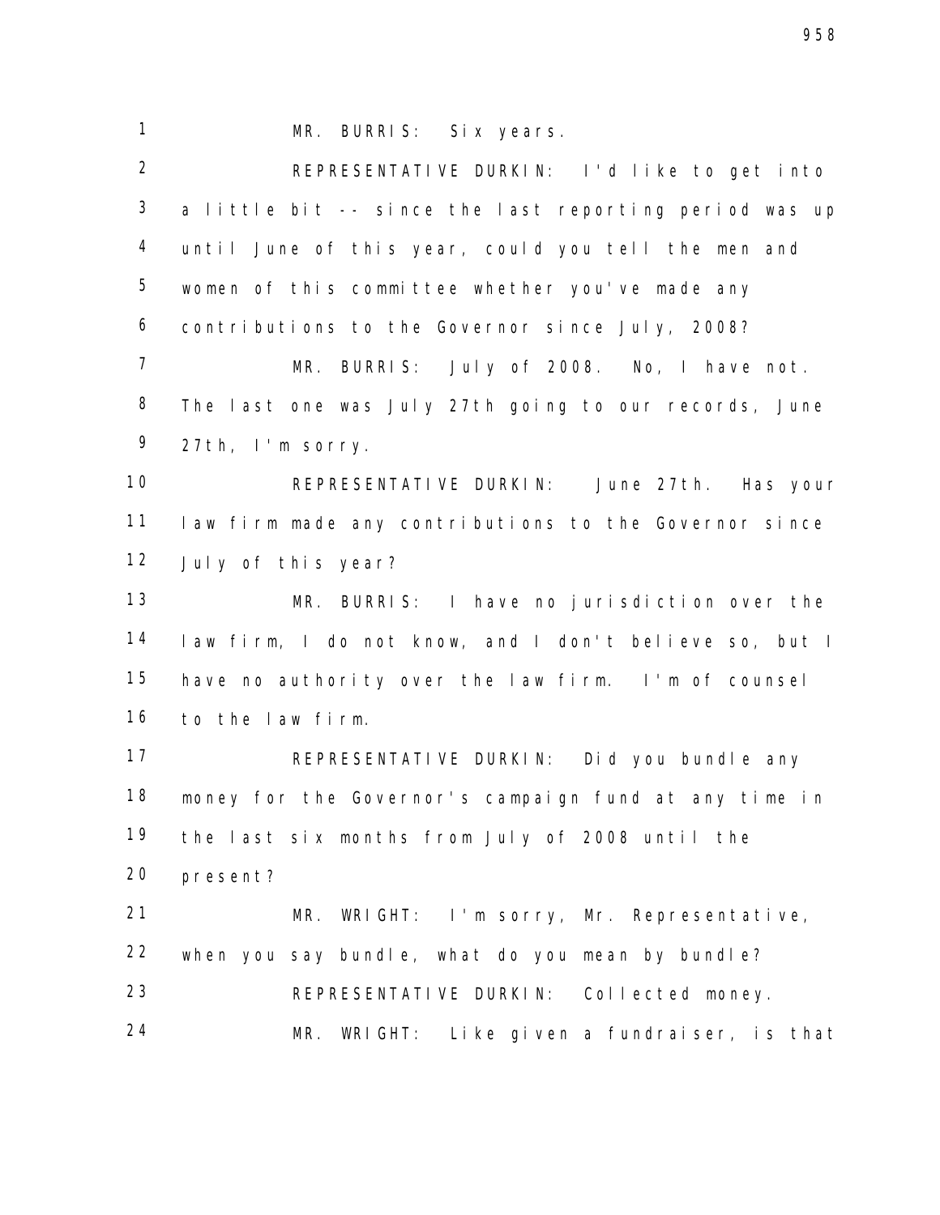MR. BURRIS: Six years.

REPRESENTATIVE DURKIN: I'd like to get into a little bit -- since the last reporting period was up until June of this year, could you tell the men and women of this committee whether you've made any contributions to the Governor since July, 2008?

MR. BURRIS: July of 2008. No, I have not. The last one was July 27th going to our records, June 27th, I'm sorry.

REPRESENTATIVE DURKIN: June 27th. Has your law firm made any contributions to the Governor since July of this year?

MR. BURRIS: I have no jurisdiction over the law firm, I do not know, and I don't believe so, but I have no authority over the law firm. I'm of counsel to the law firm.

REPRESENTATIVE DURKIN: Did you bundle any money for the Governor's campaign fund at any time in the last six months from July of 2008 until the present?

MR. WRIGHT: I'm sorry, Mr. Representative, when you say bundle, what do you mean by bundle?

REPRESENTATIVE DURKIN: Collected money.

MR. WRIGHT: Like given a fundraiser, is that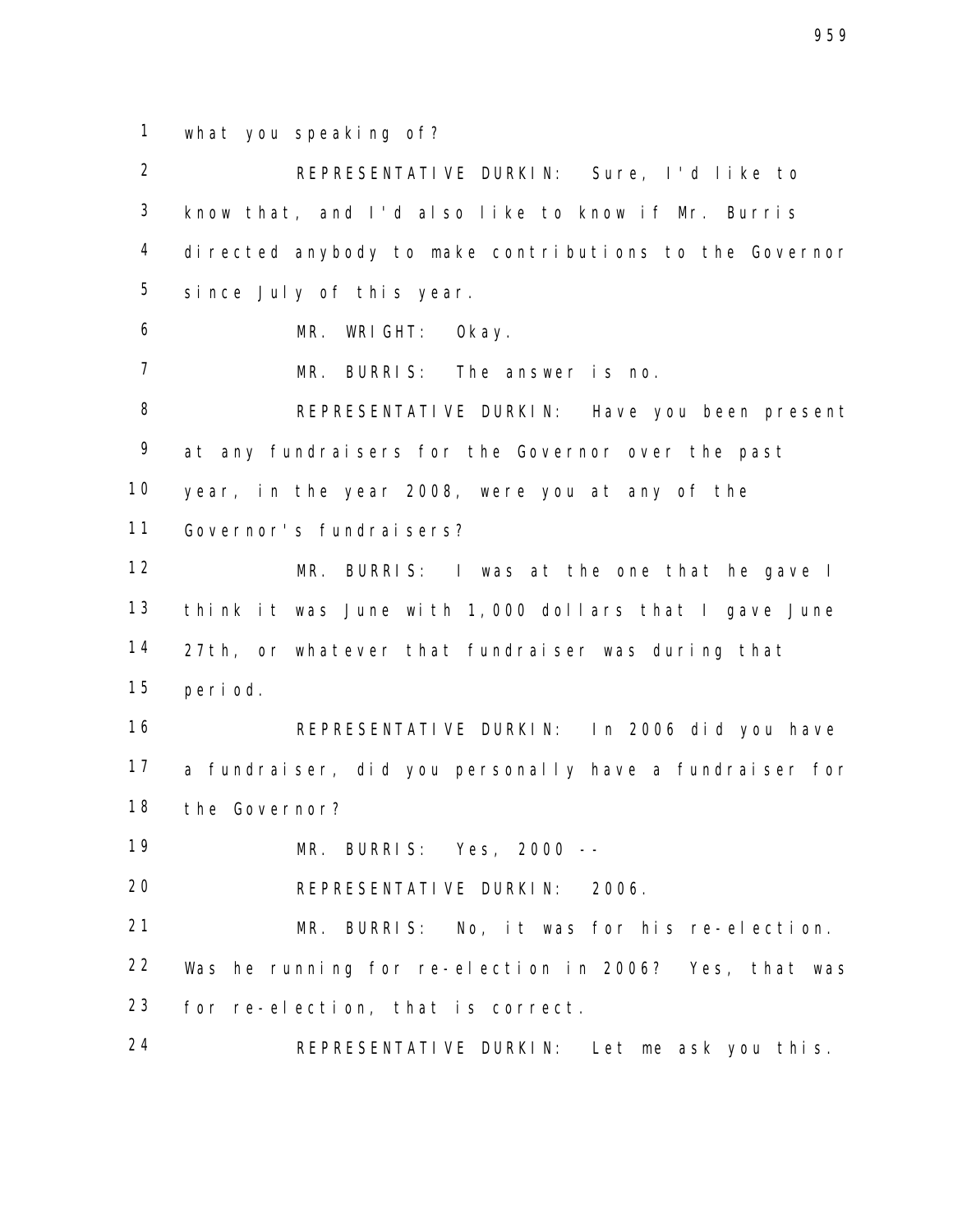what you speaking of?

REPRESENTATIVE DURKIN: Sure, I'd like to know that, and I'd also like to know if Mr. Burris directed anybody to make contributions to the Governor since July of this year.

MR. WRIGHT: Okay.

MR. BURRIS: The answer is no.

REPRESENTATIVE DURKIN: Have you been present at any fundraisers for the Governor over the past year, in the year 2008, were you at any of the Governor's fundraisers?

MR. BURRIS: I was at the one that he gave I think it was June with 1,000 dollars that I gave June 27th, or whatever that fundraiser was during that period.

REPRESENTATIVE DURKIN: In 2006 did you have a fundraiser, did you personally have a fundraiser for the Governor?

MR. BURRIS: Yes, 2000 --

REPRESENTATIVE DURKIN: 2006.

MR. BURRIS: No, it was for his re-election. Was he running for re-election in 2006? Yes, that was for re-election, that is correct.

REPRESENTATIVE DURKIN: Let me ask you this.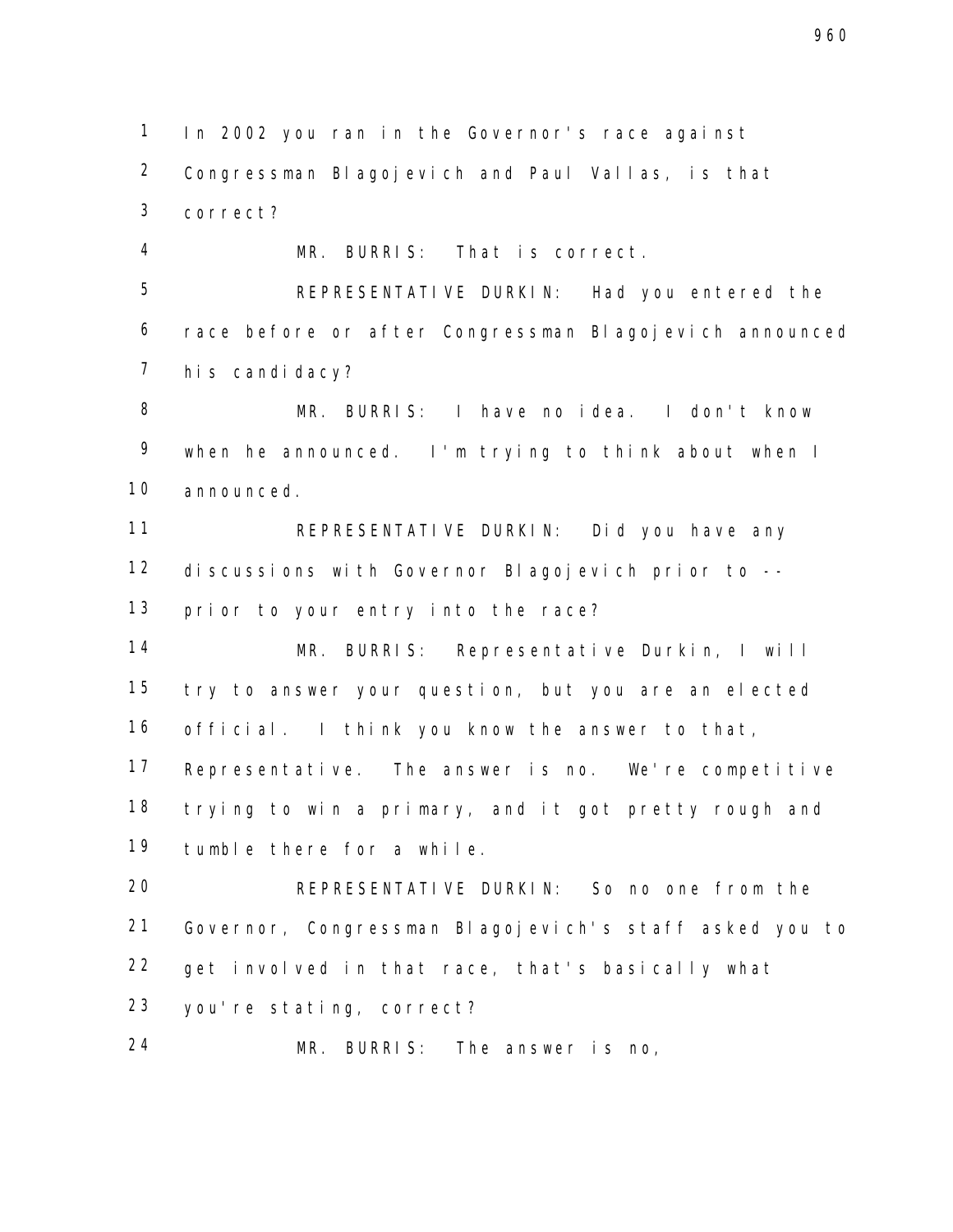1 In 2002 you ran in the Governor's race against
2 Congressman Blagojevich and Paul Vallas, is that
3 correct?

4 MR. BURRIS: That is correct.

5 REPRESENTATIVE DURKIN: Had you entered the
6 race before or after Congressman Blagojevich announced
7 his candidacy?

8 MR. BURRIS: I have no idea. I don't know
9 when he announced. I'm trying to think about when I
10 announced.

11 REPRESENTATIVE DURKIN: Did you have any
12 discussions with Governor Blagojevich prior to --
13 prior to your entry into the race?

14 MR. BURRIS: Representative Durkin, I will
15 try to answer your question, but you are an elected
16 official. I think you know the answer to that,
17 Representative. The answer is no. We're competitive
18 trying to win a primary, and it got pretty rough and
19 tumble there for a while.

20 REPRESENTATIVE DURKIN: So no one from the
21 Governor, Congressman Blagojevich's staff asked you to
22 get involved in that race, that's basically what
23 you're stating, correct?

24 MR. BURRIS: The answer is no,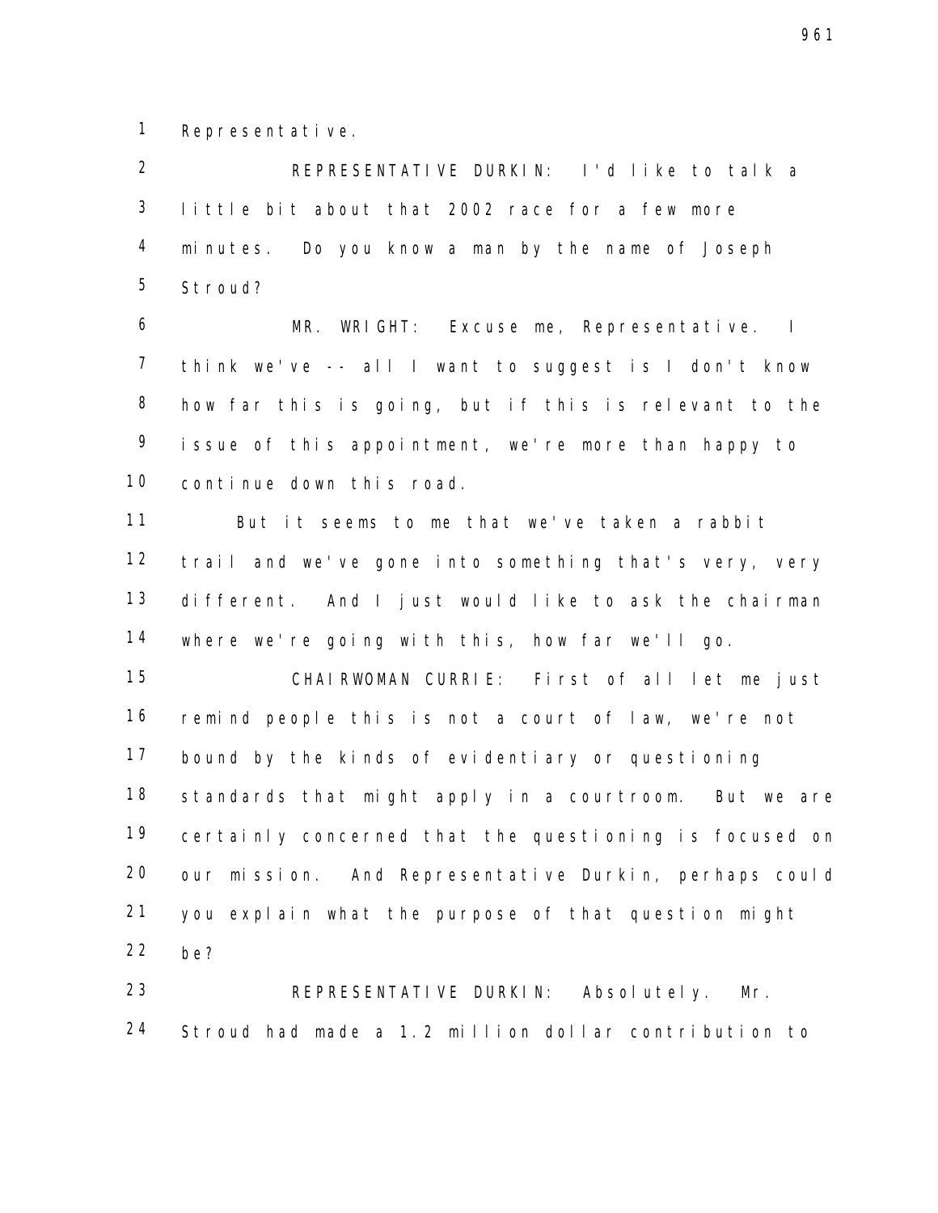Representative.

REPRESENTATIVE DURKIN: I'd like to talk a little bit about that 2002 race for a few more minutes. Do you know a man by the name of Joseph Stroud?

MR. WRIGHT: Excuse me, Representative. I think we've -- all I want to suggest is I don't know how far this is going, but if this is relevant to the issue of this appointment, we're more than happy to continue down this road.

But it seems to me that we've taken a rabbit trail and we've gone into something that's very, very different. And I just would like to ask the chairman where we're going with this, how far we'll go.

CHAIRWOMAN CURRIE: First of all let me just remind people this is not a court of law, we're not bound by the kinds of evidentiary or questioning standards that might apply in a courtroom. But we are certainly concerned that the questioning is focused on our mission. And Representative Durkin, perhaps could you explain what the purpose of that question might be?

REPRESENTATIVE DURKIN: Absolutely. Mr. Stroud had made a 1.2 million dollar contribution to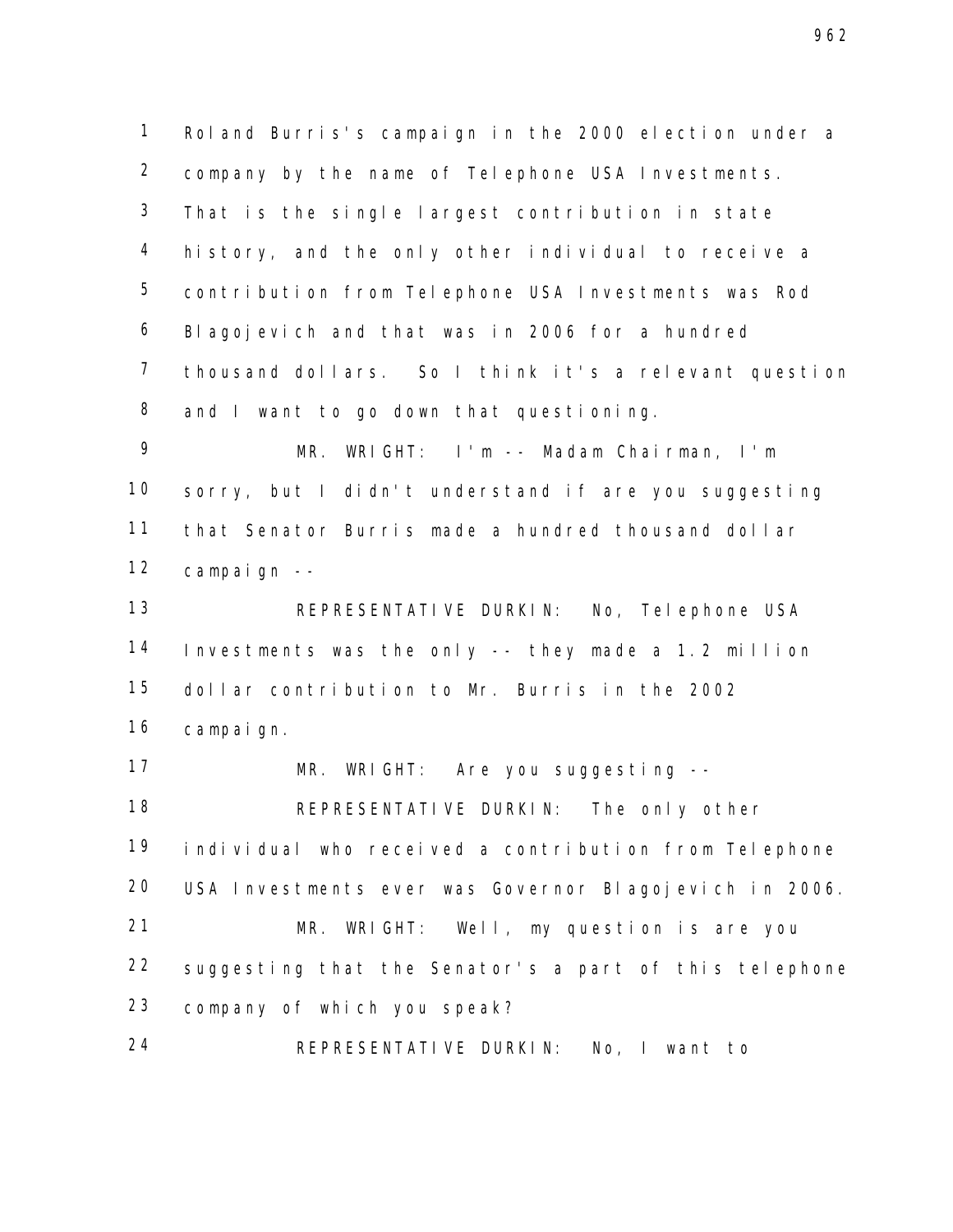Roland Burris's campaign in the 2000 election under a company by the name of Telephone USA Investments. That is the single largest contribution in state history, and the only other individual to receive a contribution from Telephone USA Investments was Rod Blagojevich and that was in 2006 for a hundred thousand dollars. So I think it's a relevant question and I want to go down that questioning.

MR. WRIGHT: I'm -- Madam Chairman, I'm sorry, but I didn't understand if are you suggesting that Senator Burris made a hundred thousand dollar campaign --

REPRESENTATIVE DURKIN: No, Telephone USA Investments was the only -- they made a 1.2 million dollar contribution to Mr. Burris in the 2002 campaign.

MR. WRIGHT: Are you suggesting --

REPRESENTATIVE DURKIN: The only other individual who received a contribution from Telephone USA Investments ever was Governor Blagojevich in 2006.

MR. WRIGHT: Well, my question is are you suggesting that the Senator's a part of this telephone company of which you speak?

REPRESENTATIVE DURKIN: No, I want to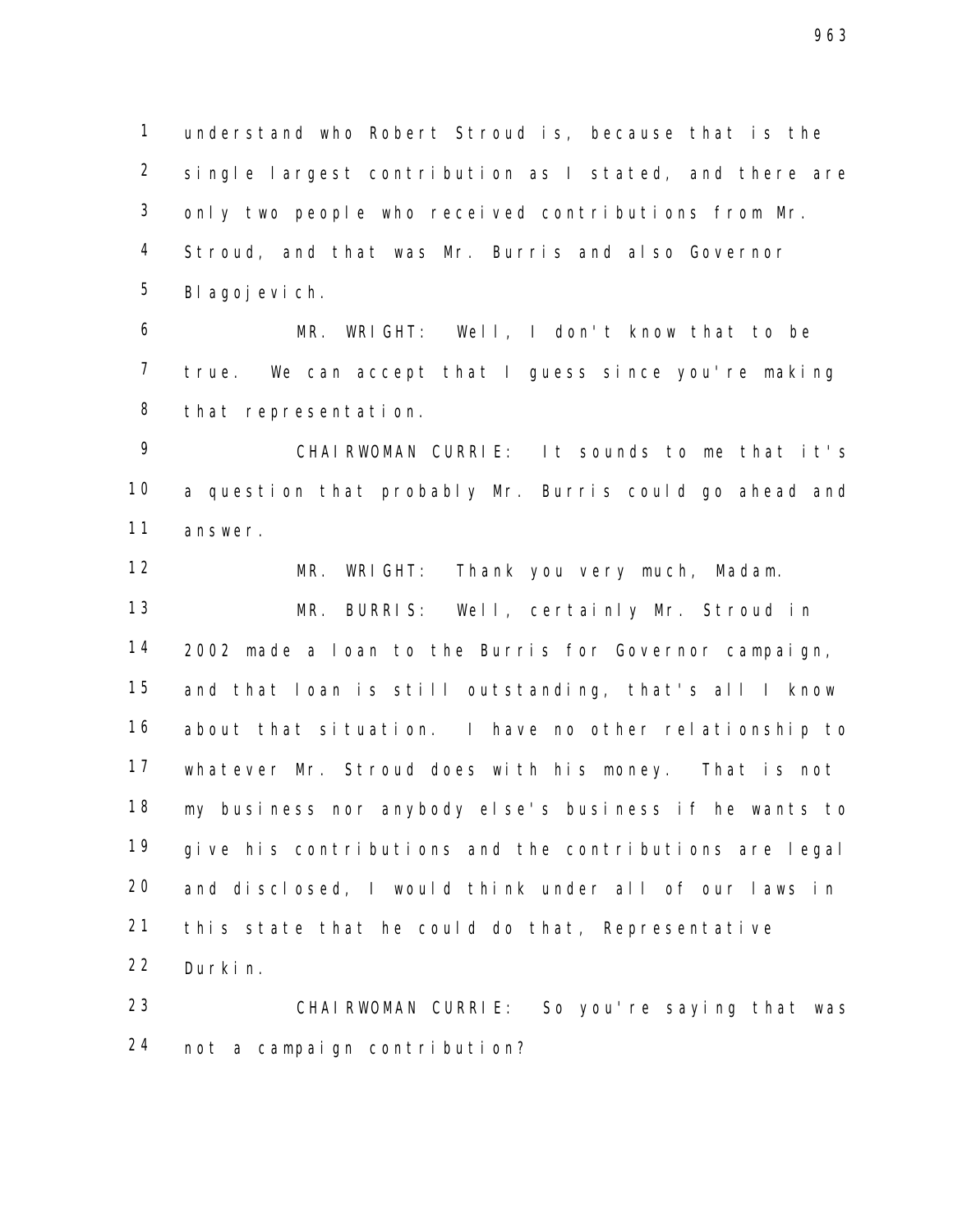understand who Robert Stroud is, because that is the single largest contribution as I stated, and there are only two people who received contributions from Mr. Stroud, and that was Mr. Burris and also Governor Blagojevich.

MR. WRIGHT: Well, I don't know that to be true. We can accept that I guess since you're making that representation.

CHAIRWOMAN CURRIE: It sounds to me that it's a question that probably Mr. Burris could go ahead and answer.

MR. WRIGHT: Thank you very much, Madam.

MR. BURRIS: Well, certainly Mr. Stroud in 2002 made a loan to the Burris for Governor campaign, and that loan is still outstanding, that's all I know about that situation. I have no other relationship to whatever Mr. Stroud does with his money. That is not my business nor anybody else's business if he wants to give his contributions and the contributions are legal and disclosed, I would think under all of our laws in this state that he could do that, Representative Durkin.

CHAIRWOMAN CURRIE: So you're saying that was not a campaign contribution?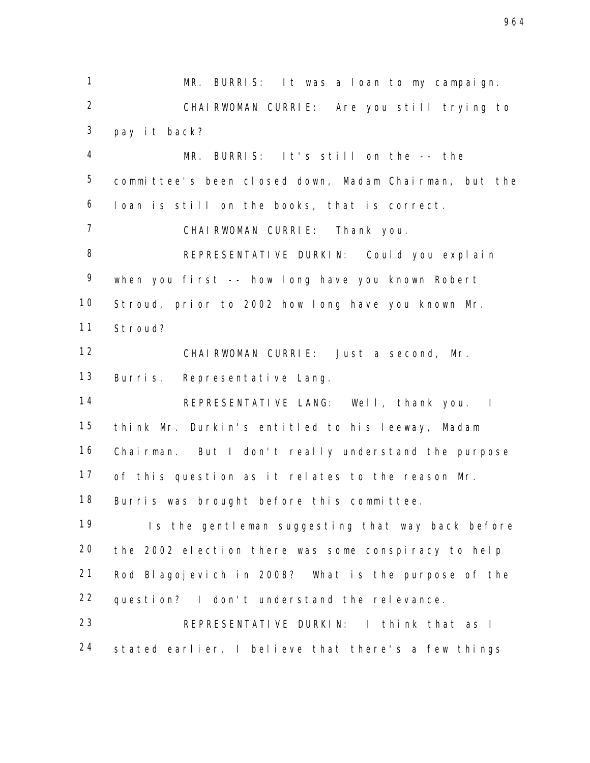MR. BURRIS: It was a loan to my campaign.

CHAIRWOMAN CURRIE: Are you still trying to pay it back?

MR. BURRIS: It's still on the -- the committee's been closed down, Madam Chairman, but the loan is still on the books, that is correct.

CHAIRWOMAN CURRIE: Thank you.

REPRESENTATIVE DURKIN: Could you explain when you first -- how long have you known Robert Stroud, prior to 2002 how long have you known Mr. Stroud?

CHAIRWOMAN CURRIE: Just a second, Mr. Burris. Representative Lang.

REPRESENTATIVE LANG: Well, thank you. I think Mr. Durkin's entitled to his leeway, Madam Chairman. But I don't really understand the purpose of this question as it relates to the reason Mr. Burris was brought before this committee.

Is the gentleman suggesting that way back before the 2002 election there was some conspiracy to help Rod Blagojevich in 2008? What is the purpose of the question? I don't understand the relevance.

REPRESENTATIVE DURKIN: I think that as I stated earlier, I believe that there's a few things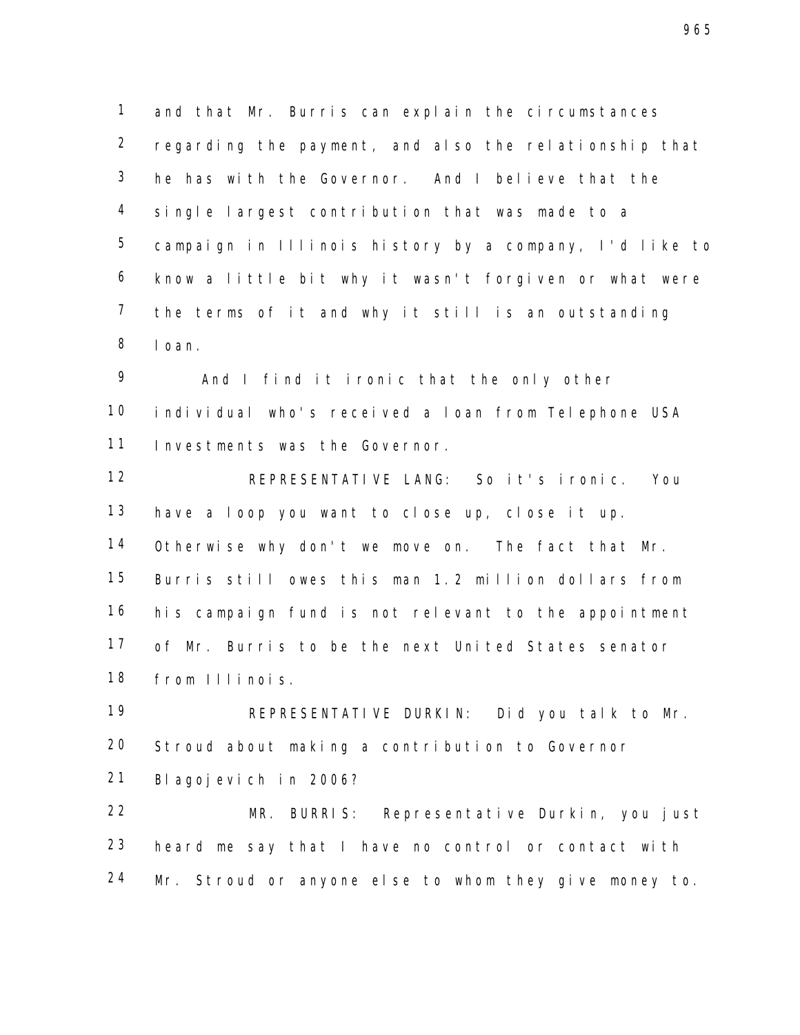and that Mr. Burris can explain the circumstances regarding the payment, and also the relationship that he has with the Governor. And I believe that the single largest contribution that was made to a campaign in Illinois history by a company, I'd like to know a little bit why it wasn't forgiven or what were the terms of it and why it still is an outstanding loan.

And I find it ironic that the only other individual who's received a loan from Telephone USA Investments was the Governor.

REPRESENTATIVE LANG: So it's ironic. You have a loop you want to close up, close it up. Otherwise why don't we move on. The fact that Mr. Burris still owes this man 1.2 million dollars from his campaign fund is not relevant to the appointment of Mr. Burris to be the next United States senator from Illinois.

REPRESENTATIVE DURKIN: Did you talk to Mr. Stroud about making a contribution to Governor Blagojevich in 2006?

MR. BURRIS: Representative Durkin, you just heard me say that I have no control or contact with Mr. Stroud or anyone else to whom they give money to.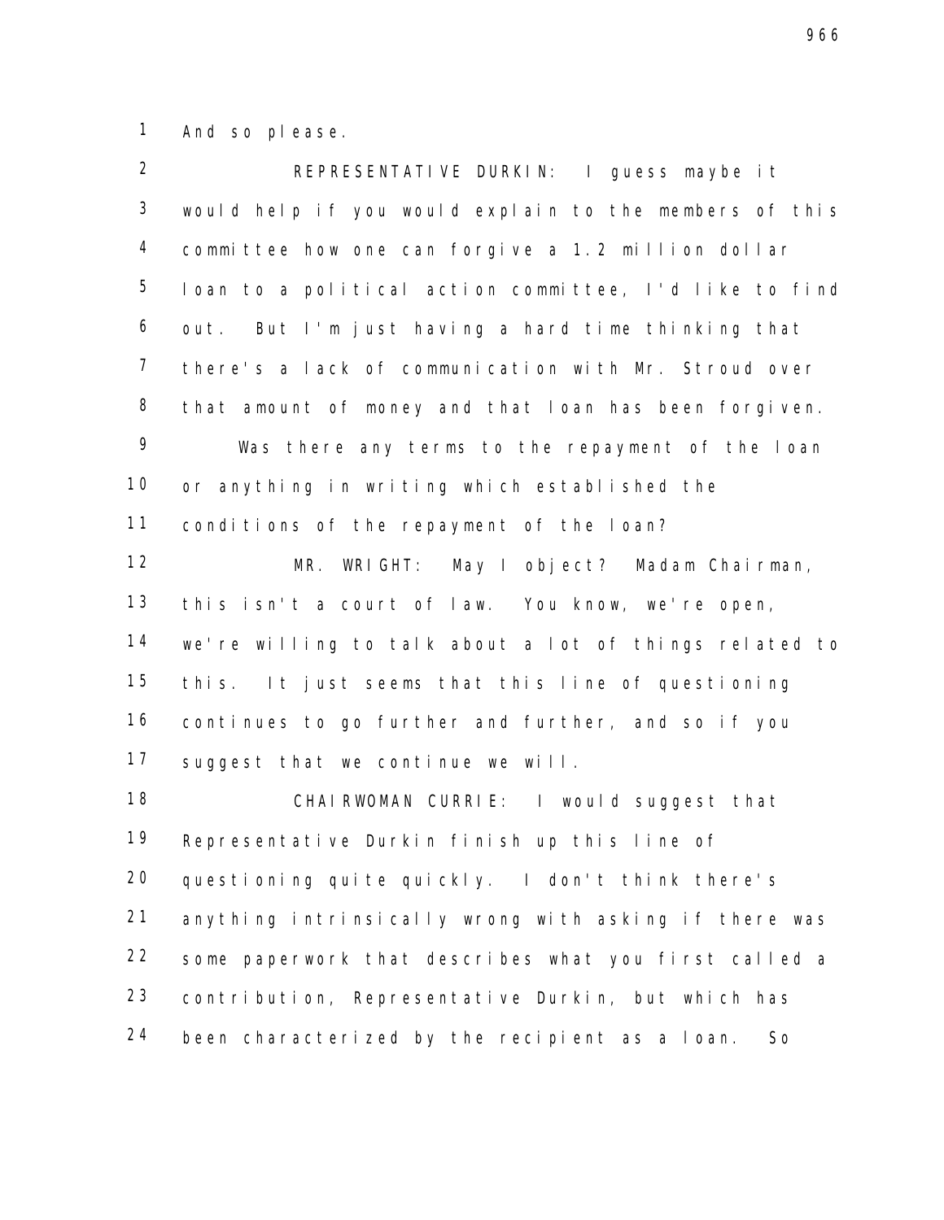And so please.

REPRESENTATIVE DURKIN: I guess maybe it would help if you would explain to the members of this committee how one can forgive a 1.2 million dollar loan to a political action committee, I'd like to find out. But I'm just having a hard time thinking that there's a lack of communication with Mr. Stroud over that amount of money and that loan has been forgiven.

Was there any terms to the repayment of the loan or anything in writing which established the conditions of the repayment of the loan?

MR. WRIGHT: May I object? Madam Chairman, this isn't a court of law. You know, we're open, we're willing to talk about a lot of things related to this. It just seems that this line of questioning continues to go further and further, and so if you suggest that we continue we will.

CHAIRWOMAN CURRIE: I would suggest that Representative Durkin finish up this line of questioning quite quickly. I don't think there's anything intrinsically wrong with asking if there was some paperwork that describes what you first called a contribution, Representative Durkin, but which has been characterized by the recipient as a loan. So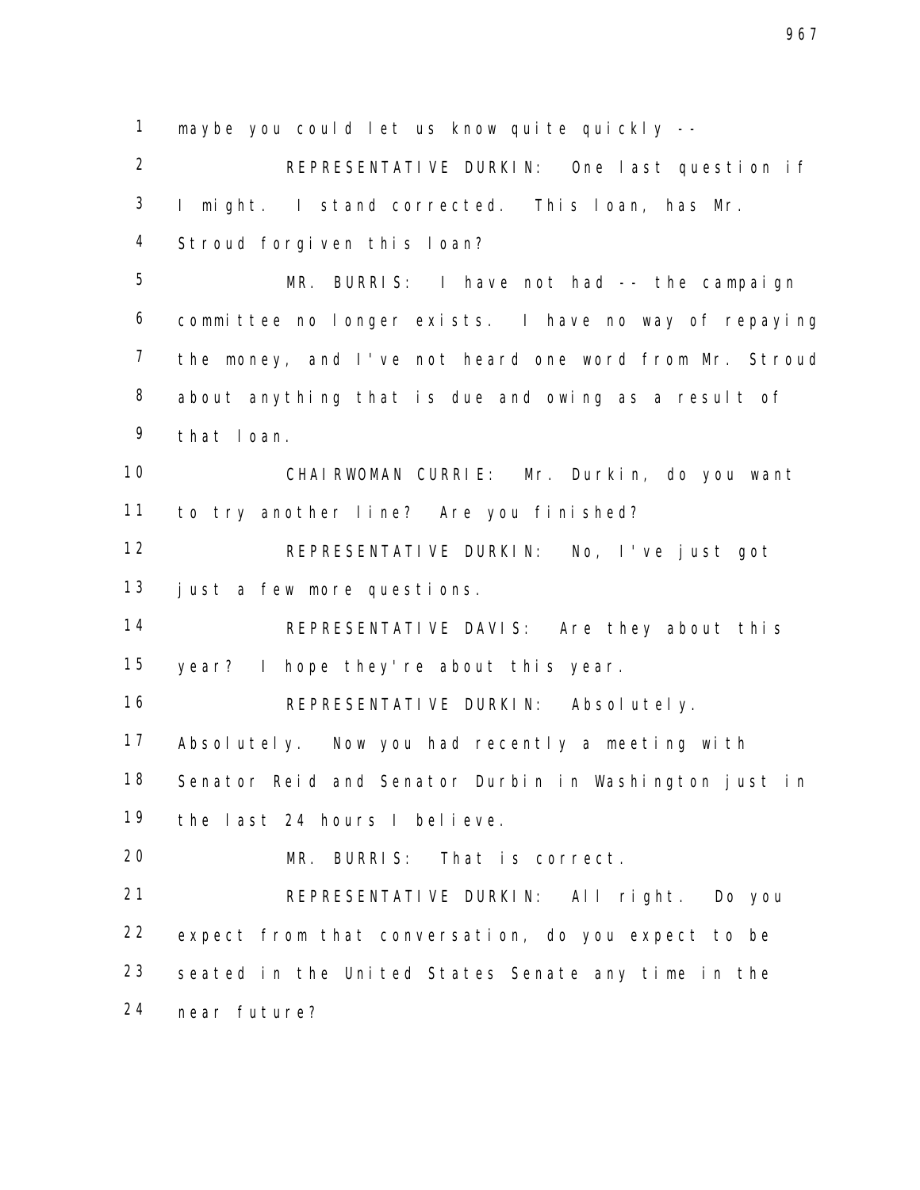maybe you could let us know quite quickly --

REPRESENTATIVE DURKIN: One last question if I might. I stand corrected. This loan, has Mr. Stroud forgiven this loan?

MR. BURRIS: I have not had -- the campaign committee no longer exists. I have no way of repaying the money, and I've not heard one word from Mr. Stroud about anything that is due and owing as a result of that loan.

CHAIRWOMAN CURRIE: Mr. Durkin, do you want to try another line? Are you finished?

REPRESENTATIVE DURKIN: No, I've just got just a few more questions.

REPRESENTATIVE DAVIS: Are they about this year? I hope they're about this year.

REPRESENTATIVE DURKIN: Absolutely. Absolutely. Now you had recently a meeting with Senator Reid and Senator Durbin in Washington just in the last 24 hours I believe.

MR. BURRIS: That is correct.

REPRESENTATIVE DURKIN: All right. Do you expect from that conversation, do you expect to be seated in the United States Senate any time in the near future?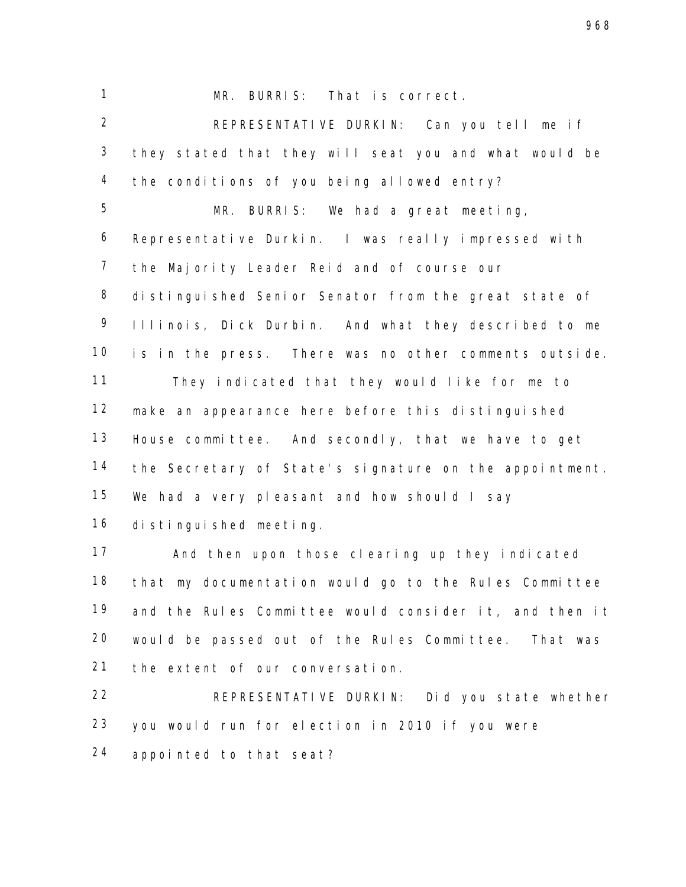MR. BURRIS: That is correct.

REPRESENTATIVE DURKIN: Can you tell me if they stated that they will seat you and what would be the conditions of you being allowed entry?

MR. BURRIS: We had a great meeting, Representative Durkin. I was really impressed with the Majority Leader Reid and of course our distinguished Senior Senator from the great state of Illinois, Dick Durbin. And what they described to me is in the press. There was no other comments outside.

They indicated that they would like for me to make an appearance here before this distinguished House committee. And secondly, that we have to get the Secretary of State's signature on the appointment. We had a very pleasant and how should I say distinguished meeting.

And then upon those clearing up they indicated that my documentation would go to the Rules Committee and the Rules Committee would consider it, and then it would be passed out of the Rules Committee. That was the extent of our conversation.

REPRESENTATIVE DURKIN: Did you state whether you would run for election in 2010 if you were appointed to that seat?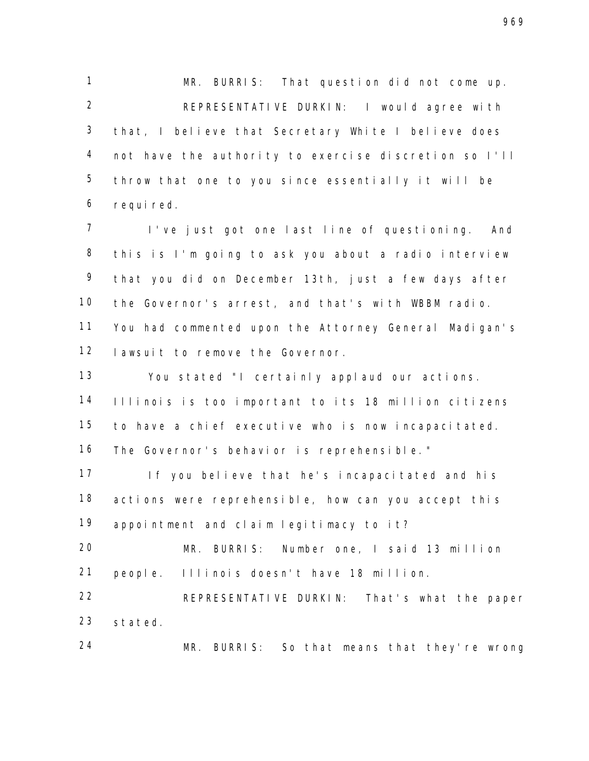MR. BURRIS: That question did not come up.

REPRESENTATIVE DURKIN: I would agree with that, I believe that Secretary White I believe does not have the authority to exercise discretion so I'll throw that one to you since essentially it will be required.

I've just got one last line of questioning. And this is I'm going to ask you about a radio interview that you did on December 13th, just a few days after the Governor's arrest, and that's with WBBM radio. You had commented upon the Attorney General Madigan's lawsuit to remove the Governor.

You stated "I certainly applaud our actions. Illinois is too important to its 18 million citizens to have a chief executive who is now incapacitated. The Governor's behavior is reprehensible."

If you believe that he's incapacitated and his actions were reprehensible, how can you accept this appointment and claim legitimacy to it?

MR. BURRIS: Number one, I said 13 million people. Illinois doesn't have 18 million.

REPRESENTATIVE DURKIN: That's what the paper stated.

MR. BURRIS: So that means that they're wrong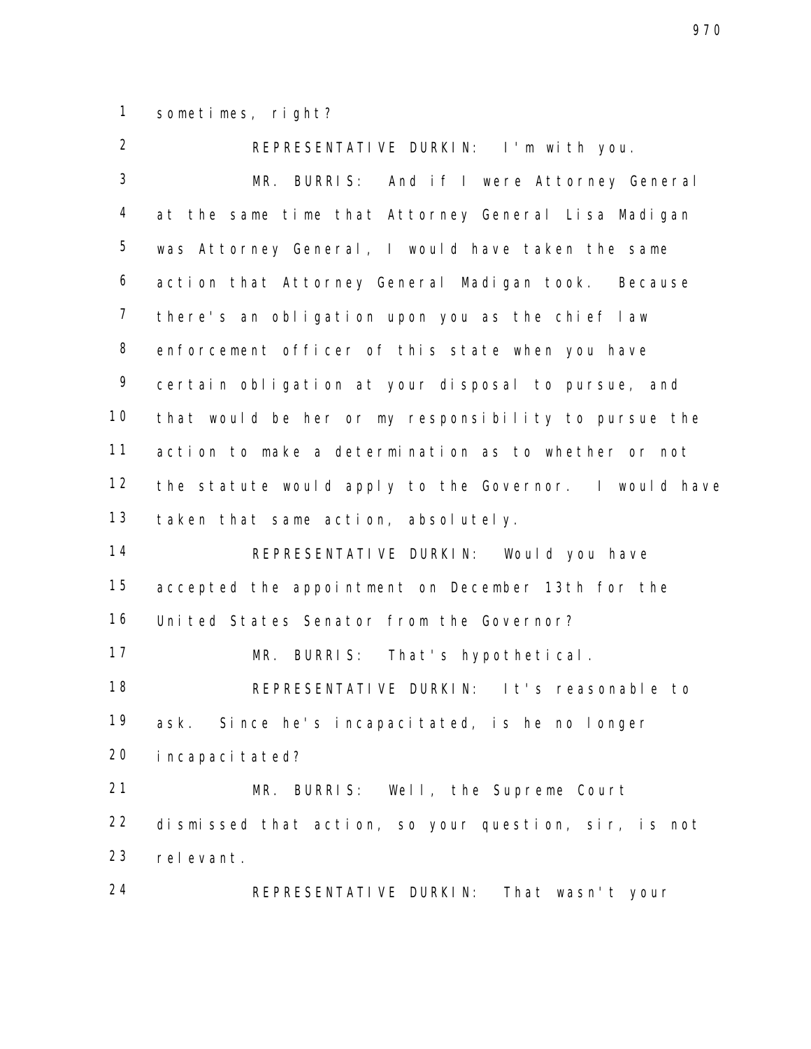sometimes, right?

REPRESENTATIVE DURKIN: I'm with you.

MR. BURRIS: And if I were Attorney General at the same time that Attorney General Lisa Madigan was Attorney General, I would have taken the same action that Attorney General Madigan took. Because there's an obligation upon you as the chief law enforcement officer of this state when you have certain obligation at your disposal to pursue, and that would be her or my responsibility to pursue the action to make a determination as to whether or not the statute would apply to the Governor. I would have taken that same action, absolutely.

REPRESENTATIVE DURKIN: Would you have accepted the appointment on December 13th for the United States Senator from the Governor?

MR. BURRIS: That's hypothetical.

REPRESENTATIVE DURKIN: It's reasonable to ask. Since he's incapacitated, is he no longer incapacitated?

MR. BURRIS: Well, the Supreme Court dismissed that action, so your question, sir, is not relevant.

REPRESENTATIVE DURKIN: That wasn't your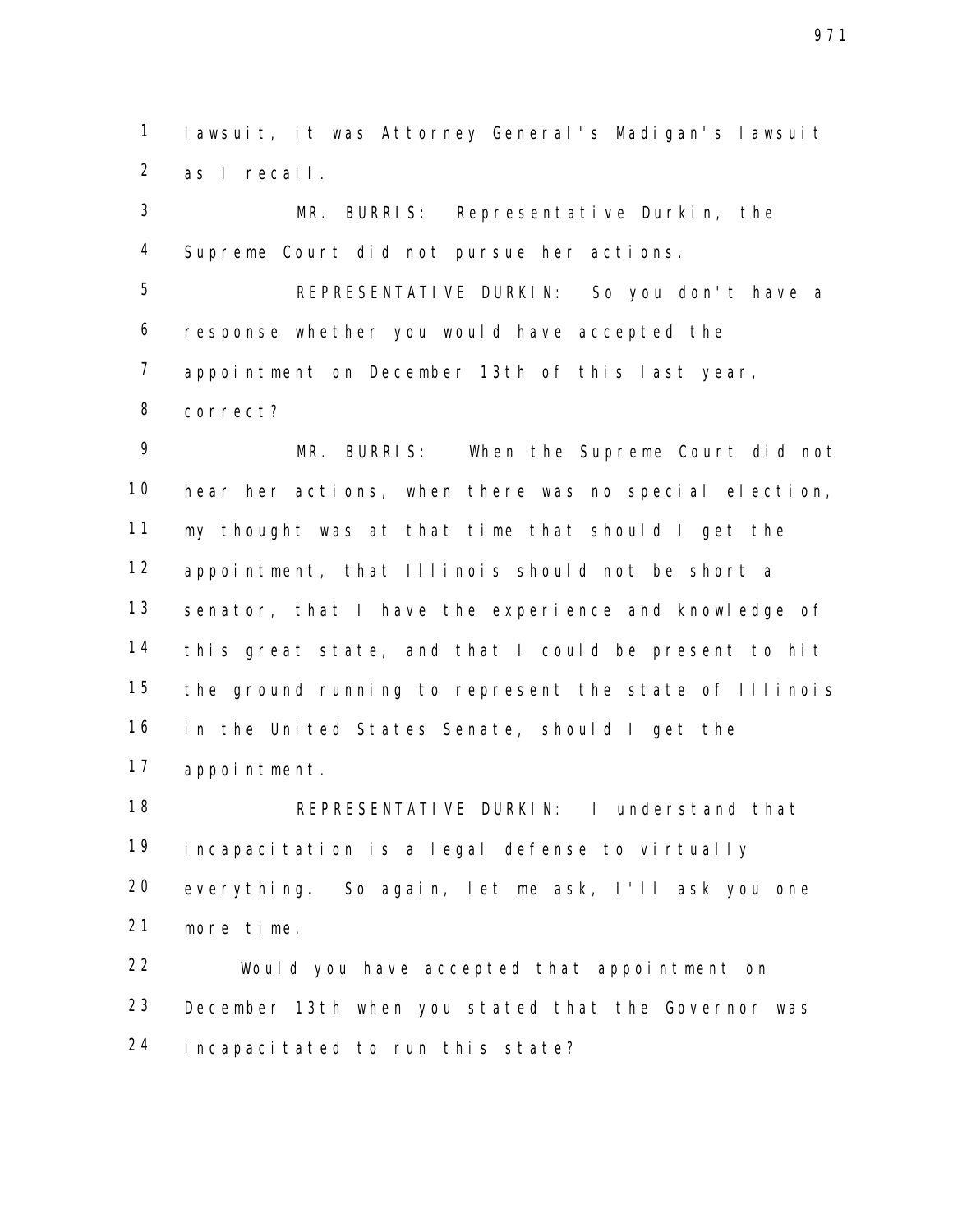lawsuit, it was Attorney General's Madigan's lawsuit as I recall.

MR. BURRIS: Representative Durkin, the Supreme Court did not pursue her actions.

REPRESENTATIVE DURKIN: So you don't have a response whether you would have accepted the appointment on December 13th of this last year, correct?

MR. BURRIS: When the Supreme Court did not hear her actions, when there was no special election, my thought was at that time that should I get the appointment, that Illinois should not be short a senator, that I have the experience and knowledge of this great state, and that I could be present to hit the ground running to represent the state of Illinois in the United States Senate, should I get the appointment.

REPRESENTATIVE DURKIN: I understand that incapacitation is a legal defense to virtually everything. So again, let me ask, I'll ask you one more time.

Would you have accepted that appointment on December 13th when you stated that the Governor was incapacitated to run this state?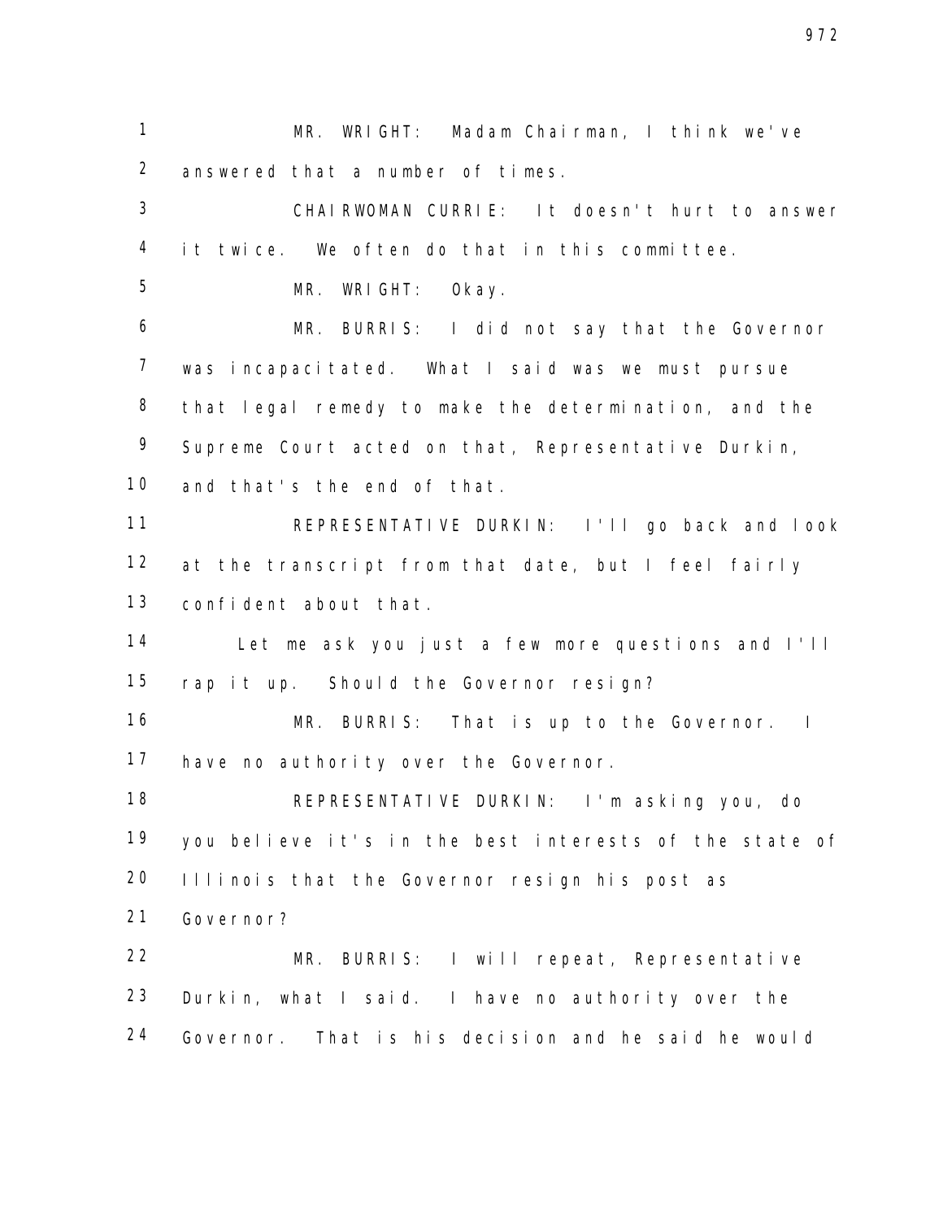MR. WRIGHT: Madam Chairman, I think we've answered that a number of times.

CHAIRWOMAN CURRIE: It doesn't hurt to answer it twice. We often do that in this committee.

MR. WRIGHT: Okay.

MR. BURRIS: I did not say that the Governor was incapacitated. What I said was we must pursue that legal remedy to make the determination, and the Supreme Court acted on that, Representative Durkin, and that's the end of that.

REPRESENTATIVE DURKIN: I'll go back and look at the transcript from that date, but I feel fairly confident about that.

Let me ask you just a few more questions and I'll rap it up. Should the Governor resign?

MR. BURRIS: That is up to the Governor. I have no authority over the Governor.

REPRESENTATIVE DURKIN: I'm asking you, do you believe it's in the best interests of the state of Illinois that the Governor resign his post as Governor?

MR. BURRIS: I will repeat, Representative Durkin, what I said. I have no authority over the Governor. That is his decision and he said he would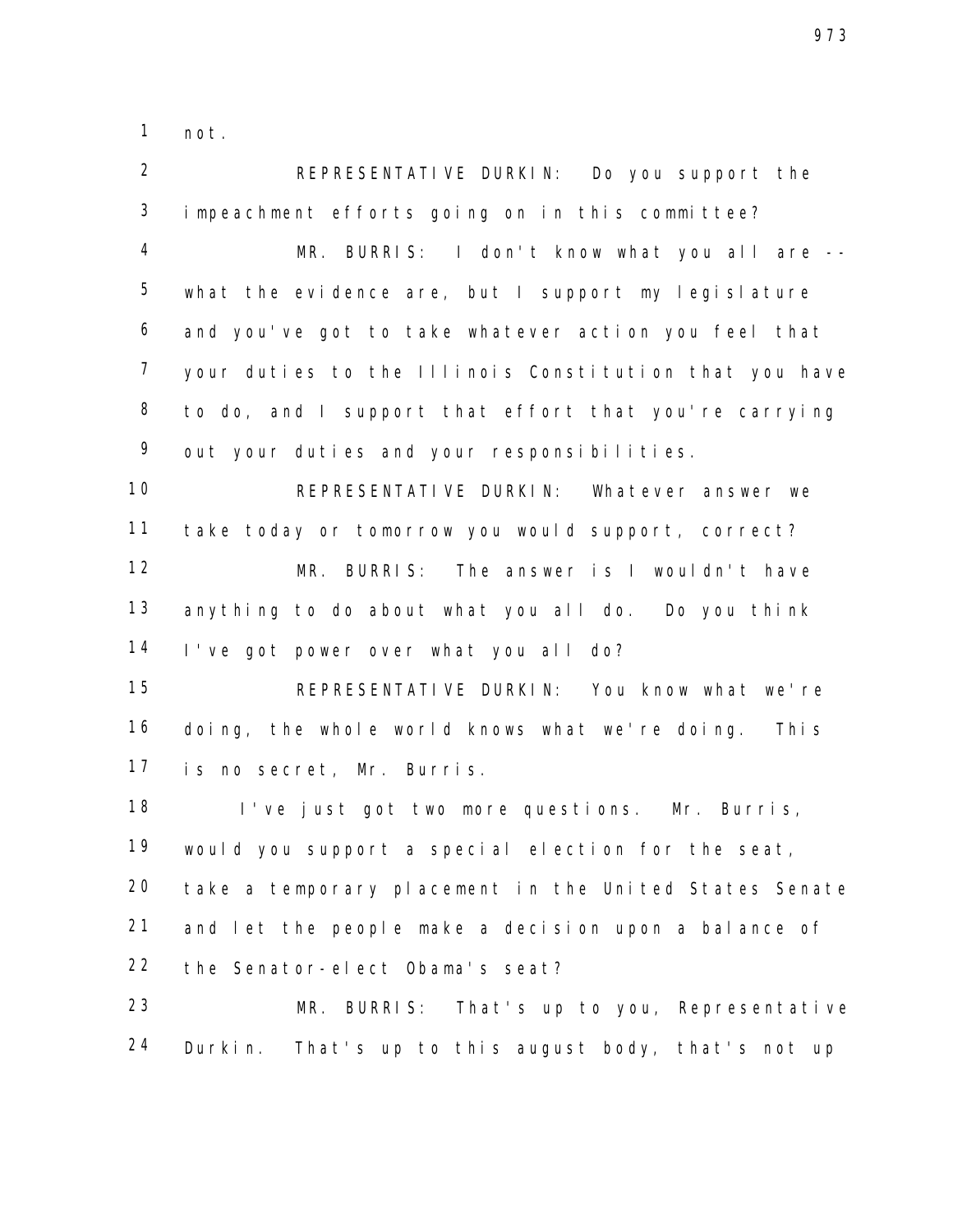not.

REPRESENTATIVE DURKIN: Do you support the impeachment efforts going on in this committee?

MR. BURRIS: I don't know what you all are -- what the evidence are, but I support my legislature and you've got to take whatever action you feel that your duties to the Illinois Constitution that you have to do, and I support that effort that you're carrying out your duties and your responsibilities.

REPRESENTATIVE DURKIN: Whatever answer we take today or tomorrow you would support, correct?

MR. BURRIS: The answer is I wouldn't have anything to do about what you all do. Do you think I've got power over what you all do?

REPRESENTATIVE DURKIN: You know what we're doing, the whole world knows what we're doing. This is no secret, Mr. Burris.

I've just got two more questions. Mr. Burris, would you support a special election for the seat, take a temporary placement in the United States Senate and let the people make a decision upon a balance of the Senator-elect Obama's seat?

MR. BURRIS: That's up to you, Representative Durkin. That's up to this august body, that's not up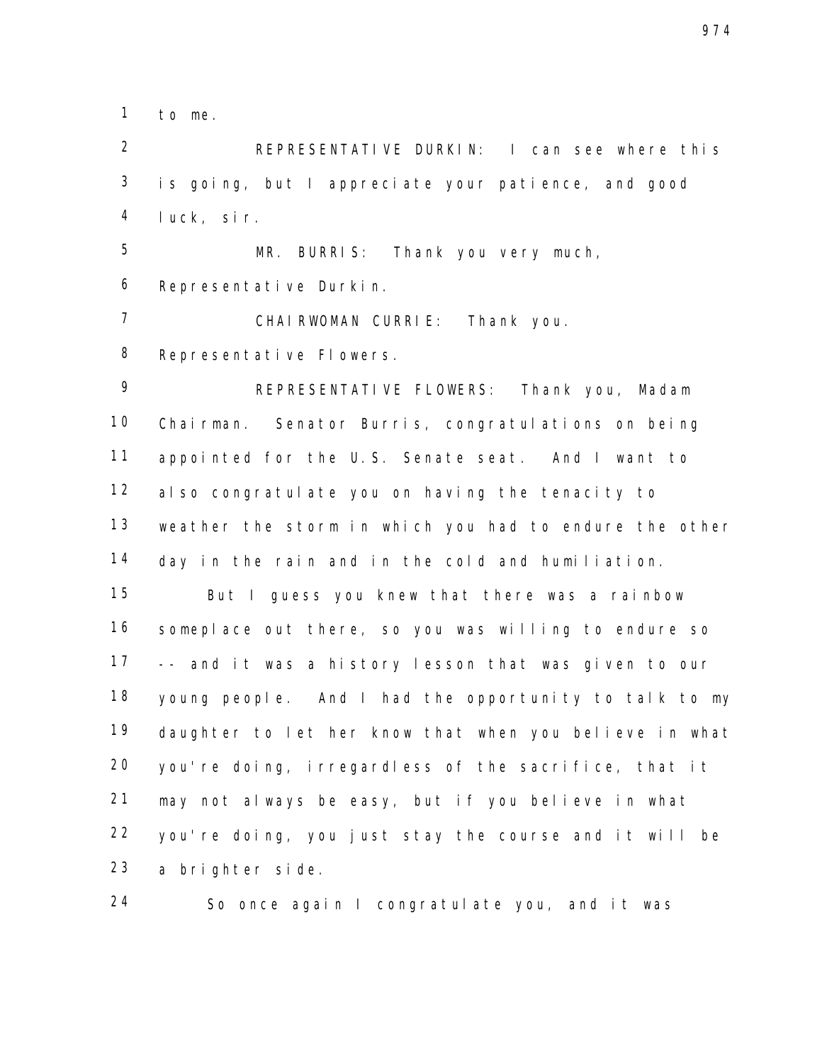to me.

REPRESENTATIVE DURKIN: I can see where this is going, but I appreciate your patience, and good luck, sir.

MR. BURRIS: Thank you very much, Representative Durkin.

CHAIRWOMAN CURRIE: Thank you. Representative Flowers.

REPRESENTATIVE FLOWERS: Thank you, Madam Chairman. Senator Burris, congratulations on being appointed for the U.S. Senate seat. And I want to also congratulate you on having the tenacity to weather the storm in which you had to endure the other day in the rain and in the cold and humiliation.

But I guess you knew that there was a rainbow someplace out there, so you was willing to endure so -- and it was a history lesson that was given to our young people. And I had the opportunity to talk to my daughter to let her know that when you believe in what you're doing, irregardless of the sacrifice, that it may not always be easy, but if you believe in what you're doing, you just stay the course and it will be a brighter side.

So once again I congratulate you, and it was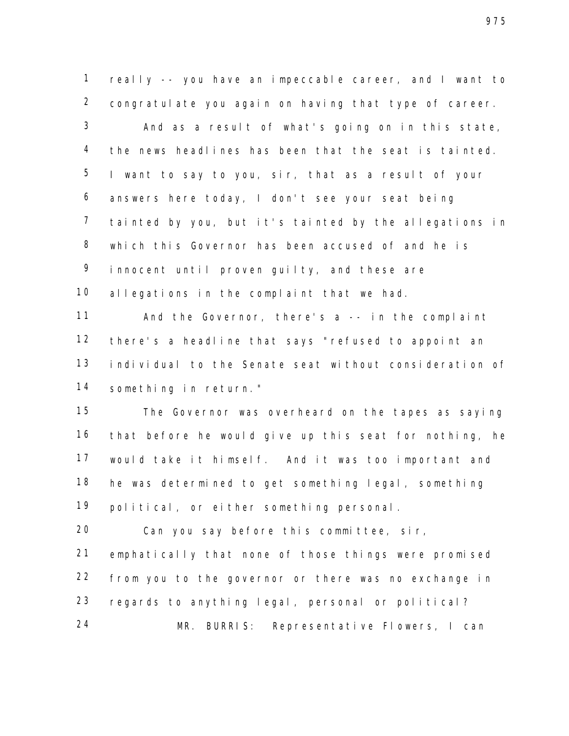really -- you have an impeccable career, and I want to congratulate you again on having that type of career.

And as a result of what's going on in this state, the news headlines has been that the seat is tainted. I want to say to you, sir, that as a result of your answers here today, I don't see your seat being tainted by you, but it's tainted by the allegations in which this Governor has been accused of and he is innocent until proven guilty, and these are allegations in the complaint that we had.

And the Governor, there's a -- in the complaint there's a headline that says "refused to appoint an individual to the Senate seat without consideration of something in return."

The Governor was overheard on the tapes as saying that before he would give up this seat for nothing, he would take it himself. And it was too important and he was determined to get something legal, something political, or either something personal.

Can you say before this committee, sir, emphatically that none of those things were promised from you to the governor or there was no exchange in regards to anything legal, personal or political?

MR. BURRIS: Representative Flowers, I can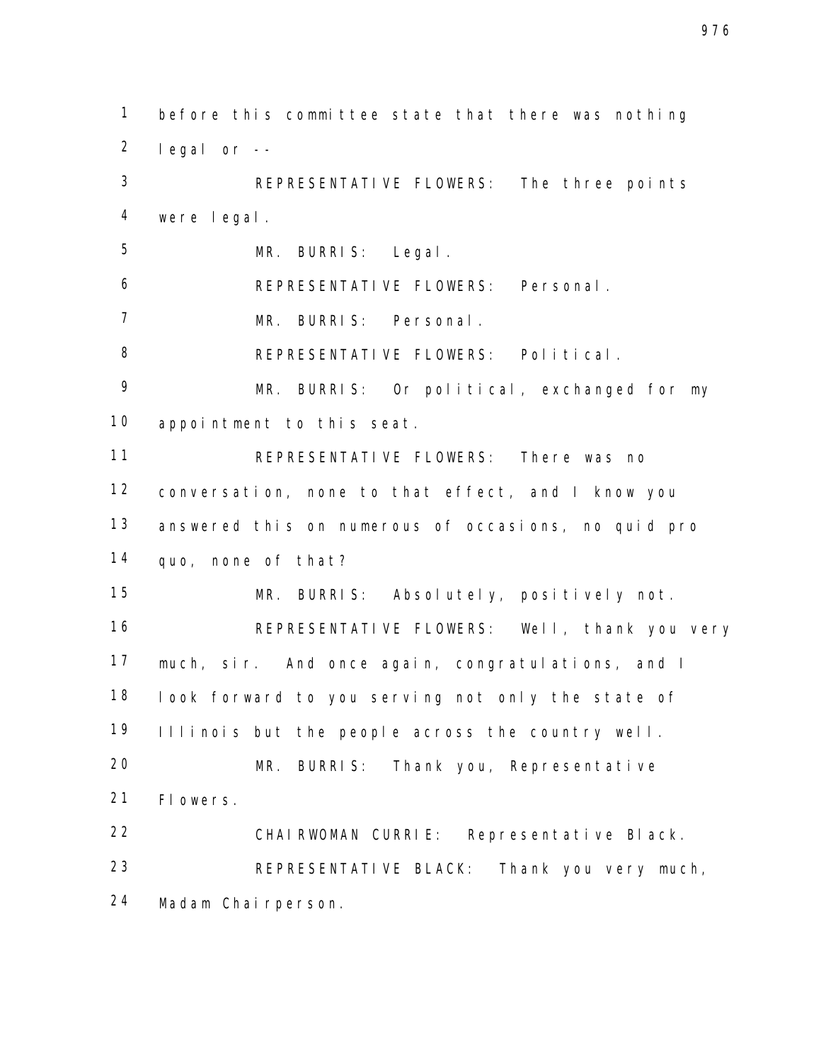before this committee state that there was nothing legal or --

REPRESENTATIVE FLOWERS: The three points were legal.

MR. BURRIS: Legal.

REPRESENTATIVE FLOWERS: Personal.

MR. BURRIS: Personal.

REPRESENTATIVE FLOWERS: Political.

MR. BURRIS: Or political, exchanged for my appointment to this seat.

REPRESENTATIVE FLOWERS: There was no conversation, none to that effect, and I know you answered this on numerous of occasions, no quid pro quo, none of that?

MR. BURRIS: Absolutely, positively not.

REPRESENTATIVE FLOWERS: Well, thank you very much, sir. And once again, congratulations, and I look forward to you serving not only the state of Illinois but the people across the country well.

MR. BURRIS: Thank you, Representative Flowers.

CHAIRWOMAN CURRIE: Representative Black.

REPRESENTATIVE BLACK: Thank you very much, Madam Chairperson.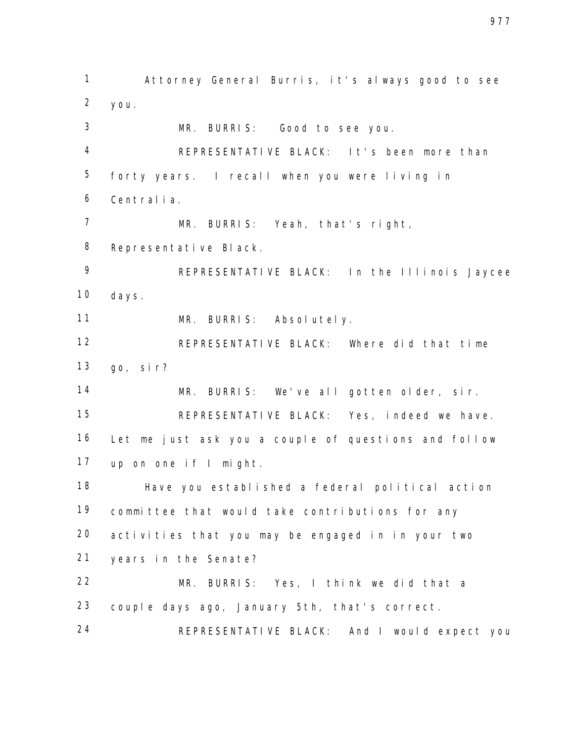Attorney General Burris, it's always good to see you.

MR. BURRIS: Good to see you.

REPRESENTATIVE BLACK: It's been more than forty years. I recall when you were living in Centralia.

MR. BURRIS: Yeah, that's right, Representative Black.

REPRESENTATIVE BLACK: In the Illinois Jaycee days.

MR. BURRIS: Absolutely.

REPRESENTATIVE BLACK: Where did that time go, sir?

MR. BURRIS: We've all gotten older, sir.

REPRESENTATIVE BLACK: Yes, indeed we have. Let me just ask you a couple of questions and follow up on one if I might.

Have you established a federal political action committee that would take contributions for any activities that you may be engaged in in your two years in the Senate?

MR. BURRIS: Yes, I think we did that a couple days ago, January 5th, that's correct.

REPRESENTATIVE BLACK: And I would expect you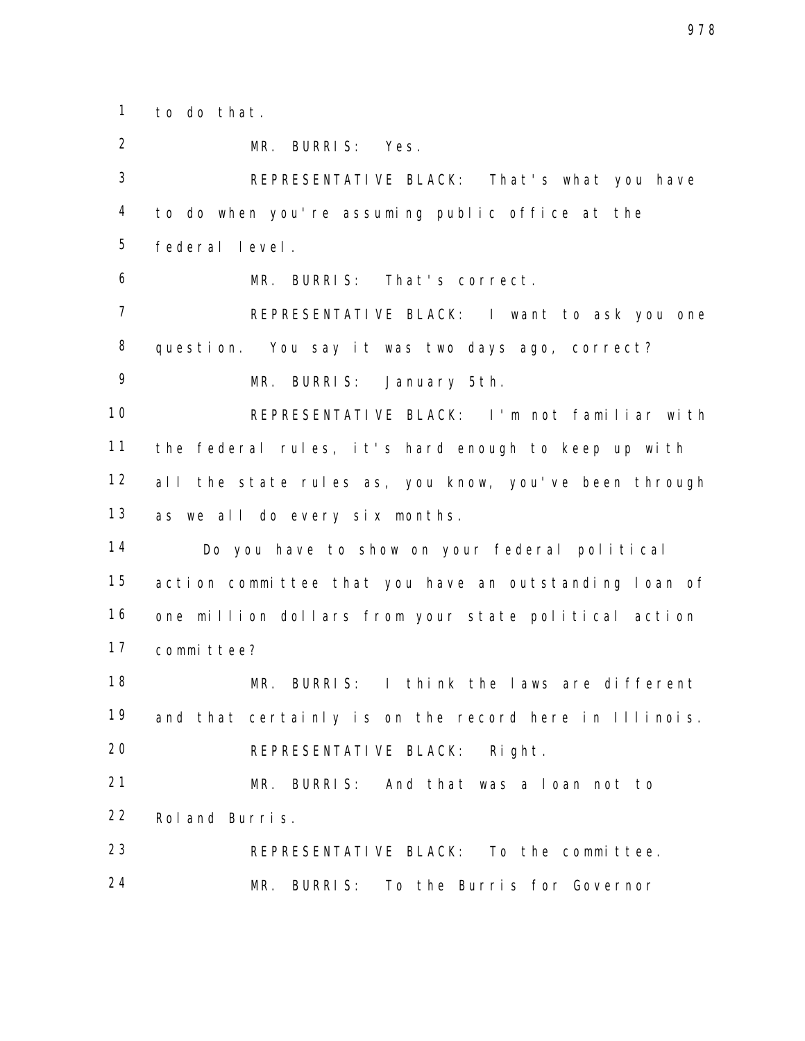to do that.

MR. BURRIS: Yes.

REPRESENTATIVE BLACK: That's what you have to do when you're assuming public office at the federal level.

MR. BURRIS: That's correct.

REPRESENTATIVE BLACK: I want to ask you one question. You say it was two days ago, correct?

MR. BURRIS: January 5th.

REPRESENTATIVE BLACK: I'm not familiar with the federal rules, it's hard enough to keep up with all the state rules as, you know, you've been through as we all do every six months.

Do you have to show on your federal political action committee that you have an outstanding loan of one million dollars from your state political action committee?

MR. BURRIS: I think the laws are different and that certainly is on the record here in Illinois.

REPRESENTATIVE BLACK: Right.

MR. BURRIS: And that was a loan not to Roland Burris.

REPRESENTATIVE BLACK: To the committee.

MR. BURRIS: To the Burris for Governor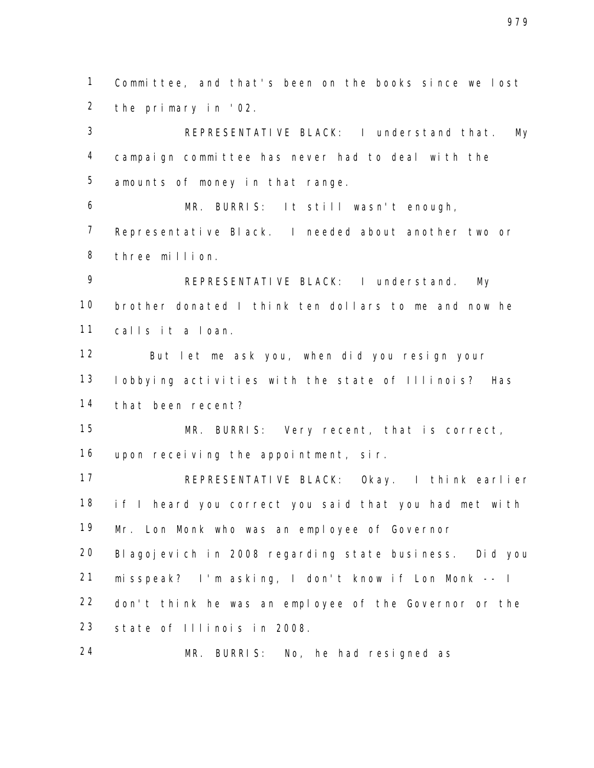Committee, and that's been on the books since we lost the primary in '02.

REPRESENTATIVE BLACK: I understand that. My campaign committee has never had to deal with the amounts of money in that range.

MR. BURRIS: It still wasn't enough, Representative Black. I needed about another two or three million.

REPRESENTATIVE BLACK: I understand. My brother donated I think ten dollars to me and now he calls it a loan.

But let me ask you, when did you resign your lobbying activities with the state of Illinois? Has that been recent?

MR. BURRIS: Very recent, that is correct, upon receiving the appointment, sir.

REPRESENTATIVE BLACK: Okay. I think earlier if I heard you correct you said that you had met with Mr. Lon Monk who was an employee of Governor Blagojevich in 2008 regarding state business. Did you misspeak? I'm asking, I don't know if Lon Monk -- I don't think he was an employee of the Governor or the state of Illinois in 2008.

MR. BURRIS: No, he had resigned as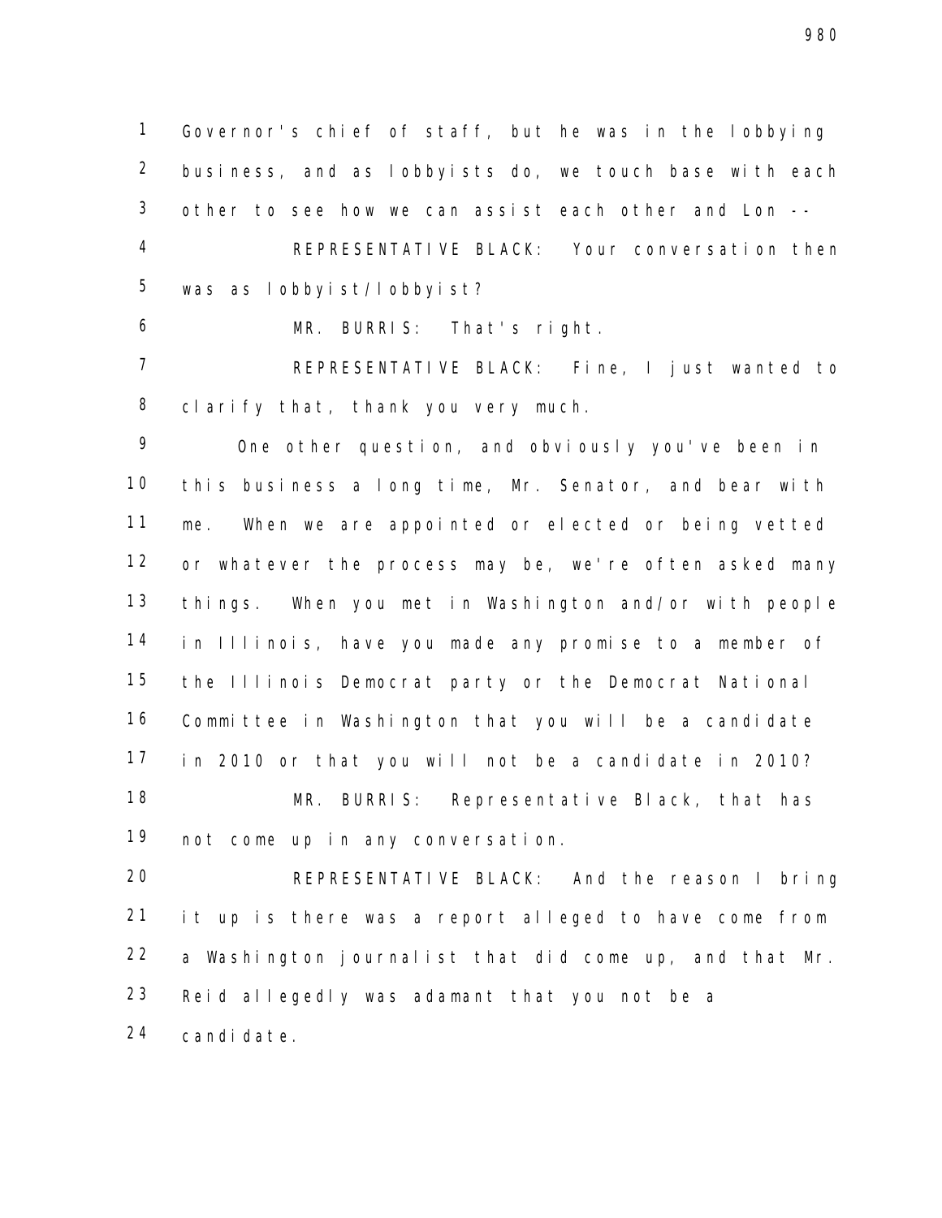Governor's chief of staff, but he was in the lobbying business, and as lobbyists do, we touch base with each other to see how we can assist each other and Lon --

REPRESENTATIVE BLACK: Your conversation then was as lobbyist/lobbyist?

MR. BURRIS: That's right.

REPRESENTATIVE BLACK: Fine, I just wanted to clarify that, thank you very much.

One other question, and obviously you've been in this business a long time, Mr. Senator, and bear with me. When we are appointed or elected or being vetted or whatever the process may be, we're often asked many things. When you met in Washington and/or with people in Illinois, have you made any promise to a member of the Illinois Democrat party or the Democrat National Committee in Washington that you will be a candidate in 2010 or that you will not be a candidate in 2010?

MR. BURRIS: Representative Black, that has not come up in any conversation.

REPRESENTATIVE BLACK: And the reason I bring it up is there was a report alleged to have come from a Washington journalist that did come up, and that Mr. Reid allegedly was adamant that you not be a candidate.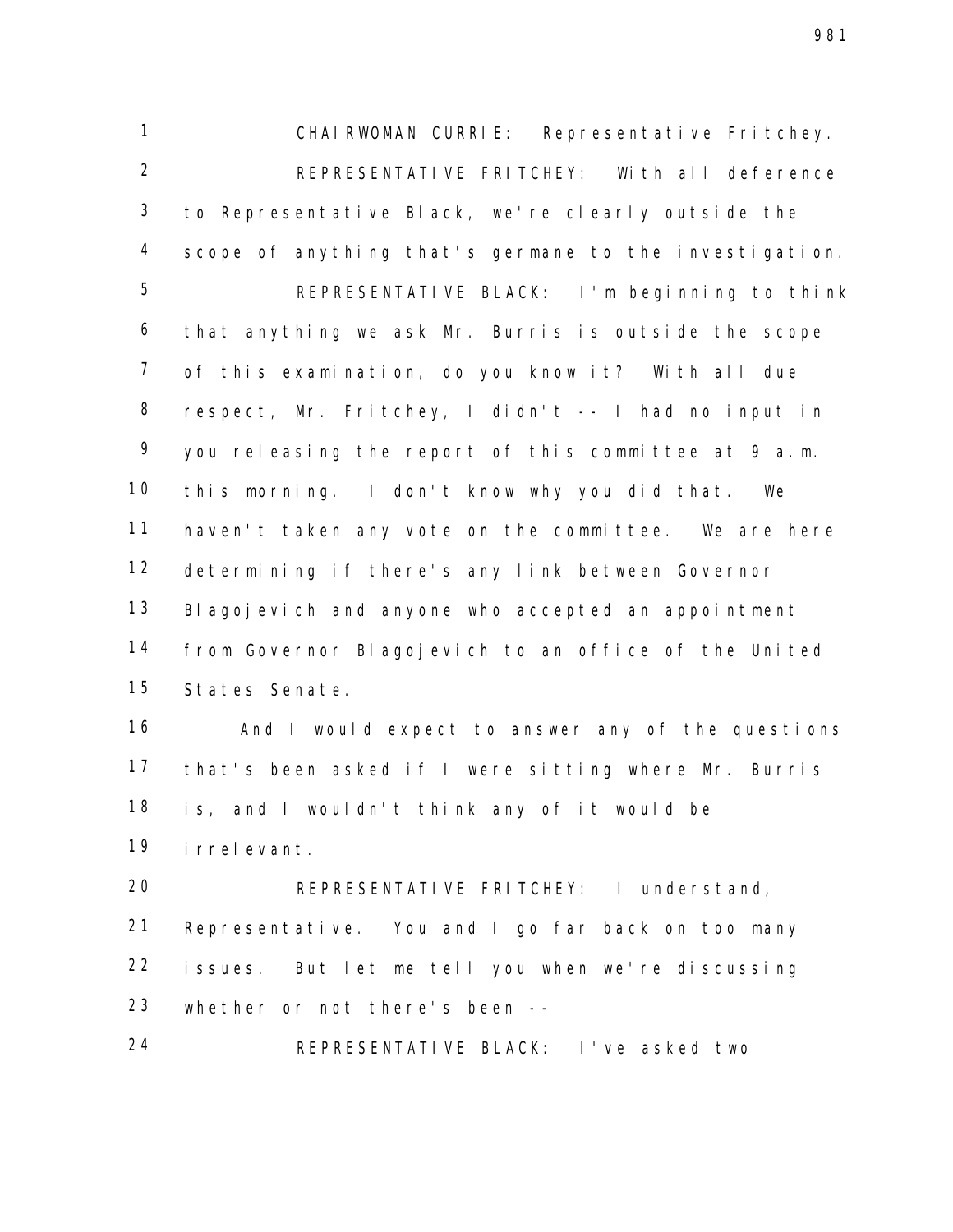CHAIRWOMAN CURRIE: Representative Fritchey.

REPRESENTATIVE FRITCHEY: With all deference to Representative Black, we're clearly outside the scope of anything that's germane to the investigation.

REPRESENTATIVE BLACK: I'm beginning to think that anything we ask Mr. Burris is outside the scope of this examination, do you know it? With all due respect, Mr. Fritchey, I didn't -- I had no input in you releasing the report of this committee at 9 a.m. this morning. I don't know why you did that. We haven't taken any vote on the committee. We are here determining if there's any link between Governor Blagojevich and anyone who accepted an appointment from Governor Blagojevich to an office of the United States Senate.

And I would expect to answer any of the questions that's been asked if I were sitting where Mr. Burris is, and I wouldn't think any of it would be irrelevant.

REPRESENTATIVE FRITCHEY: I understand, Representative. You and I go far back on too many issues. But let me tell you when we're discussing whether or not there's been --

REPRESENTATIVE BLACK: I've asked two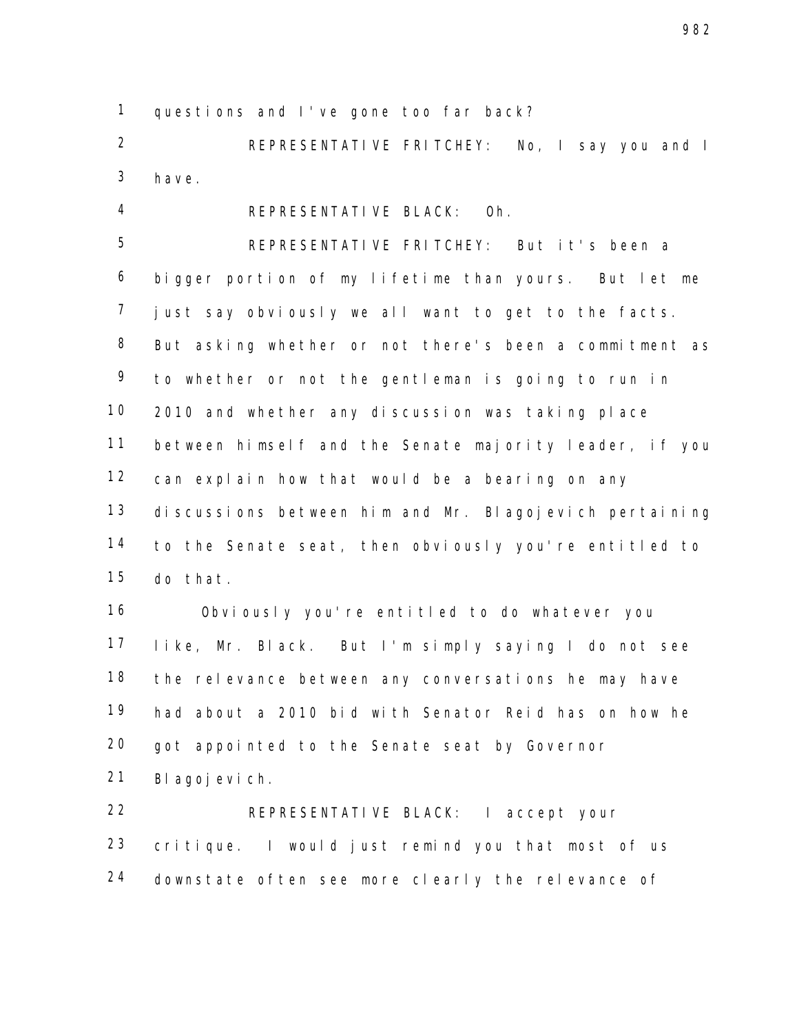questions and I've gone too far back?

REPRESENTATIVE FRITCHEY: No, I say you and I have.

REPRESENTATIVE BLACK: Oh.

REPRESENTATIVE FRITCHEY: But it's been a bigger portion of my lifetime than yours. But let me just say obviously we all want to get to the facts. But asking whether or not there's been a commitment as to whether or not the gentleman is going to run in 2010 and whether any discussion was taking place between himself and the Senate majority leader, if you can explain how that would be a bearing on any discussions between him and Mr. Blagojevich pertaining to the Senate seat, then obviously you're entitled to do that.

Obviously you're entitled to do whatever you like, Mr. Black. But I'm simply saying I do not see the relevance between any conversations he may have had about a 2010 bid with Senator Reid has on how he got appointed to the Senate seat by Governor Blagojevich.

REPRESENTATIVE BLACK: I accept your critique. I would just remind you that most of us downstate often see more clearly the relevance of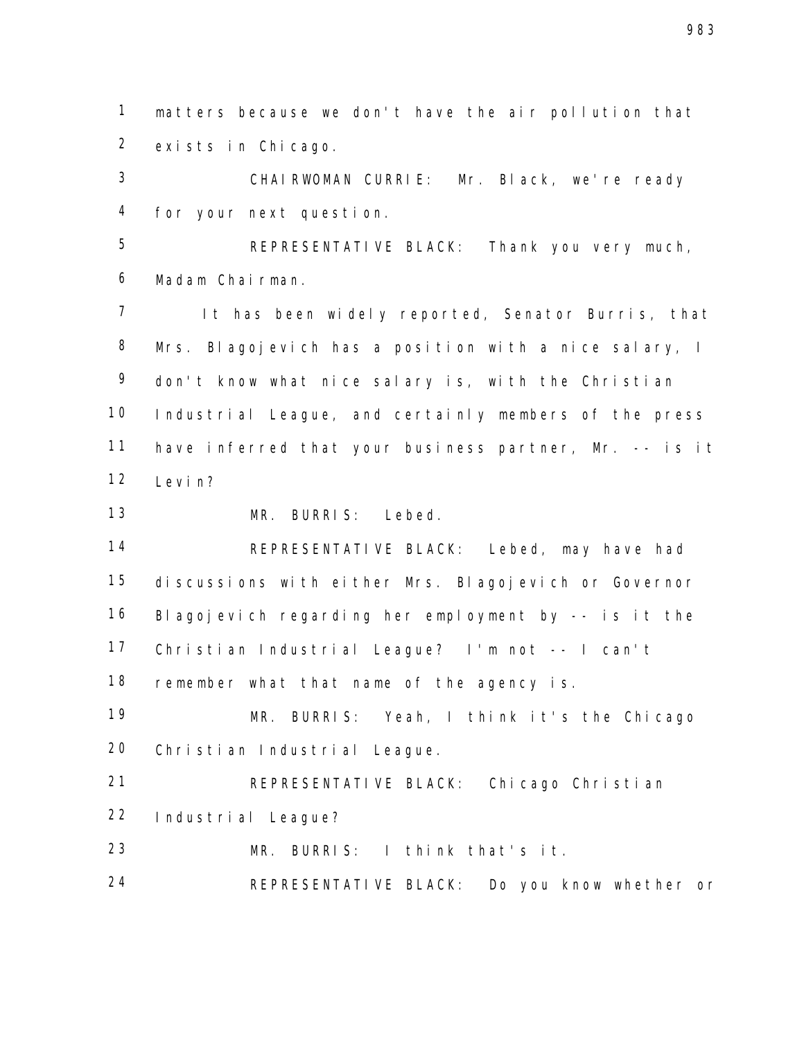matters because we don't have the air pollution that exists in Chicago.

CHAIRWOMAN CURRIE: Mr. Black, we're ready for your next question.

REPRESENTATIVE BLACK: Thank you very much, Madam Chairman.

It has been widely reported, Senator Burris, that Mrs. Blagojevich has a position with a nice salary, I don't know what nice salary is, with the Christian Industrial League, and certainly members of the press have inferred that your business partner, Mr. -- is it Levin?

MR. BURRIS: Lebed.

REPRESENTATIVE BLACK: Lebed, may have had discussions with either Mrs. Blagojevich or Governor Blagojevich regarding her employment by -- is it the Christian Industrial League? I'm not -- I can't remember what that name of the agency is.

MR. BURRIS: Yeah, I think it's the Chicago Christian Industrial League.

REPRESENTATIVE BLACK: Chicago Christian Industrial League?

MR. BURRIS: I think that's it.

REPRESENTATIVE BLACK: Do you know whether or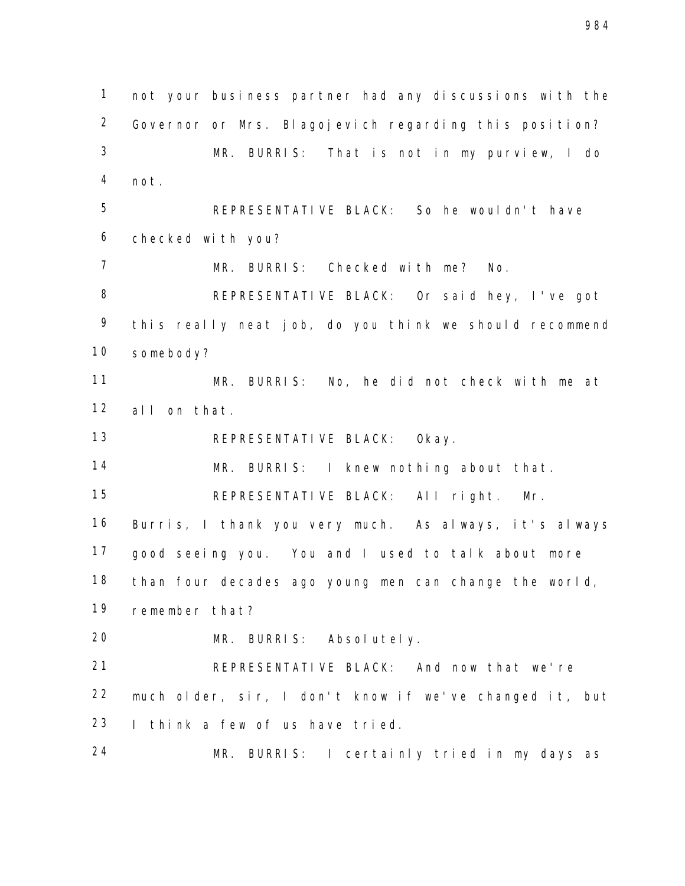not your business partner had any discussions with the Governor or Mrs. Blagojevich regarding this position?

MR. BURRIS: That is not in my purview, I do not.

REPRESENTATIVE BLACK: So he wouldn't have checked with you?

MR. BURRIS: Checked with me? No.

REPRESENTATIVE BLACK: Or said hey, I've got this really neat job, do you think we should recommend somebody?

MR. BURRIS: No, he did not check with me at all on that.

REPRESENTATIVE BLACK: Okay.

MR. BURRIS: I knew nothing about that.

REPRESENTATIVE BLACK: All right. Mr. Burris, I thank you very much. As always, it's always good seeing you. You and I used to talk about more than four decades ago young men can change the world, remember that?

MR. BURRIS: Absolutely.

REPRESENTATIVE BLACK: And now that we're much older, sir, I don't know if we've changed it, but I think a few of us have tried.

MR. BURRIS: I certainly tried in my days as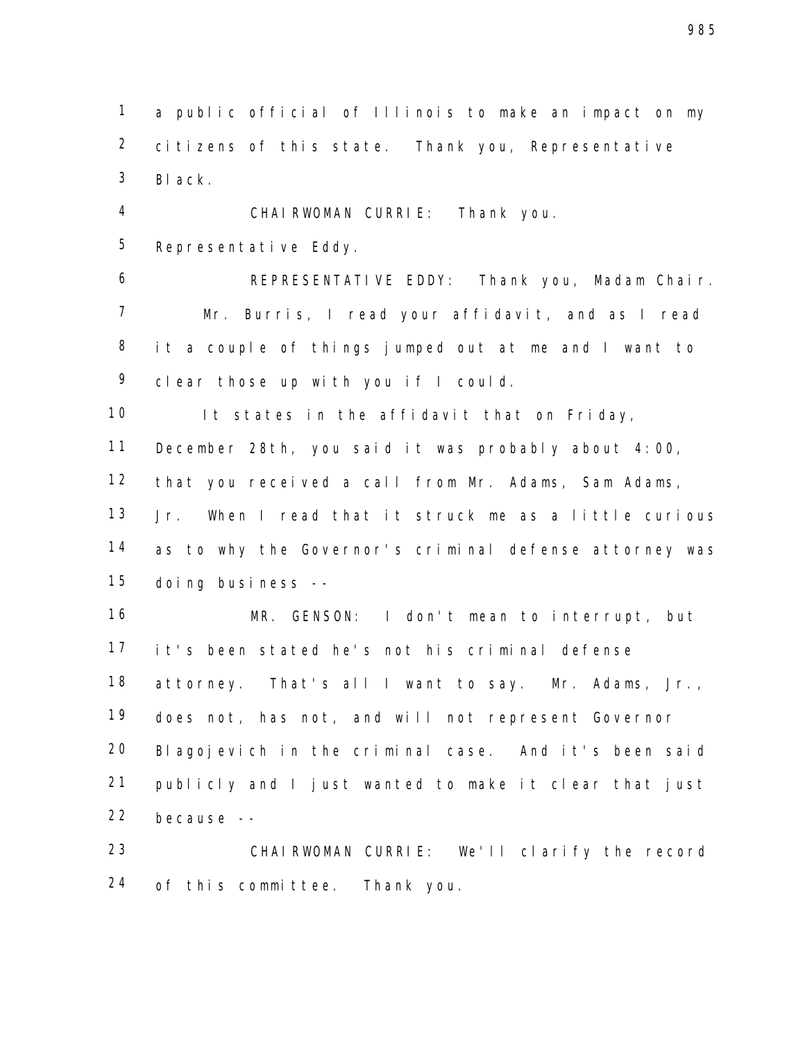a public official of Illinois to make an impact on my citizens of this state. Thank you, Representative Black.

CHAIRWOMAN CURRIE: Thank you. Representative Eddy.

REPRESENTATIVE EDDY: Thank you, Madam Chair.

Mr. Burris, I read your affidavit, and as I read it a couple of things jumped out at me and I want to clear those up with you if I could.

It states in the affidavit that on Friday, December 28th, you said it was probably about 4:00, that you received a call from Mr. Adams, Sam Adams, Jr. When I read that it struck me as a little curious as to why the Governor's criminal defense attorney was doing business --

MR. GENSON: I don't mean to interrupt, but it's been stated he's not his criminal defense attorney. That's all I want to say. Mr. Adams, Jr., does not, has not, and will not represent Governor Blagojevich in the criminal case. And it's been said publicly and I just wanted to make it clear that just because --

CHAIRWOMAN CURRIE: We'll clarify the record of this committee. Thank you.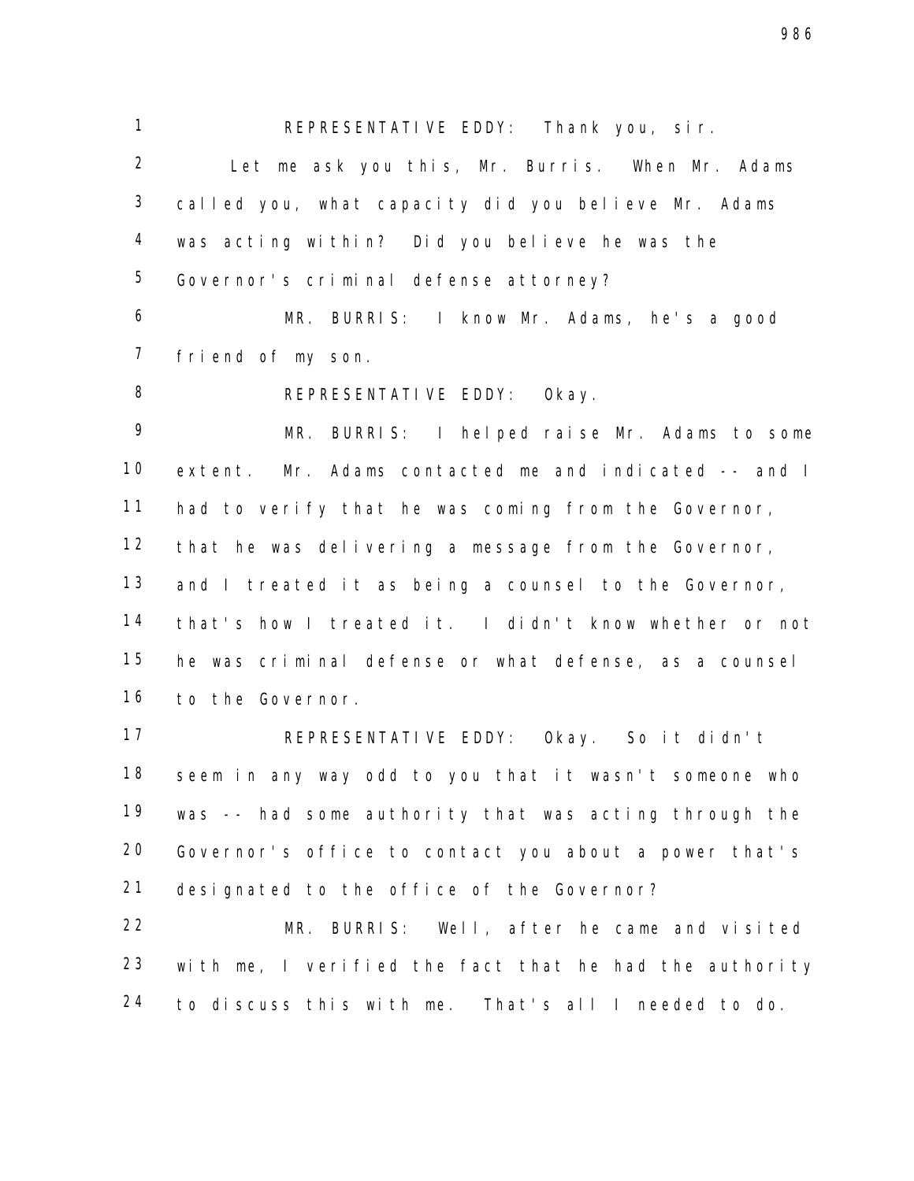REPRESENTATIVE EDDY: Thank you, sir.

Let me ask you this, Mr. Burris. When Mr. Adams called you, what capacity did you believe Mr. Adams was acting within? Did you believe he was the Governor's criminal defense attorney?

MR. BURRIS: I know Mr. Adams, he's a good friend of my son.

REPRESENTATIVE EDDY: Okay.

MR. BURRIS: I helped raise Mr. Adams to some extent. Mr. Adams contacted me and indicated -- and I had to verify that he was coming from the Governor, that he was delivering a message from the Governor, and I treated it as being a counsel to the Governor, that's how I treated it. I didn't know whether or not he was criminal defense or what defense, as a counsel to the Governor.

REPRESENTATIVE EDDY: Okay. So it didn't seem in any way odd to you that it wasn't someone who was -- had some authority that was acting through the Governor's office to contact you about a power that's designated to the office of the Governor?

MR. BURRIS: Well, after he came and visited with me, I verified the fact that he had the authority to discuss this with me. That's all I needed to do.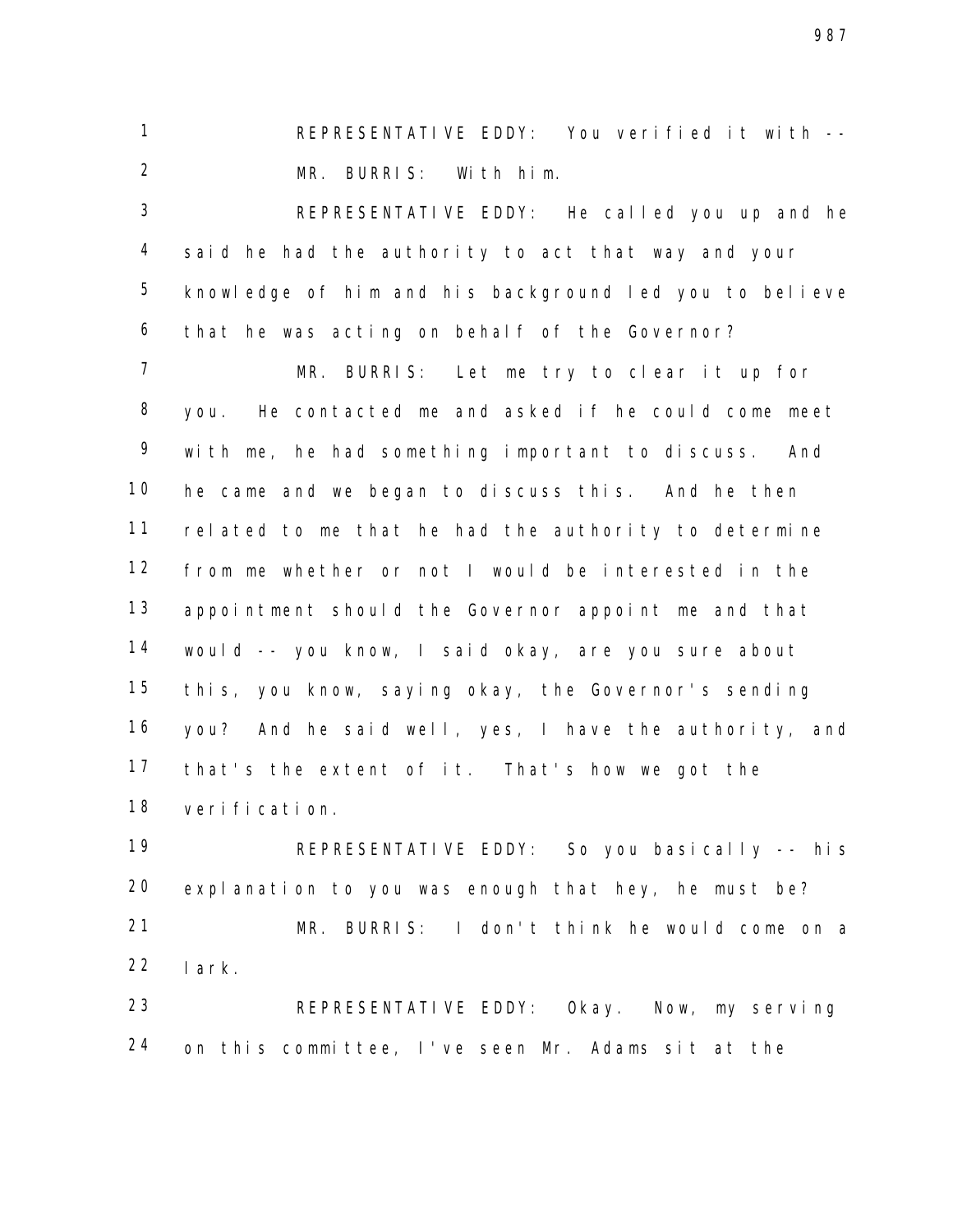REPRESENTATIVE EDDY: You verified it with --

MR. BURRIS: With him.

REPRESENTATIVE EDDY: He called you up and he said he had the authority to act that way and your knowledge of him and his background led you to believe that he was acting on behalf of the Governor?

MR. BURRIS: Let me try to clear it up for you. He contacted me and asked if he could come meet with me, he had something important to discuss. And he came and we began to discuss this. And he then related to me that he had the authority to determine from me whether or not I would be interested in the appointment should the Governor appoint me and that would -- you know, I said okay, are you sure about this, you know, saying okay, the Governor's sending you? And he said well, yes, I have the authority, and that's the extent of it. That's how we got the verification.

REPRESENTATIVE EDDY: So you basically -- his explanation to you was enough that hey, he must be?

MR. BURRIS: I don't think he would come on a lark.

REPRESENTATIVE EDDY: Okay. Now, my serving on this committee, I've seen Mr. Adams sit at the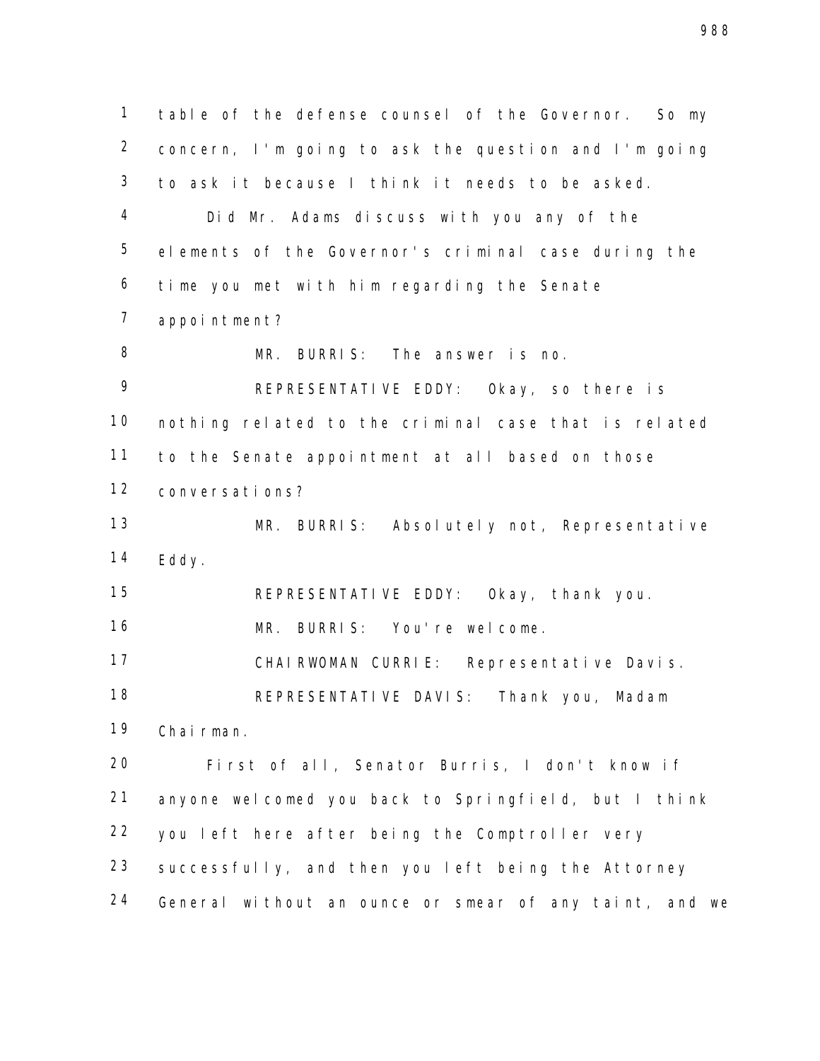table of the defense counsel of the Governor. So my concern, I'm going to ask the question and I'm going to ask it because I think it needs to be asked.

Did Mr. Adams discuss with you any of the elements of the Governor's criminal case during the time you met with him regarding the Senate appointment?

MR. BURRIS: The answer is no.

REPRESENTATIVE EDDY: Okay, so there is nothing related to the criminal case that is related to the Senate appointment at all based on those conversations?

MR. BURRIS: Absolutely not, Representative Eddy.

REPRESENTATIVE EDDY: Okay, thank you.

MR. BURRIS: You're welcome.

CHAIRWOMAN CURRIE: Representative Davis.

REPRESENTATIVE DAVIS: Thank you, Madam Chairman.

First of all, Senator Burris, I don't know if anyone welcomed you back to Springfield, but I think you left here after being the Comptroller very successfully, and then you left being the Attorney General without an ounce or smear of any taint, and we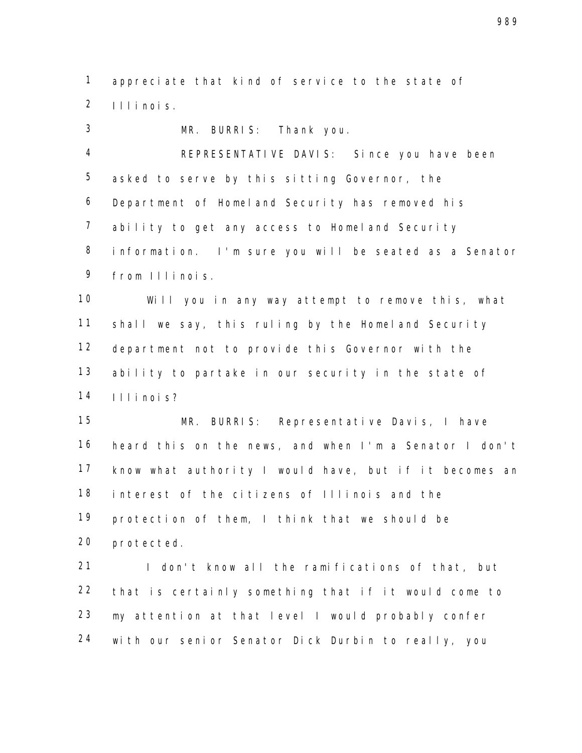appreciate that kind of service to the state of Illinois.

MR. BURRIS: Thank you.

REPRESENTATIVE DAVIS: Since you have been asked to serve by this sitting Governor, the Department of Homeland Security has removed his ability to get any access to Homeland Security information. I'm sure you will be seated as a Senator from Illinois.

Will you in any way attempt to remove this, what shall we say, this ruling by the Homeland Security department not to provide this Governor with the ability to partake in our security in the state of Illinois?

MR. BURRIS: Representative Davis, I have heard this on the news, and when I'm a Senator I don't know what authority I would have, but if it becomes an interest of the citizens of Illinois and the protection of them, I think that we should be protected.

I don't know all the ramifications of that, but that is certainly something that if it would come to my attention at that level I would probably confer with our senior Senator Dick Durbin to really, you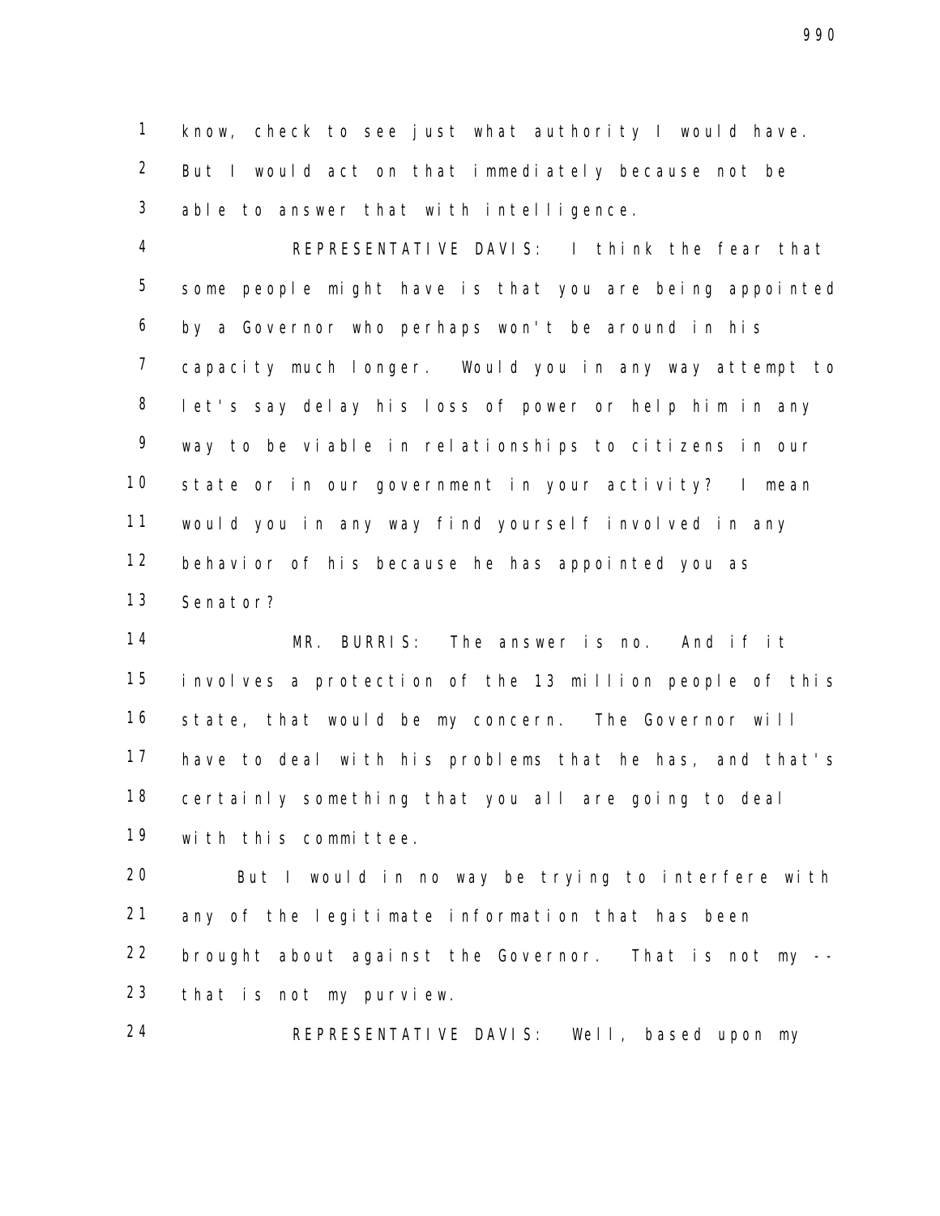know, check to see just what authority I would have. But I would act on that immediately because not be able to answer that with intelligence.

REPRESENTATIVE DAVIS: I think the fear that some people might have is that you are being appointed by a Governor who perhaps won't be around in his capacity much longer. Would you in any way attempt to let's say delay his loss of power or help him in any way to be viable in relationships to citizens in our state or in our government in your activity? I mean would you in any way find yourself involved in any behavior of his because he has appointed you as Senator?

MR. BURRIS: The answer is no. And if it involves a protection of the 13 million people of this state, that would be my concern. The Governor will have to deal with his problems that he has, and that's certainly something that you all are going to deal with this committee.

But I would in no way be trying to interfere with any of the legitimate information that has been brought about against the Governor. That is not my -- that is not my purview.

REPRESENTATIVE DAVIS: Well, based upon my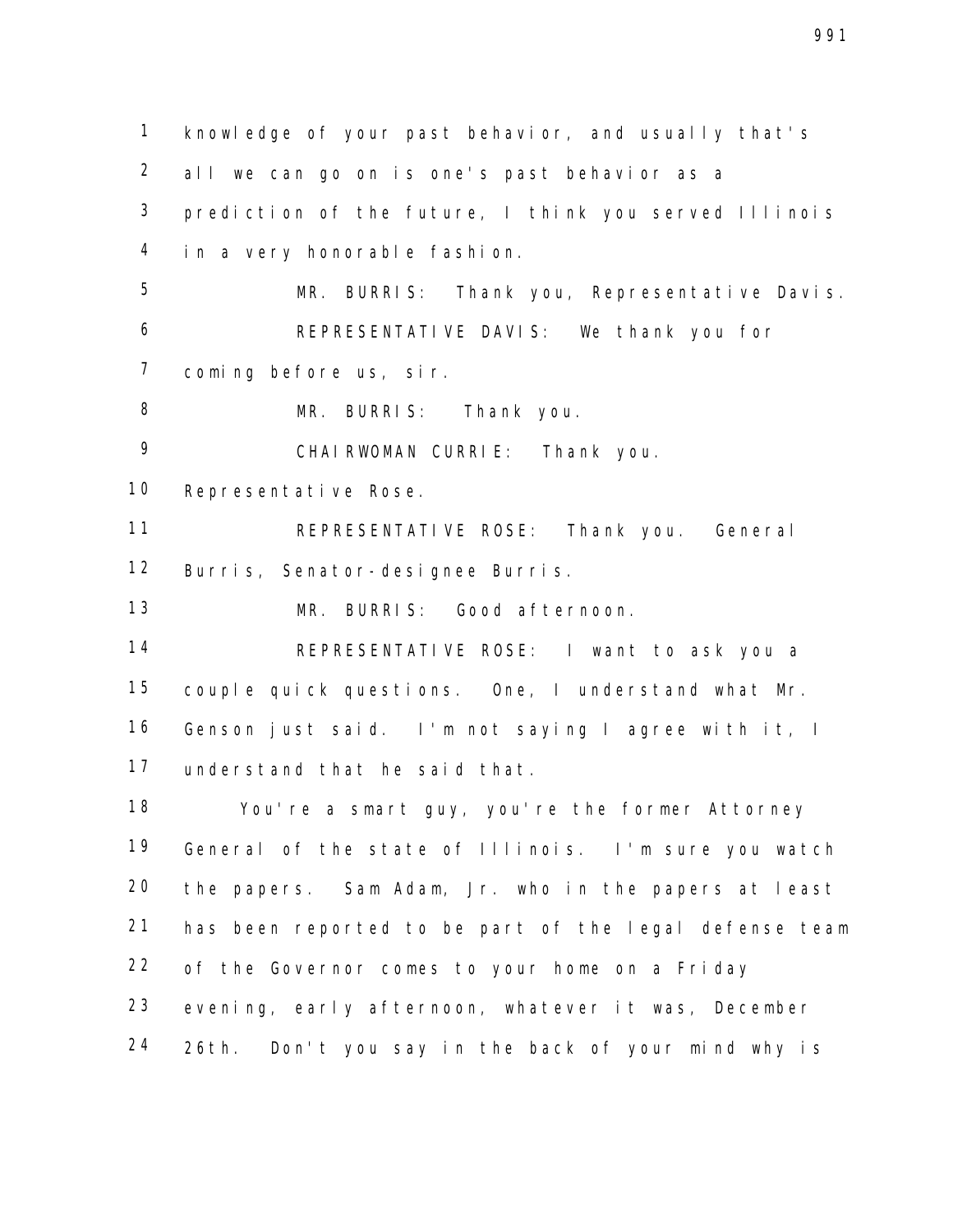knowledge of your past behavior, and usually that's all we can go on is one's past behavior as a prediction of the future, I think you served Illinois in a very honorable fashion.

MR. BURRIS: Thank you, Representative Davis.

REPRESENTATIVE DAVIS: We thank you for coming before us, sir.

MR. BURRIS: Thank you.

CHAIRWOMAN CURRIE: Thank you. Representative Rose.

REPRESENTATIVE ROSE: Thank you. General Burris, Senator-designee Burris.

MR. BURRIS: Good afternoon.

REPRESENTATIVE ROSE: I want to ask you a couple quick questions. One, I understand what Mr. Genson just said. I'm not saying I agree with it, I understand that he said that.

You're a smart guy, you're the former Attorney General of the state of Illinois. I'm sure you watch the papers. Sam Adam, Jr. who in the papers at least has been reported to be part of the legal defense team of the Governor comes to your home on a Friday evening, early afternoon, whatever it was, December 26th. Don't you say in the back of your mind why is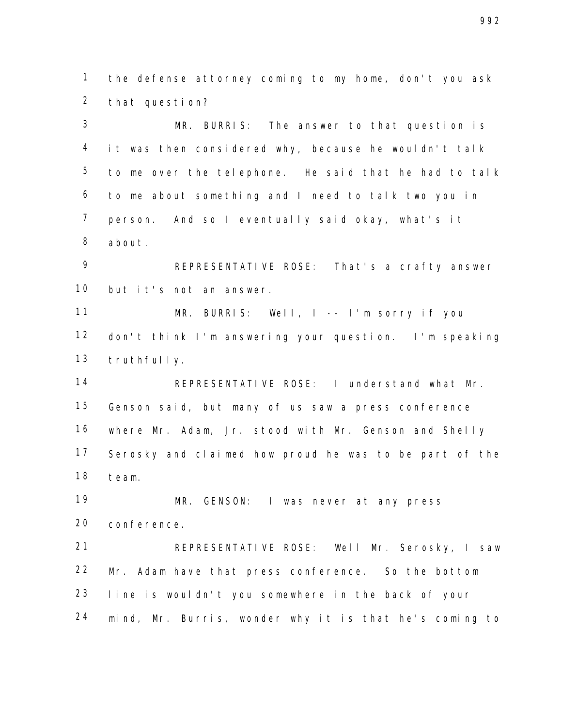the defense attorney coming to my home, don't you ask that question?

MR. BURRIS: The answer to that question is it was then considered why, because he wouldn't talk to me over the telephone. He said that he had to talk to me about something and I need to talk two you in person. And so I eventually said okay, what's it about.

REPRESENTATIVE ROSE: That's a crafty answer but it's not an answer.

MR. BURRIS: Well, I -- I'm sorry if you don't think I'm answering your question. I'm speaking truthfully.

REPRESENTATIVE ROSE: I understand what Mr. Genson said, but many of us saw a press conference where Mr. Adam, Jr. stood with Mr. Genson and Shelly Serosky and claimed how proud he was to be part of the team.

MR. GENSON: I was never at any press conference.

REPRESENTATIVE ROSE: Well Mr. Serosky, I saw Mr. Adam have that press conference. So the bottom line is wouldn't you somewhere in the back of your mind, Mr. Burris, wonder why it is that he's coming to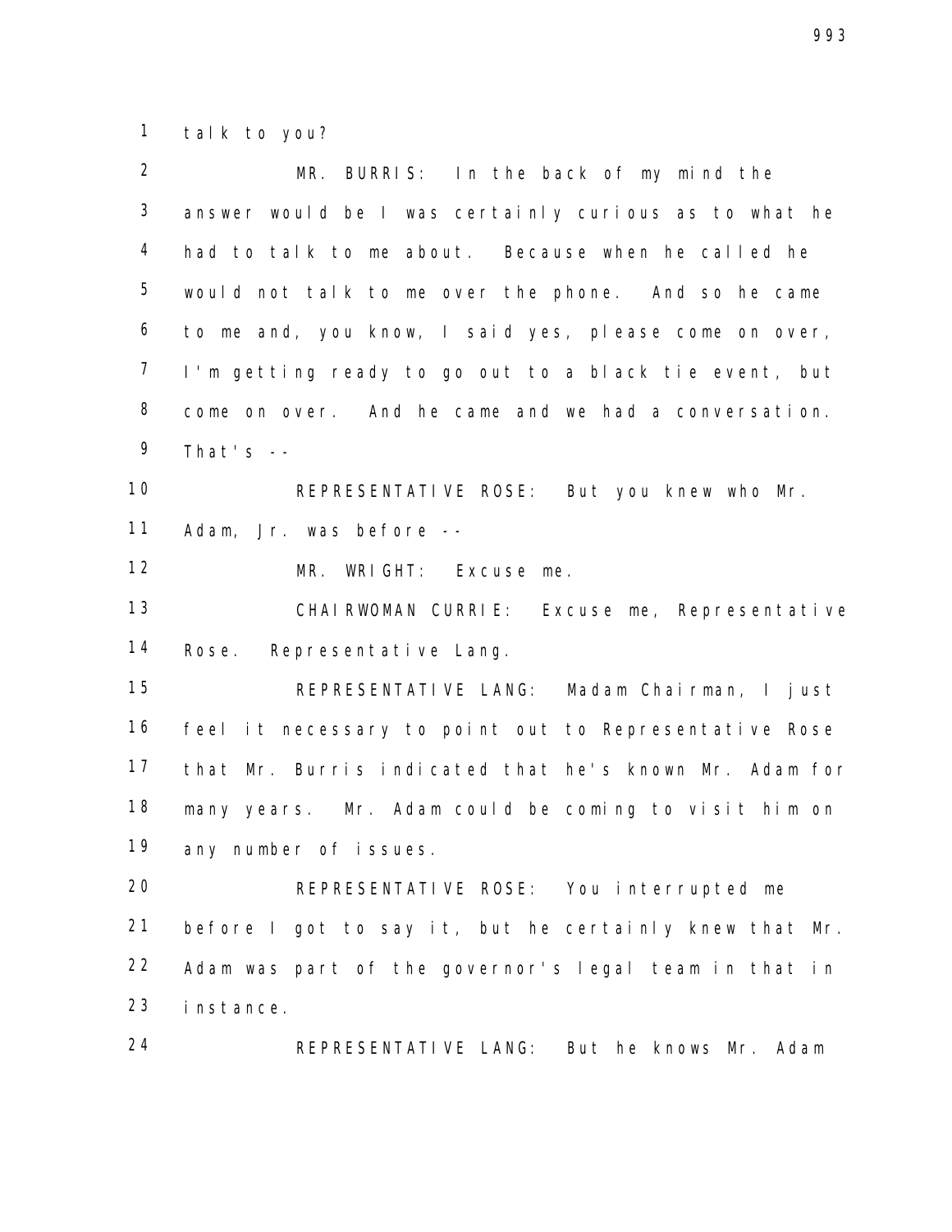talk to you?

MR. BURRIS: In the back of my mind the answer would be I was certainly curious as to what he had to talk to me about. Because when he called he would not talk to me over the phone. And so he came to me and, you know, I said yes, please come on over, I'm getting ready to go out to a black tie event, but come on over. And he came and we had a conversation. That's --

REPRESENTATIVE ROSE: But you knew who Mr. Adam, Jr. was before --

MR. WRIGHT: Excuse me.

CHAIRWOMAN CURRIE: Excuse me, Representative Rose. Representative Lang.

REPRESENTATIVE LANG: Madam Chairman, I just feel it necessary to point out to Representative Rose that Mr. Burris indicated that he's known Mr. Adam for many years. Mr. Adam could be coming to visit him on any number of issues.

REPRESENTATIVE ROSE: You interrupted me before I got to say it, but he certainly knew that Mr. Adam was part of the governor's legal team in that in instance.

REPRESENTATIVE LANG: But he knows Mr. Adam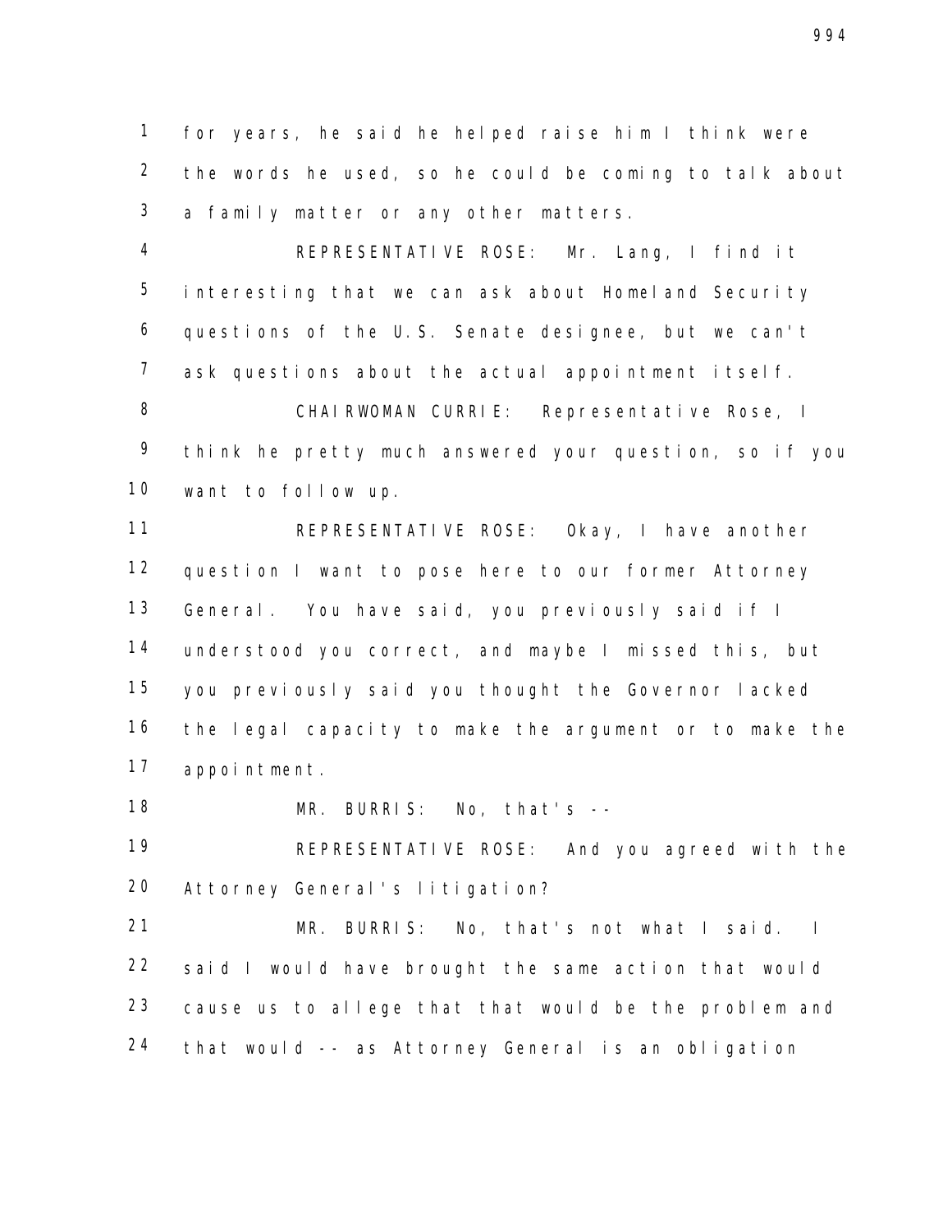1 for years, he said he helped raise him I think were
2 the words he used, so he could be coming to talk about
3 a family matter or any other matters.

4 REPRESENTATIVE ROSE: Mr. Lang, I find it
5 interesting that we can ask about Homeland Security
6 questions of the U.S. Senate designee, but we can't
7 ask questions about the actual appointment itself.

8 CHAIRWOMAN CURRIE: Representative Rose, I
9 think he pretty much answered your question, so if you
10 want to follow up.

11 REPRESENTATIVE ROSE: Okay, I have another
12 question I want to pose here to our former Attorney
13 General. You have said, you previously said if I
14 understood you correct, and maybe I missed this, but
15 you previously said you thought the Governor lacked
16 the legal capacity to make the argument or to make the
17 appointment.

18 MR. BURRIS: No, that's --

19 REPRESENTATIVE ROSE: And you agreed with the
20 Attorney General's litigation?

21 MR. BURRIS: No, that's not what I said. I
22 said I would have brought the same action that would
23 cause us to allege that that would be the problem and
24 that would -- as Attorney General is an obligation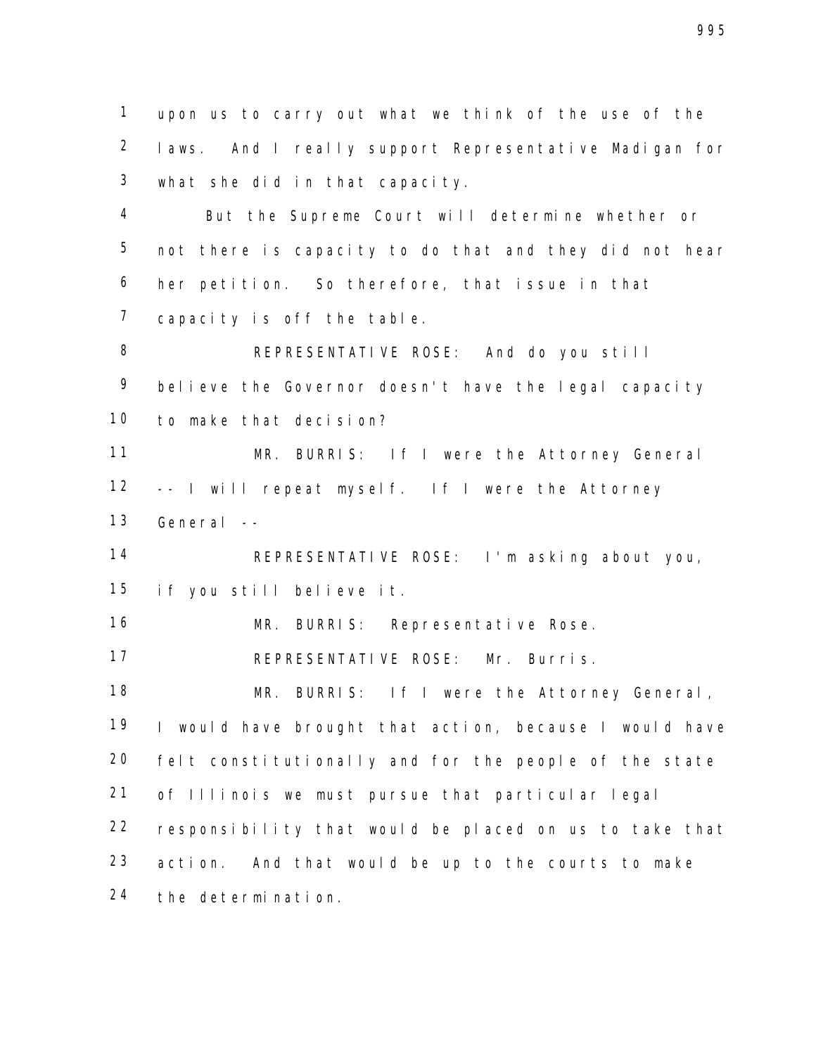upon us to carry out what we think of the use of the laws. And I really support Representative Madigan for what she did in that capacity.

But the Supreme Court will determine whether or not there is capacity to do that and they did not hear her petition. So therefore, that issue in that capacity is off the table.

REPRESENTATIVE ROSE: And do you still believe the Governor doesn't have the legal capacity to make that decision?

MR. BURRIS: If I were the Attorney General -- I will repeat myself. If I were the Attorney General --

REPRESENTATIVE ROSE: I'm asking about you, if you still believe it.

MR. BURRIS: Representative Rose.

REPRESENTATIVE ROSE: Mr. Burris.

MR. BURRIS: If I were the Attorney General, I would have brought that action, because I would have felt constitutionally and for the people of the state of Illinois we must pursue that particular legal responsibility that would be placed on us to take that action. And that would be up to the courts to make the determination.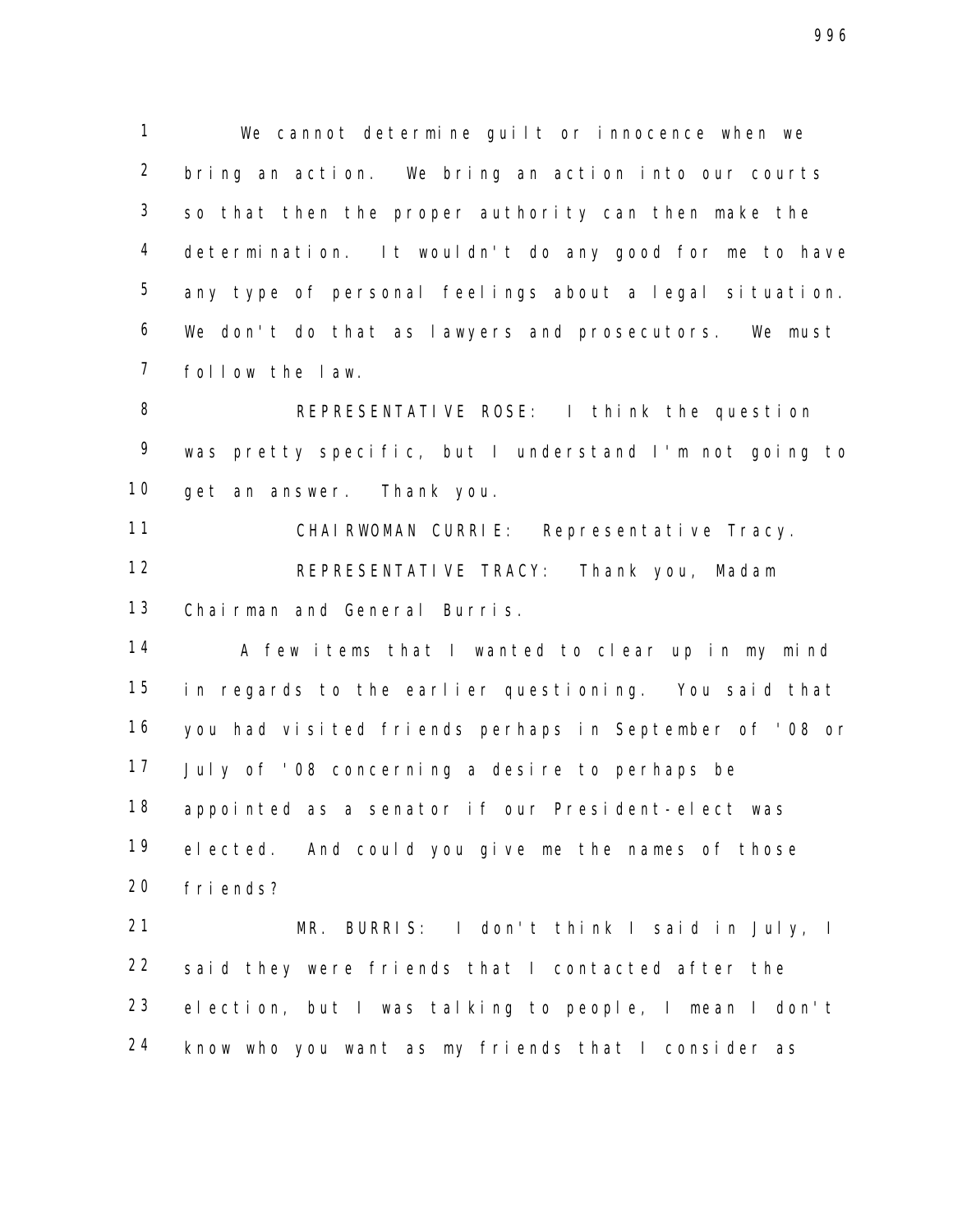We cannot determine guilt or innocence when we bring an action. We bring an action into our courts so that then the proper authority can then make the determination. It wouldn't do any good for me to have any type of personal feelings about a legal situation. We don't do that as lawyers and prosecutors. We must follow the law.

REPRESENTATIVE ROSE: I think the question was pretty specific, but I understand I'm not going to get an answer. Thank you.

CHAIRWOMAN CURRIE: Representative Tracy.

REPRESENTATIVE TRACY: Thank you, Madam Chairman and General Burris.

A few items that I wanted to clear up in my mind in regards to the earlier questioning. You said that you had visited friends perhaps in September of '08 or July of '08 concerning a desire to perhaps be appointed as a senator if our President-elect was elected. And could you give me the names of those friends?

MR. BURRIS: I don't think I said in July, I said they were friends that I contacted after the election, but I was talking to people, I mean I don't know who you want as my friends that I consider as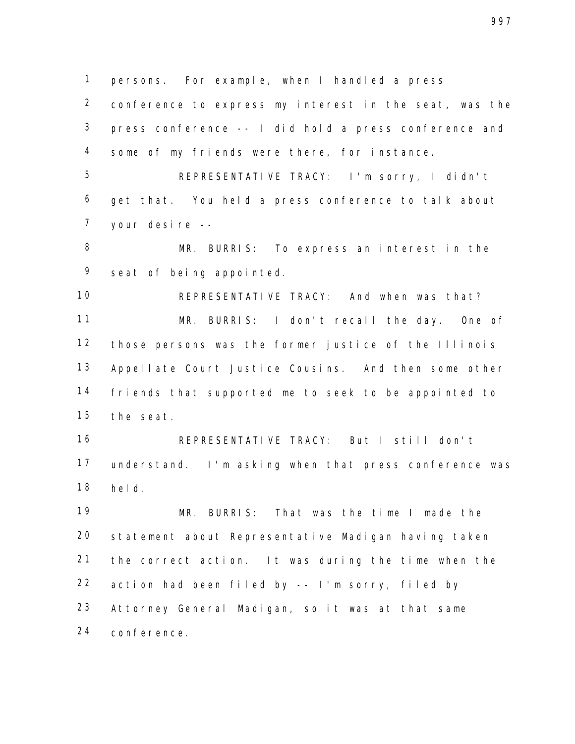persons. For example, when I handled a press conference to express my interest in the seat, was the press conference -- I did hold a press conference and some of my friends were there, for instance.

REPRESENTATIVE TRACY: I'm sorry, I didn't get that. You held a press conference to talk about your desire --

MR. BURRIS: To express an interest in the seat of being appointed.

REPRESENTATIVE TRACY: And when was that?

MR. BURRIS: I don't recall the day. One of those persons was the former justice of the Illinois Appellate Court Justice Cousins. And then some other friends that supported me to seek to be appointed to the seat.

REPRESENTATIVE TRACY: But I still don't understand. I'm asking when that press conference was held.

MR. BURRIS: That was the time I made the statement about Representative Madigan having taken the correct action. It was during the time when the action had been filed by -- I'm sorry, filed by Attorney General Madigan, so it was at that same conference.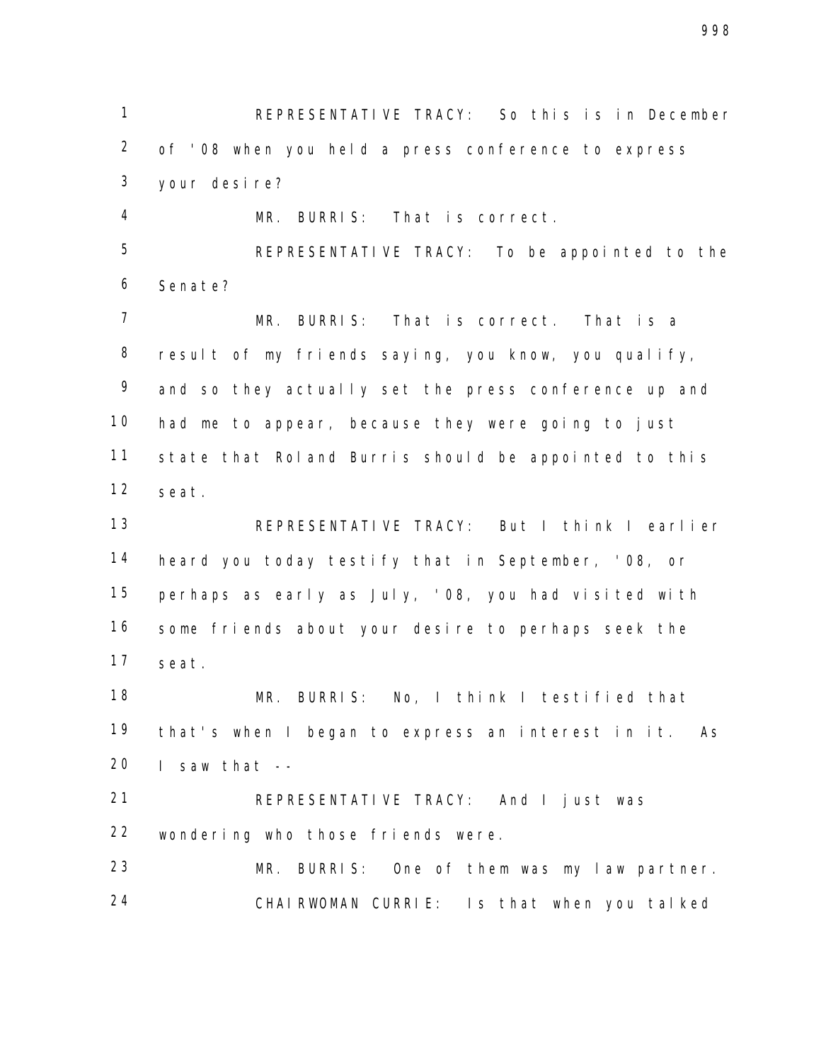REPRESENTATIVE TRACY: So this is in December of '08 when you held a press conference to express your desire?

MR. BURRIS: That is correct.

REPRESENTATIVE TRACY: To be appointed to the Senate?

MR. BURRIS: That is correct. That is a result of my friends saying, you know, you qualify, and so they actually set the press conference up and had me to appear, because they were going to just state that Roland Burris should be appointed to this seat.

REPRESENTATIVE TRACY: But I think I earlier heard you today testify that in September, '08, or perhaps as early as July, '08, you had visited with some friends about your desire to perhaps seek the seat.

MR. BURRIS: No, I think I testified that that's when I began to express an interest in it. As I saw that --

REPRESENTATIVE TRACY: And I just was wondering who those friends were.

MR. BURRIS: One of them was my law partner.

CHAIRWOMAN CURRIE: Is that when you talked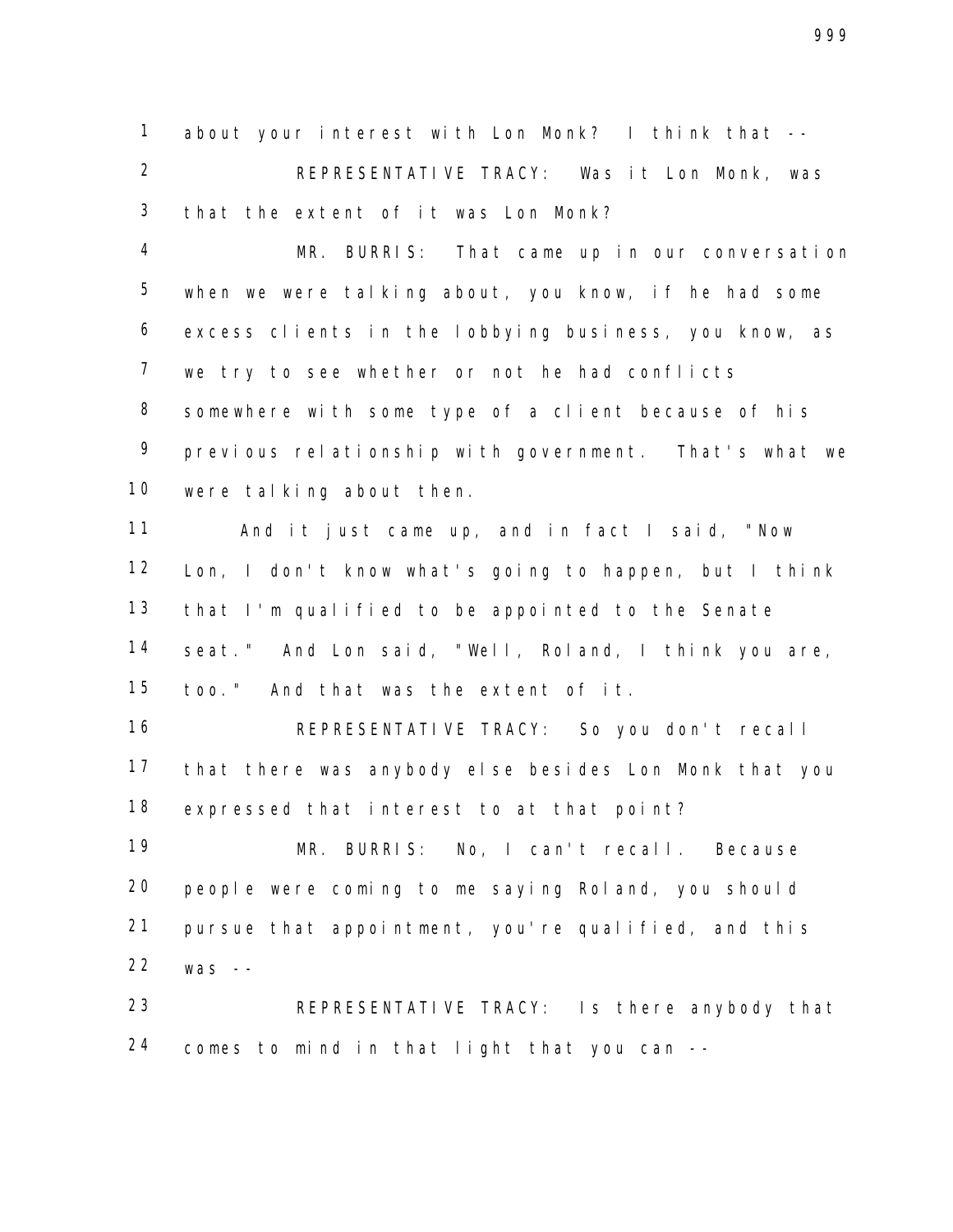about your interest with Lon Monk? I think that --

REPRESENTATIVE TRACY: Was it Lon Monk, was that the extent of it was Lon Monk?

MR. BURRIS: That came up in our conversation when we were talking about, you know, if he had some excess clients in the lobbying business, you know, as we try to see whether or not he had conflicts somewhere with some type of a client because of his previous relationship with government. That's what we were talking about then.

And it just came up, and in fact I said, "Now Lon, I don't know what's going to happen, but I think that I'm qualified to be appointed to the Senate seat." And Lon said, "Well, Roland, I think you are, too." And that was the extent of it.

REPRESENTATIVE TRACY: So you don't recall that there was anybody else besides Lon Monk that you expressed that interest to at that point?

MR. BURRIS: No, I can't recall. Because people were coming to me saying Roland, you should pursue that appointment, you're qualified, and this was --

REPRESENTATIVE TRACY: Is there anybody that comes to mind in that light that you can --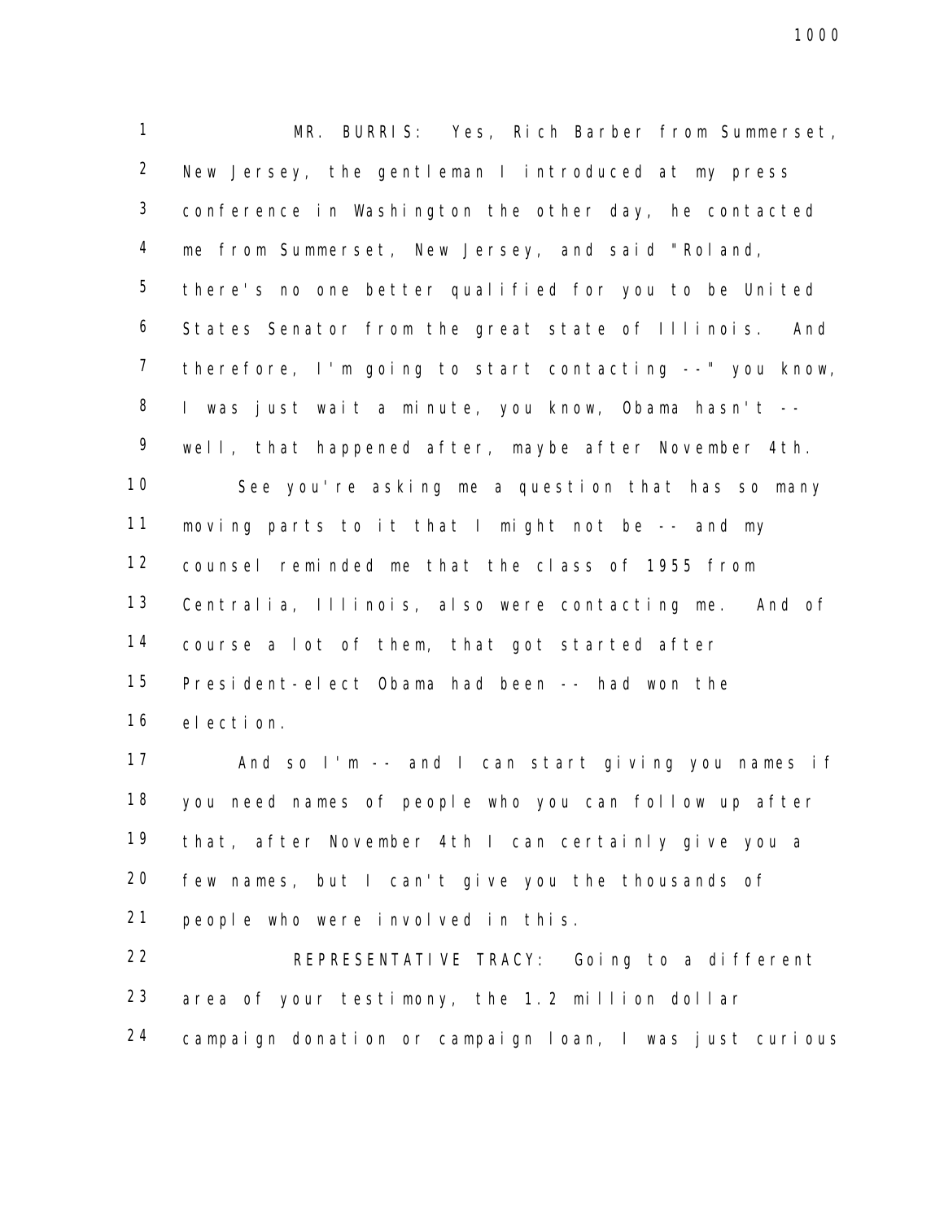MR. BURRIS: Yes, Rich Barber from Summerset, New Jersey, the gentleman I introduced at my press conference in Washington the other day, he contacted me from Summerset, New Jersey, and said "Roland, there's no one better qualified for you to be United States Senator from the great state of Illinois. And therefore, I'm going to start contacting --" you know, I was just wait a minute, you know, Obama hasn't -- well, that happened after, maybe after November 4th.

See you're asking me a question that has so many moving parts to it that I might not be -- and my counsel reminded me that the class of 1955 from Centralia, Illinois, also were contacting me. And of course a lot of them, that got started after President-elect Obama had been -- had won the election.

And so I'm -- and I can start giving you names if you need names of people who you can follow up after that, after November 4th I can certainly give you a few names, but I can't give you the thousands of people who were involved in this.

REPRESENTATIVE TRACY: Going to a different area of your testimony, the 1.2 million dollar campaign donation or campaign loan, I was just curious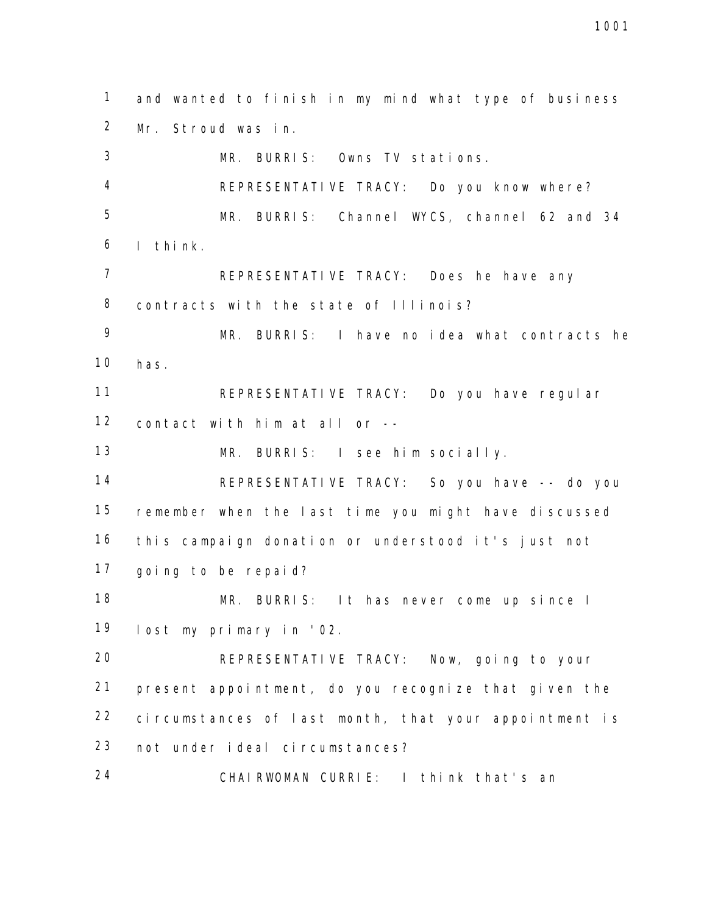1 and wanted to finish in my mind what type of business
2 Mr. Stroud was in.

3 MR. BURRIS: Owns TV stations.

4 REPRESENTATIVE TRACY: Do you know where?

5 MR. BURRIS: Channel WYCS, channel 62 and 34
6 I think.

7 REPRESENTATIVE TRACY: Does he have any
8 contracts with the state of Illinois?

9 MR. BURRIS: I have no idea what contracts he
10 has.

11 REPRESENTATIVE TRACY: Do you have regular
12 contact with him at all or --

13 MR. BURRIS: I see him socially.

14 REPRESENTATIVE TRACY: So you have -- do you
15 remember when the last time you might have discussed
16 this campaign donation or understood it's just not
17 going to be repaid?

18 MR. BURRIS: It has never come up since I
19 lost my primary in '02.

20 REPRESENTATIVE TRACY: Now, going to your
21 present appointment, do you recognize that given the
22 circumstances of last month, that your appointment is
23 not under ideal circumstances?

24 CHAIRWOMAN CURRIE: I think that's an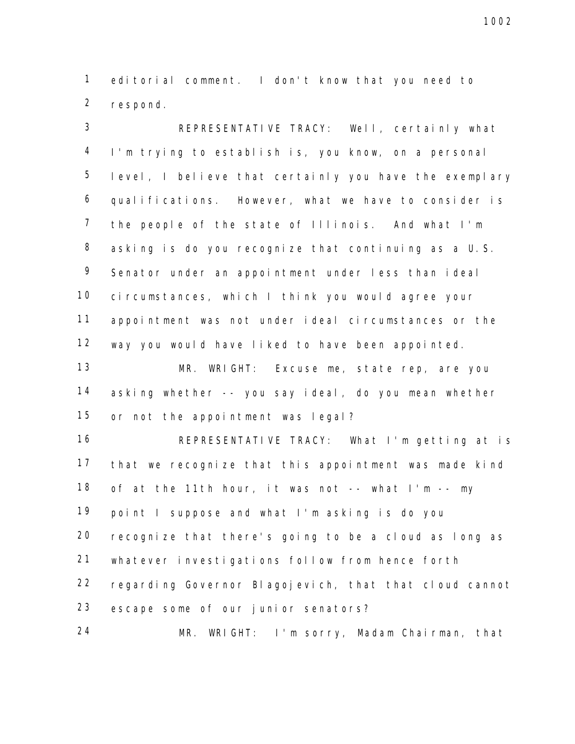editorial comment. I don't know that you need to respond.

REPRESENTATIVE TRACY: Well, certainly what I'm trying to establish is, you know, on a personal level, I believe that certainly you have the exemplary qualifications. However, what we have to consider is the people of the state of Illinois. And what I'm asking is do you recognize that continuing as a U.S. Senator under an appointment under less than ideal circumstances, which I think you would agree your appointment was not under ideal circumstances or the way you would have liked to have been appointed.

MR. WRIGHT: Excuse me, state rep, are you asking whether -- you say ideal, do you mean whether or not the appointment was legal?

REPRESENTATIVE TRACY: What I'm getting at is that we recognize that this appointment was made kind of at the 11th hour, it was not -- what I'm -- my point I suppose and what I'm asking is do you recognize that there's going to be a cloud as long as whatever investigations follow from hence forth regarding Governor Blagojevich, that that cloud cannot escape some of our junior senators?

MR. WRIGHT: I'm sorry, Madam Chairman, that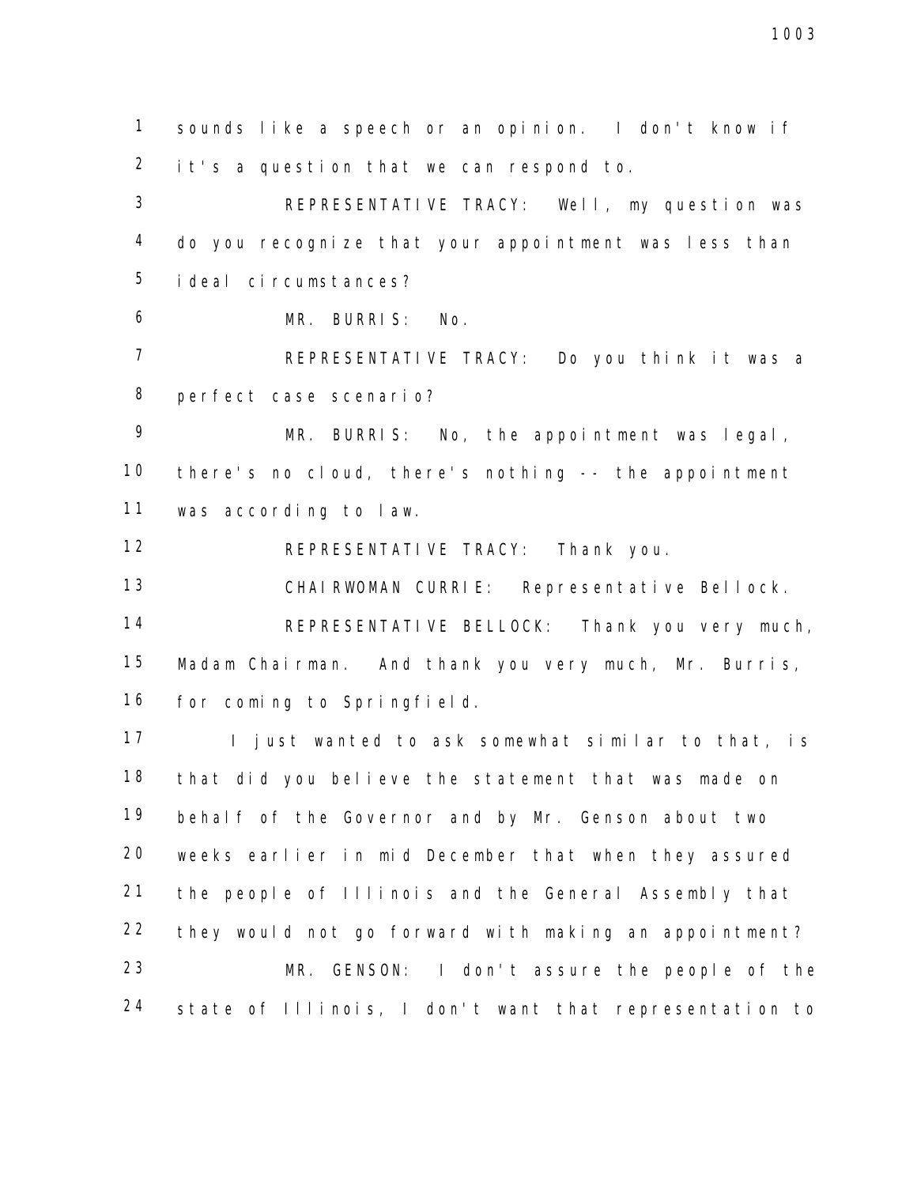sounds like a speech or an opinion. I don't know if it's a question that we can respond to.

REPRESENTATIVE TRACY: Well, my question was do you recognize that your appointment was less than ideal circumstances?

MR. BURRIS: No.

REPRESENTATIVE TRACY: Do you think it was a perfect case scenario?

MR. BURRIS: No, the appointment was legal, there's no cloud, there's nothing -- the appointment was according to law.

REPRESENTATIVE TRACY: Thank you.

CHAIRWOMAN CURRIE: Representative Bellock.

REPRESENTATIVE BELLOCK: Thank you very much, Madam Chairman. And thank you very much, Mr. Burris, for coming to Springfield.

I just wanted to ask somewhat similar to that, is that did you believe the statement that was made on behalf of the Governor and by Mr. Genson about two weeks earlier in mid December that when they assured the people of Illinois and the General Assembly that they would not go forward with making an appointment?

MR. GENSON: I don't assure the people of the state of Illinois, I don't want that representation to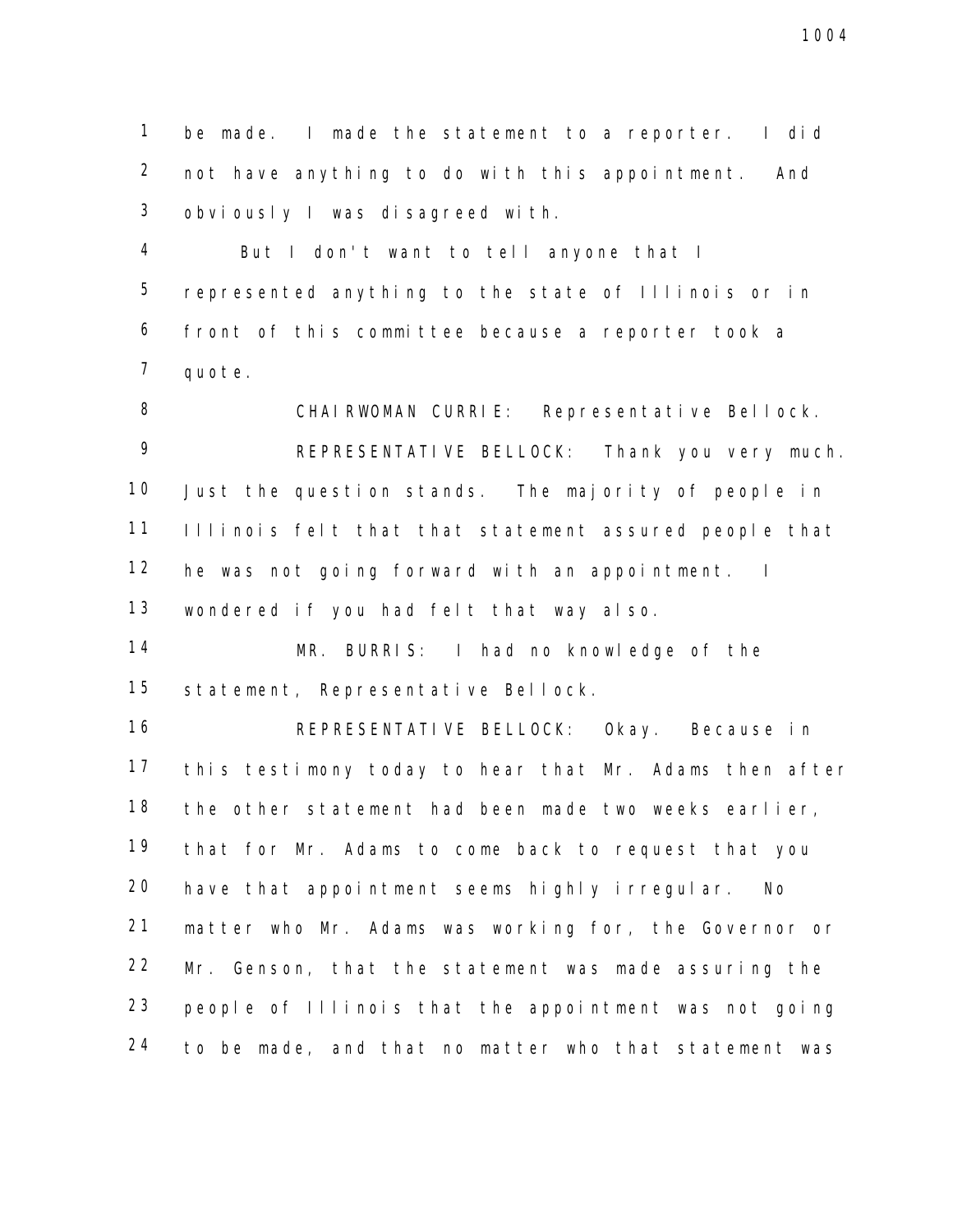be made. I made the statement to a reporter. I did not have anything to do with this appointment. And obviously I was disagreed with.

But I don't want to tell anyone that I represented anything to the state of Illinois or in front of this committee because a reporter took a quote.

CHAIRWOMAN CURRIE: Representative Bellock.

REPRESENTATIVE BELLOCK: Thank you very much. Just the question stands. The majority of people in Illinois felt that that statement assured people that he was not going forward with an appointment. I wondered if you had felt that way also.

MR. BURRIS: I had no knowledge of the statement, Representative Bellock.

REPRESENTATIVE BELLOCK: Okay. Because in this testimony today to hear that Mr. Adams then after the other statement had been made two weeks earlier, that for Mr. Adams to come back to request that you have that appointment seems highly irregular. No matter who Mr. Adams was working for, the Governor or Mr. Genson, that the statement was made assuring the people of Illinois that the appointment was not going to be made, and that no matter who that statement was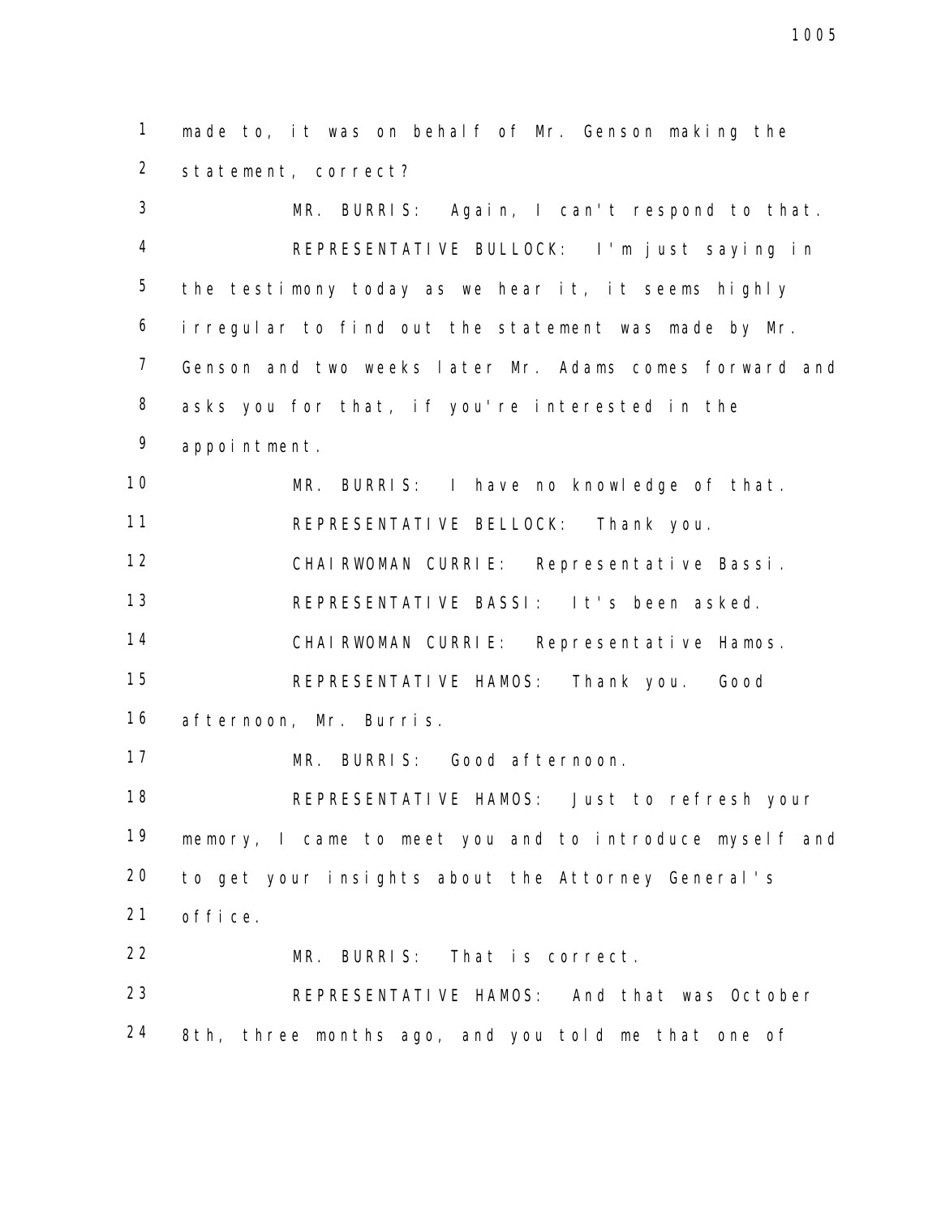made to, it was on behalf of Mr. Genson making the statement, correct?

MR. BURRIS: Again, I can't respond to that.

REPRESENTATIVE BULLOCK: I'm just saying in the testimony today as we hear it, it seems highly irregular to find out the statement was made by Mr. Genson and two weeks later Mr. Adams comes forward and asks you for that, if you're interested in the appointment.

MR. BURRIS: I have no knowledge of that.

REPRESENTATIVE BELLOCK: Thank you.

CHAIRWOMAN CURRIE: Representative Bassi.

REPRESENTATIVE BASSI: It's been asked.

CHAIRWOMAN CURRIE: Representative Hamos.

REPRESENTATIVE HAMOS: Thank you. Good afternoon, Mr. Burris.

MR. BURRIS: Good afternoon.

REPRESENTATIVE HAMOS: Just to refresh your memory, I came to meet you and to introduce myself and to get your insights about the Attorney General's office.

MR. BURRIS: That is correct.

REPRESENTATIVE HAMOS: And that was October 8th, three months ago, and you told me that one of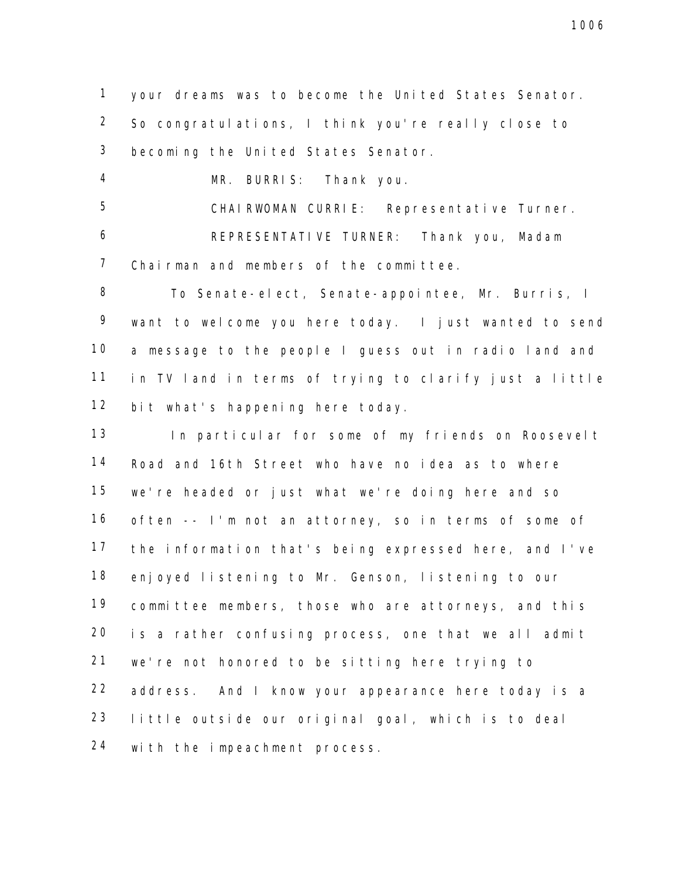your dreams was to become the United States Senator. So congratulations, I think you're really close to becoming the United States Senator.

MR. BURRIS: Thank you.

CHAIRWOMAN CURRIE: Representative Turner.

REPRESENTATIVE TURNER: Thank you, Madam Chairman and members of the committee.

To Senate-elect, Senate-appointee, Mr. Burris, I want to welcome you here today. I just wanted to send a message to the people I guess out in radio land and in TV land in terms of trying to clarify just a little bit what's happening here today.

In particular for some of my friends on Roosevelt Road and 16th Street who have no idea as to where we're headed or just what we're doing here and so often -- I'm not an attorney, so in terms of some of the information that's being expressed here, and I've enjoyed listening to Mr. Genson, listening to our committee members, those who are attorneys, and this is a rather confusing process, one that we all admit we're not honored to be sitting here trying to address. And I know your appearance here today is a little outside our original goal, which is to deal with the impeachment process.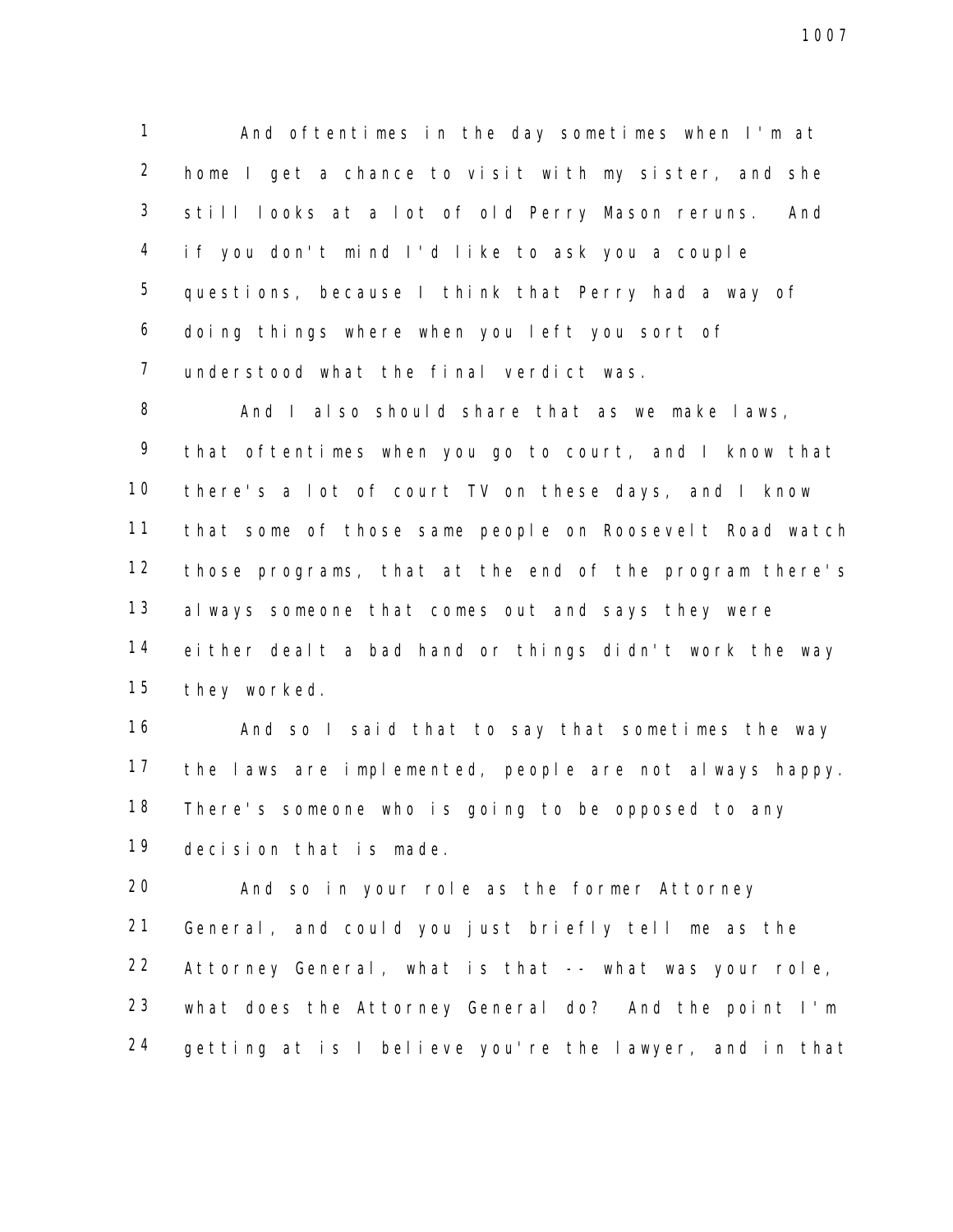And oftentimes in the day sometimes when I'm at home I get a chance to visit with my sister, and she still looks at a lot of old Perry Mason reruns. And if you don't mind I'd like to ask you a couple questions, because I think that Perry had a way of doing things where when you left you sort of understood what the final verdict was.

And I also should share that as we make laws, that oftentimes when you go to court, and I know that there's a lot of court TV on these days, and I know that some of those same people on Roosevelt Road watch those programs, that at the end of the program there's always someone that comes out and says they were either dealt a bad hand or things didn't work the way they worked.

And so I said that to say that sometimes the way the laws are implemented, people are not always happy. There's someone who is going to be opposed to any decision that is made.

And so in your role as the former Attorney General, and could you just briefly tell me as the Attorney General, what is that -- what was your role, what does the Attorney General do? And the point I'm getting at is I believe you're the lawyer, and in that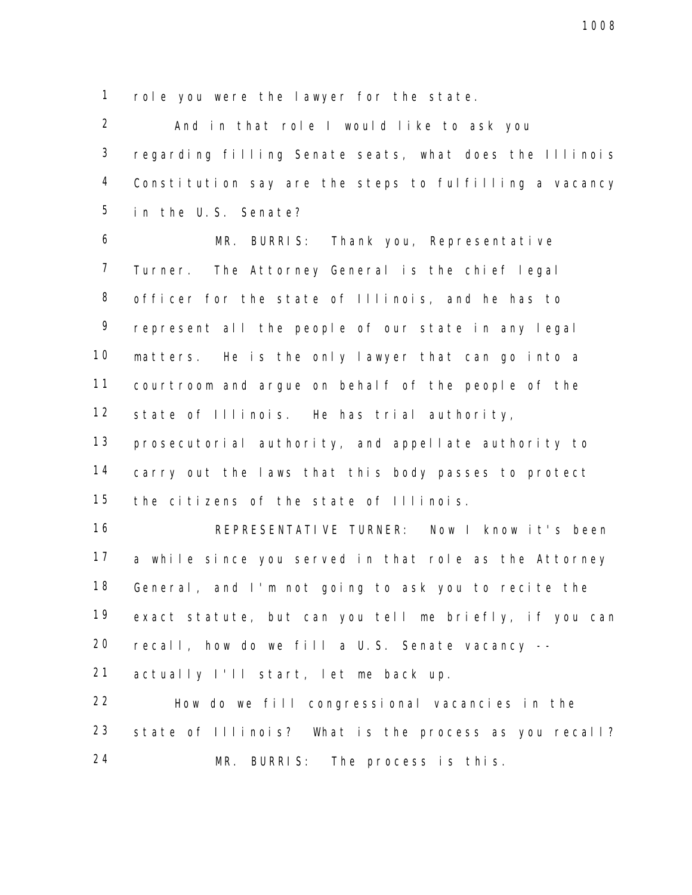role you were the lawyer for the state.

And in that role I would like to ask you regarding filling Senate seats, what does the Illinois Constitution say are the steps to fulfilling a vacancy in the U.S. Senate?

MR. BURRIS: Thank you, Representative Turner. The Attorney General is the chief legal officer for the state of Illinois, and he has to represent all the people of our state in any legal matters. He is the only lawyer that can go into a courtroom and argue on behalf of the people of the state of Illinois. He has trial authority, prosecutorial authority, and appellate authority to carry out the laws that this body passes to protect the citizens of the state of Illinois.

REPRESENTATIVE TURNER: Now I know it's been a while since you served in that role as the Attorney General, and I'm not going to ask you to recite the exact statute, but can you tell me briefly, if you can recall, how do we fill a U.S. Senate vacancy -- actually I'll start, let me back up.

How do we fill congressional vacancies in the state of Illinois? What is the process as you recall?

MR. BURRIS: The process is this.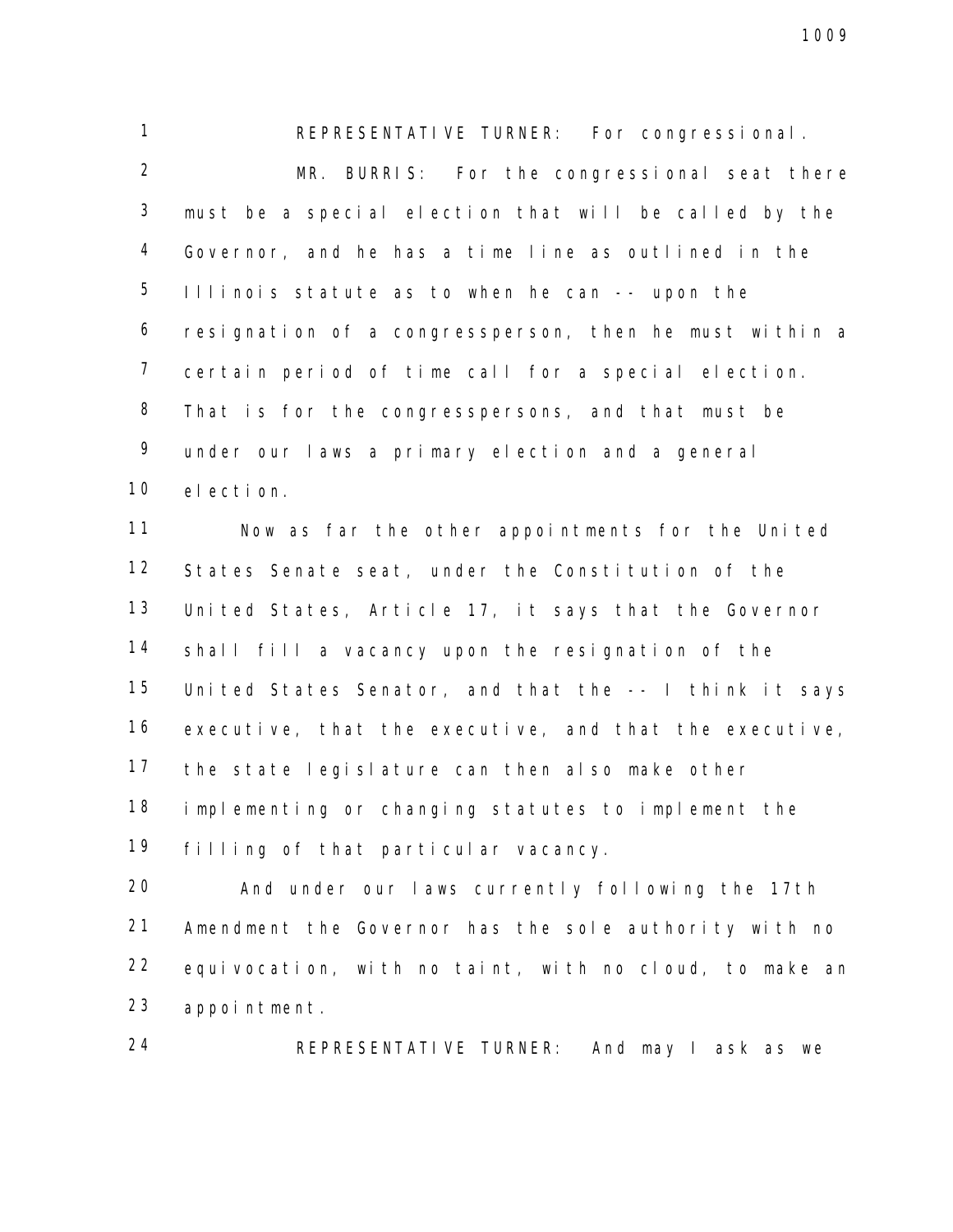REPRESENTATIVE TURNER: For congressional.

MR. BURRIS: For the congressional seat there must be a special election that will be called by the Governor, and he has a time line as outlined in the Illinois statute as to when he can -- upon the resignation of a congressperson, then he must within a certain period of time call for a special election. That is for the congresspersons, and that must be under our laws a primary election and a general election.

Now as far the other appointments for the United States Senate seat, under the Constitution of the United States, Article 17, it says that the Governor shall fill a vacancy upon the resignation of the United States Senator, and that the -- I think it says executive, that the executive, and that the executive, the state legislature can then also make other implementing or changing statutes to implement the filling of that particular vacancy.

And under our laws currently following the 17th Amendment the Governor has the sole authority with no equivocation, with no taint, with no cloud, to make an appointment.

REPRESENTATIVE TURNER: And may I ask as we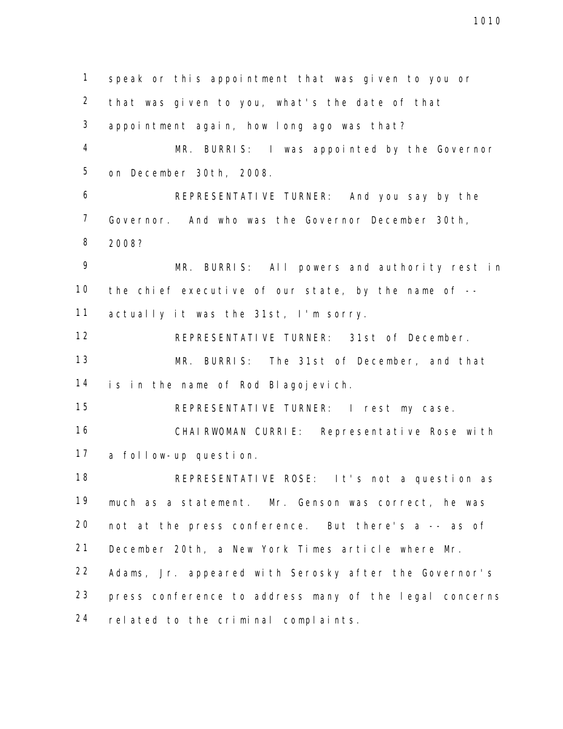1 speak or this appointment that was given to you or
2 that was given to you, what's the date of that
3 appointment again, how long ago was that?
4 MR. BURRIS: I was appointed by the Governor
5 on December 30th, 2008.
6 REPRESENTATIVE TURNER: And you say by the
7 Governor. And who was the Governor December 30th,
8 2008?
9 MR. BURRIS: All powers and authority rest in
10 the chief executive of our state, by the name of --
11 actually it was the 31st, I'm sorry.
12 REPRESENTATIVE TURNER: 31st of December.
13 MR. BURRIS: The 31st of December, and that
14 is in the name of Rod Blagojevich.
15 REPRESENTATIVE TURNER: I rest my case.
16 CHAIRWOMAN CURRIE: Representative Rose with
17 a follow-up question.
18 REPRESENTATIVE ROSE: It's not a question as
19 much as a statement. Mr. Genson was correct, he was
20 not at the press conference. But there's a -- as of
21 December 20th, a New York Times article where Mr.
22 Adams, Jr. appeared with Serosky after the Governor's
23 press conference to address many of the legal concerns
24 related to the criminal complaints.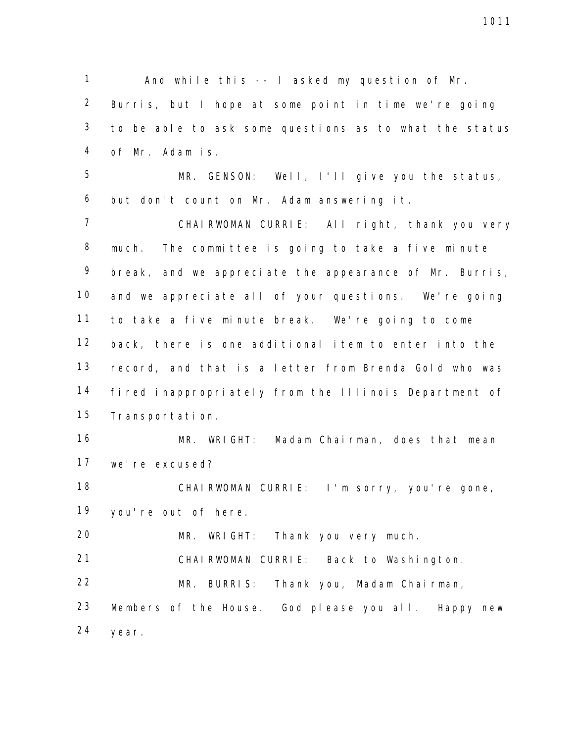And while this -- I asked my question of Mr. Burris, but I hope at some point in time we're going to be able to ask some questions as to what the status of Mr. Adam is.

MR. GENSON: Well, I'll give you the status, but don't count on Mr. Adam answering it.

CHAIRWOMAN CURRIE: All right, thank you very much. The committee is going to take a five minute break, and we appreciate the appearance of Mr. Burris, and we appreciate all of your questions. We're going to take a five minute break. We're going to come back, there is one additional item to enter into the record, and that is a letter from Brenda Gold who was fired inappropriately from the Illinois Department of Transportation.

MR. WRIGHT: Madam Chairman, does that mean we're excused?

CHAIRWOMAN CURRIE: I'm sorry, you're gone, you're out of here.

MR. WRIGHT: Thank you very much.

CHAIRWOMAN CURRIE: Back to Washington.

MR. BURRIS: Thank you, Madam Chairman, Members of the House. God please you all. Happy new year.